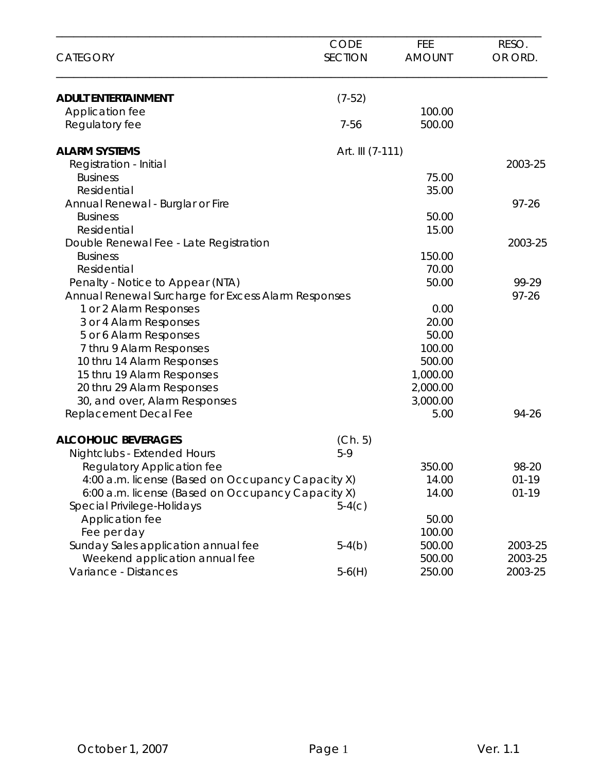| CATEGORY | CODE SECTION | FEE AMOUNT | RESO. OR ORD. |
|---|---|---|---|
| **ADULT ENTERTAINMENT** | (7-52) | | |
| Application fee | | 100.00 | |
| Regulatory fee | 7-56 | 500.00 | |
| | | | |
| **ALARM SYSTEMS** | Art. III (7-111) | | |
| Registration - Initial | | | 2003-25 |
| Business | | 75.00 | |
| Residential | | 35.00 | |
| Annual Renewal - Burglar or Fire | | | 97-26 |
| Business | | 50.00 | |
| Residential | | 15.00 | |
| Double Renewal Fee - Late Registration | | | 2003-25 |
| Business | | 150.00 | |
| Residential | | 70.00 | |
| Penalty - Notice to Appear (NTA) | | 50.00 | 99-29 |
| Annual Renewal Surcharge for Excess Alarm Responses | | | 97-26 |
| 1 or 2 Alarm Responses | | 0.00 | |
| 3 or 4 Alarm Responses | | 20.00 | |
| 5 or 6 Alarm Responses | | 50.00 | |
| 7 thru 9 Alarm Responses | | 100.00 | |
| 10 thru 14 Alarm Responses | | 500.00 | |
| 15 thru 19 Alarm Responses | | 1,000.00 | |
| 20 thru 29 Alarm Responses | | 2,000.00 | |
| 30, and over, Alarm Responses | | 3,000.00 | |
| Replacement Decal Fee | | 5.00 | 94-26 |
| | | | |
| **ALCOHOLIC BEVERAGES** | (Ch. 5) | | |
| Nightclubs - Extended Hours | 5-9 | | |
| Regulatory Application fee | | 350.00 | 98-20 |
| 4:00 a.m. license (Based on Occupancy Capacity X) | | 14.00 | 01-19 |
| 6:00 a.m. license (Based on Occupancy Capacity X) | | 14.00 | 01-19 |
| Special Privilege-Holidays | 5-4(c) | | |
| Application fee | | 50.00 | |
| Fee per day | | 100.00 | |
| Sunday Sales application annual fee | 5-4(b) | 500.00 | 2003-25 |
| Weekend application annual fee | | 500.00 | 2003-25 |
| Variance - Distances | 5-6(H) | 250.00 | 2003-25 |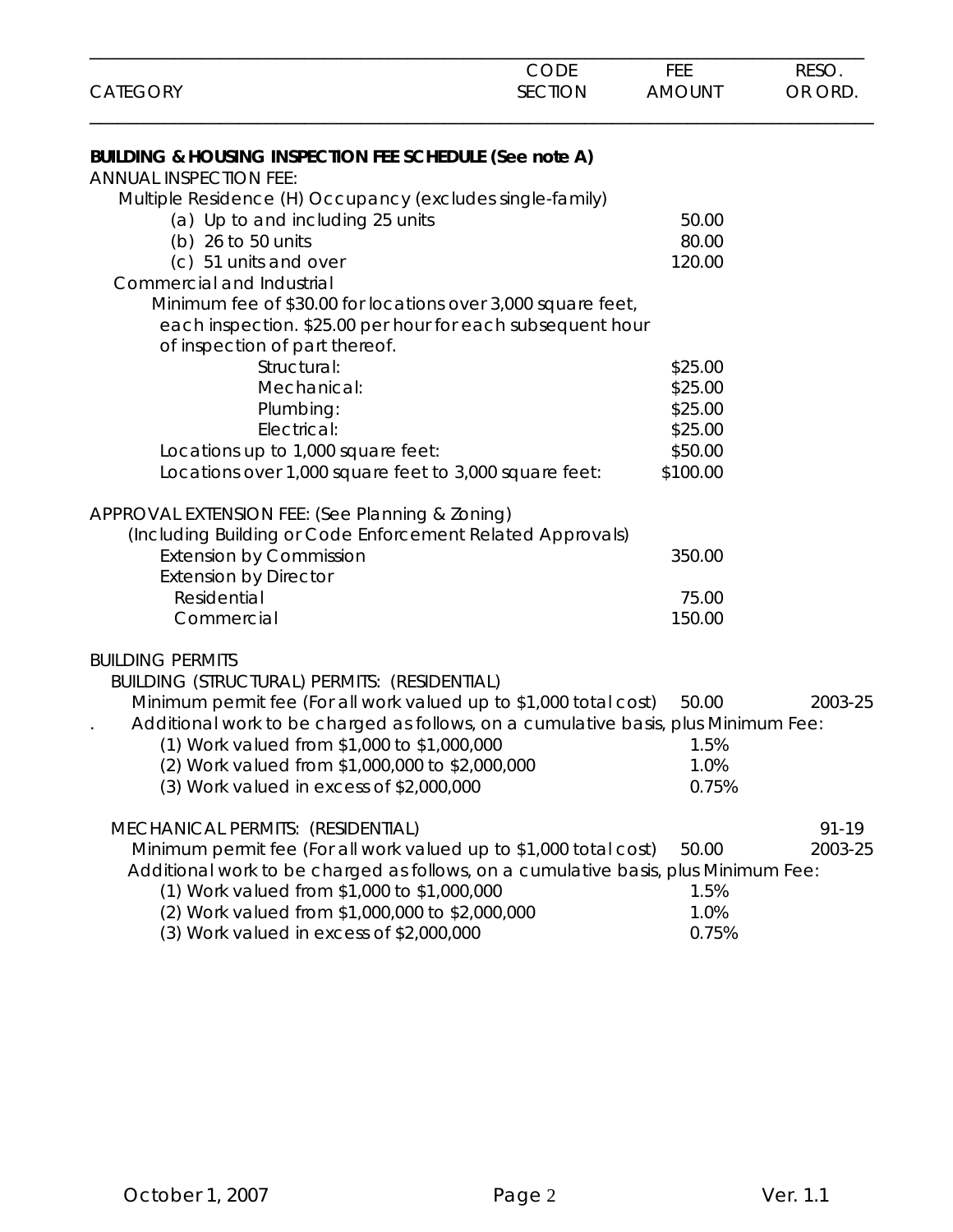| CATEGORY | CODE SECTION | FEE AMOUNT | RESO. OR ORD. |
|---|---|---|---|
| **BUILDING & HOUSING INSPECTION FEE SCHEDULE (See note A)** | | | |
| ANNUAL INSPECTION FEE: | | | |
| Multiple Residence (H) Occupancy (excludes single-family) | | | |
| (a) Up to and including 25 units | | 50.00 | |
| (b) 26 to 50 units | | 80.00 | |
| (c) 51 units and over | | 120.00 | |
| Commercial and Industrial | | | |
| Minimum fee of $30.00 for locations over 3,000 square feet, each inspection. $25.00 per hour for each subsequent hour of inspection of part thereof. | | | |
| Structural: | | $25.00 | |
| Mechanical: | | $25.00 | |
| Plumbing: | | $25.00 | |
| Electrical: | | $25.00 | |
| Locations up to 1,000 square feet: | | $50.00 | |
| Locations over 1,000 square feet to 3,000 square feet: | | $100.00 | |
| APPROVAL EXTENSION FEE: (See Planning & Zoning) | | | |
| (Including Building or Code Enforcement Related Approvals) | | | |
| Extension by Commission | | 350.00 | |
| Extension by Director | | | |
| Residential | | 75.00 | |
| Commercial | | 150.00 | |
| BUILDING PERMITS | | | |
| BUILDING (STRUCTURAL) PERMITS: (RESIDENTIAL) | | | |
| Minimum permit fee (For all work valued up to $1,000 total cost) | | 50.00 | 2003-25 |
| Additional work to be charged as follows, on a cumulative basis, plus Minimum Fee: | | | |
| (1) Work valued from $1,000 to $1,000,000 | | 1.5% | |
| (2) Work valued from $1,000,000 to $2,000,000 | | 1.0% | |
| (3) Work valued in excess of $2,000,000 | | 0.75% | |
| MECHANICAL PERMITS: (RESIDENTIAL) | | | 91-19 |
| Minimum permit fee (For all work valued up to $1,000 total cost) | | 50.00 | 2003-25 |
| Additional work to be charged as follows, on a cumulative basis, plus Minimum Fee: | | | |
| (1) Work valued from $1,000 to $1,000,000 | | 1.5% | |
| (2) Work valued from $1,000,000 to $2,000,000 | | 1.0% | |
| (3) Work valued in excess of $2,000,000 | | 0.75% | |

October 1, 2007 Ver. 1.1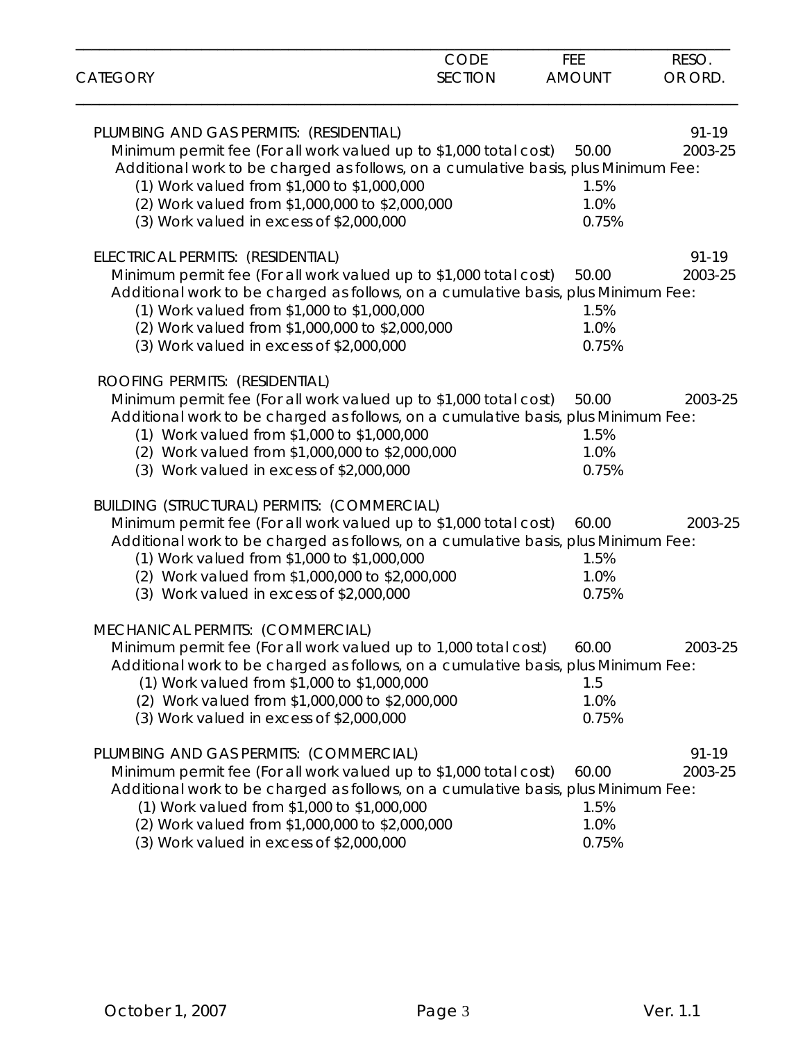| CATEGORY | CODE SECTION | FEE AMOUNT | RESO. OR ORD. |
|---|---|---|---|
| PLUMBING AND GAS PERMITS: (RESIDENTIAL) | | | 91-19 |
| Minimum permit fee (For all work valued up to $1,000 total cost) | | 50.00 | 2003-25 |
| Additional work to be charged as follows, on a cumulative basis, plus Minimum Fee: | | | |
| (1) Work valued from $1,000 to $1,000,000 | | 1.5% | |
| (2) Work valued from $1,000,000 to $2,000,000 | | 1.0% | |
| (3) Work valued in excess of $2,000,000 | | 0.75% | |
| ELECTRICAL PERMITS: (RESIDENTIAL) | | | 91-19 |
| Minimum permit fee (For all work valued up to $1,000 total cost) | | 50.00 | 2003-25 |
| Additional work to be charged as follows, on a cumulative basis, plus Minimum Fee: | | | |
| (1) Work valued from $1,000 to $1,000,000 | | 1.5% | |
| (2) Work valued from $1,000,000 to $2,000,000 | | 1.0% | |
| (3) Work valued in excess of $2,000,000 | | 0.75% | |
| ROOFING PERMITS: (RESIDENTIAL) | | | |
| Minimum permit fee (For all work valued up to $1,000 total cost) | | 50.00 | 2003-25 |
| Additional work to be charged as follows, on a cumulative basis, plus Minimum Fee: | | | |
| (1) Work valued from $1,000 to $1,000,000 | | 1.5% | |
| (2) Work valued from $1,000,000 to $2,000,000 | | 1.0% | |
| (3) Work valued in excess of $2,000,000 | | 0.75% | |
| BUILDING (STRUCTURAL) PERMITS: (COMMERCIAL) | | | |
| Minimum permit fee (For all work valued up to $1,000 total cost) | | 60.00 | 2003-25 |
| Additional work to be charged as follows, on a cumulative basis, plus Minimum Fee: | | | |
| (1) Work valued from $1,000 to $1,000,000 | | 1.5% | |
| (2) Work valued from $1,000,000 to $2,000,000 | | 1.0% | |
| (3) Work valued in excess of $2,000,000 | | 0.75% | |
| MECHANICAL PERMITS: (COMMERCIAL) | | | |
| Minimum permit fee (For all work valued up to 1,000 total cost) | | 60.00 | 2003-25 |
| Additional work to be charged as follows, on a cumulative basis, plus Minimum Fee: | | | |
| (1) Work valued from $1,000 to $1,000,000 | | 1.5 | |
| (2) Work valued from $1,000,000 to $2,000,000 | | 1.0% | |
| (3) Work valued in excess of $2,000,000 | | 0.75% | |
| PLUMBING AND GAS PERMITS: (COMMERCIAL) | | | 91-19 |
| Minimum permit fee (For all work valued up to $1,000 total cost) | | 60.00 | 2003-25 |
| Additional work to be charged as follows, on a cumulative basis, plus Minimum Fee: | | | |
| (1) Work valued from $1,000 to $1,000,000 | | 1.5% | |
| (2) Work valued from $1,000,000 to $2,000,000 | | 1.0% | |
| (3) Work valued in excess of $2,000,000 | | 0.75% | |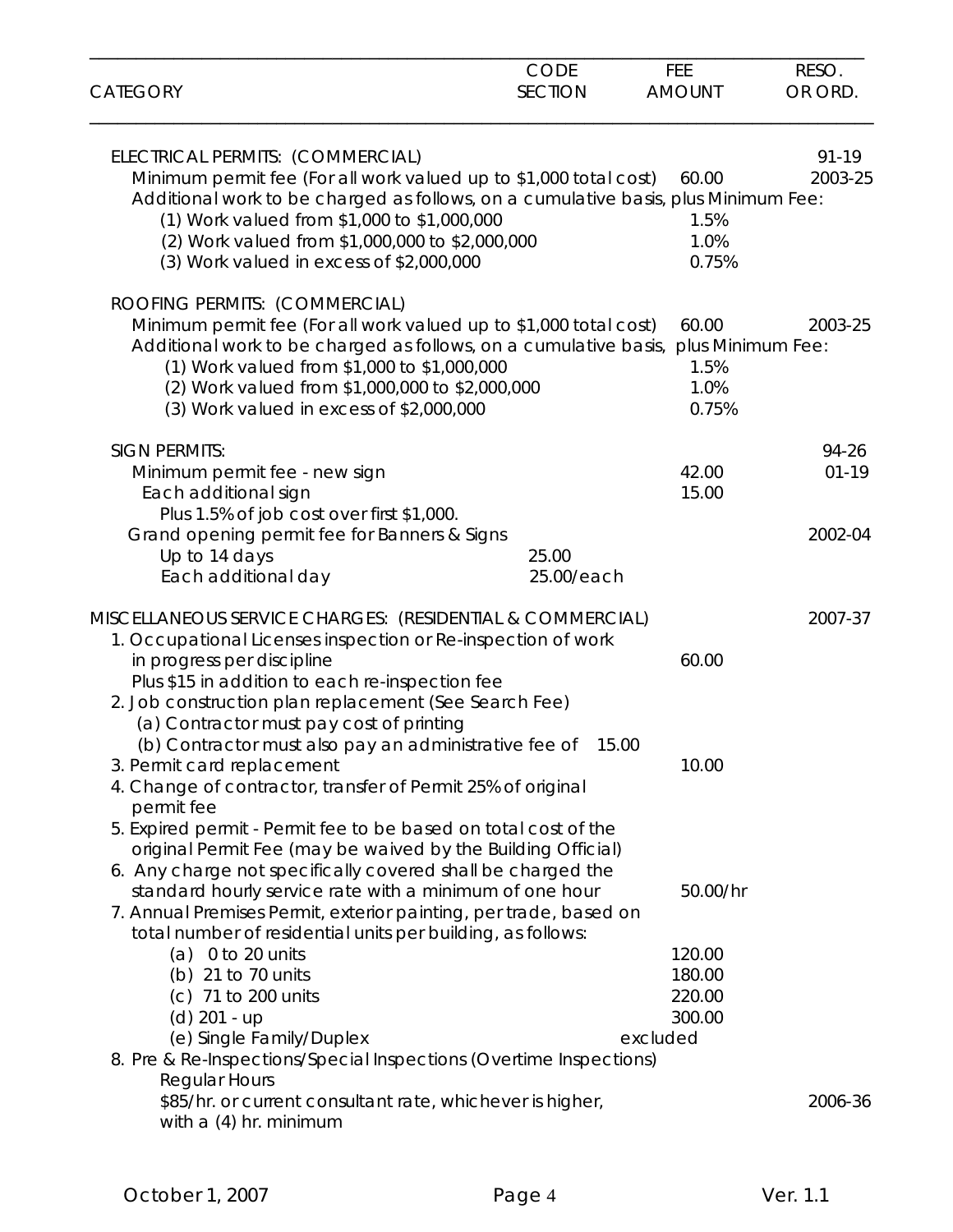| CATEGORY | CODE SECTION | FEE AMOUNT | RESO. OR ORD. |
|---|---|---|---|
| ELECTRICAL PERMITS: (COMMERCIAL) | | | 91-19 |
| Minimum permit fee (For all work valued up to $1,000 total cost) | | 60.00 | 2003-25 |
| Additional work to be charged as follows, on a cumulative basis, plus Minimum Fee: | | | |
| (1) Work valued from $1,000 to $1,000,000 | | 1.5% | |
| (2) Work valued from $1,000,000 to $2,000,000 | | 1.0% | |
| (3) Work valued in excess of $2,000,000 | | 0.75% | |
| ROOFING PERMITS: (COMMERCIAL) | | | |
| Minimum permit fee (For all work valued up to $1,000 total cost) | | 60.00 | 2003-25 |
| Additional work to be charged as follows, on a cumulative basis, plus Minimum Fee: | | | |
| (1) Work valued from $1,000 to $1,000,000 | | 1.5% | |
| (2) Work valued from $1,000,000 to $2,000,000 | | 1.0% | |
| (3) Work valued in excess of $2,000,000 | | 0.75% | |
| SIGN PERMITS: | | | 94-26 |
| Minimum permit fee - new sign | | 42.00 | 01-19 |
| Each additional sign | | 15.00 | |
| Plus 1.5% of job cost over first $1,000. | | | |
| Grand opening permit fee for Banners & Signs | | | 2002-04 |
| Up to 14 days | 25.00 | | |
| Each additional day | 25.00/each | | |
| MISCELLANEOUS SERVICE CHARGES: (RESIDENTIAL & COMMERCIAL) | | | 2007-37 |
| 1. Occupational Licenses inspection or Re-inspection of work in progress per discipline | | 60.00 | |
| Plus $15 in addition to each re-inspection fee | | | |
| 2. Job construction plan replacement (See Search Fee) | | | |
| (a) Contractor must pay cost of printing | | | |
| (b) Contractor must also pay an administrative fee of 15.00 | | | |
| 3. Permit card replacement | | 10.00 | |
| 4. Change of contractor, transfer of Permit 25% of original permit fee | | | |
| 5. Expired permit - Permit fee to be based on total cost of the original Permit Fee (may be waived by the Building Official) | | | |
| 6. Any charge not specifically covered shall be charged the standard hourly service rate with a minimum of one hour | | 50.00/hr | |
| 7. Annual Premises Permit, exterior painting, per trade, based on total number of residential units per building, as follows: | | | |
| (a) 0 to 20 units | | 120.00 | |
| (b) 21 to 70 units | | 180.00 | |
| (c) 71 to 200 units | | 220.00 | |
| (d) 201 - up | | 300.00 | |
| (e) Single Family/Duplex | | excluded | |
| 8. Pre & Re-Inspections/Special Inspections (Overtime Inspections) | | | |
| Regular Hours | | | |
| $85/hr. or current consultant rate, whichever is higher, with a (4) hr. minimum | | | 2006-36 |

October 1, 2007 Ver. 1.1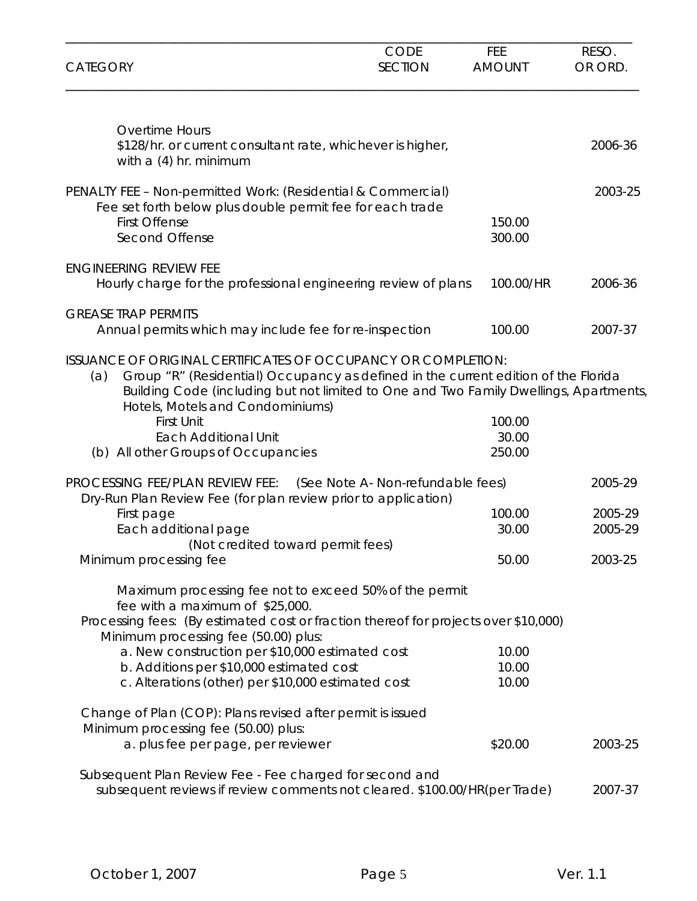| CATEGORY | CODE SECTION | FEE AMOUNT | RESO. OR ORD. |
|---|---|---|---|
| Overtime Hours<br>$128/hr. or current consultant rate, whichever is higher, with a (4) hr. minimum | | | 2006-36 |
| PENALTY FEE – Non-permitted Work: (Residential & Commercial)<br>Fee set forth below plus double permit fee for each trade | | | 2003-25 |
| First Offense | | 150.00 | |
| Second Offense | | 300.00 | |
| ENGINEERING REVIEW FEE<br>Hourly charge for the professional engineering review of plans | | 100.00/HR | 2006-36 |
| GREASE TRAP PERMITS<br>Annual permits which may include fee for re-inspection | | 100.00 | 2007-37 |
| ISSUANCE OF ORIGINAL CERTIFICATES OF OCCUPANCY OR COMPLETION:<br>(a) Group "R" (Residential) Occupancy as defined in the current edition of the Florida Building Code (including but not limited to One and Two Family Dwellings, Apartments, Hotels, Motels and Condominiums) | | | |
| First Unit | | 100.00 | |
| Each Additional Unit | | 30.00 | |
| (b) All other Groups of Occupancies | | 250.00 | |
| PROCESSING FEE/PLAN REVIEW FEE: (See Note A- Non-refundable fees)<br>Dry-Run Plan Review Fee (for plan review prior to application) | | | 2005-29 |
| First page | | 100.00 | 2005-29 |
| Each additional page<br>(Not credited toward permit fees) | | 30.00 | 2005-29 |
| Minimum processing fee | | 50.00 | 2003-25 |
| Maximum processing fee not to exceed 50% of the permit fee with a maximum of $25,000. | | | |
| Processing fees: (By estimated cost or fraction thereof for projects over $10,000)<br>Minimum processing fee (50.00) plus: | | | |
| a. New construction per $10,000 estimated cost | | 10.00 | |
| b. Additions per $10,000 estimated cost | | 10.00 | |
| c. Alterations (other) per $10,000 estimated cost | | 10.00 | |
| Change of Plan (COP): Plans revised after permit is issued<br>Minimum processing fee (50.00) plus: | | | |
| a. plus fee per page, per reviewer | | $20.00 | 2003-25 |
| Subsequent Plan Review Fee - Fee charged for second and subsequent reviews if review comments not cleared. $100.00/HR(per Trade) | | | 2007-37 |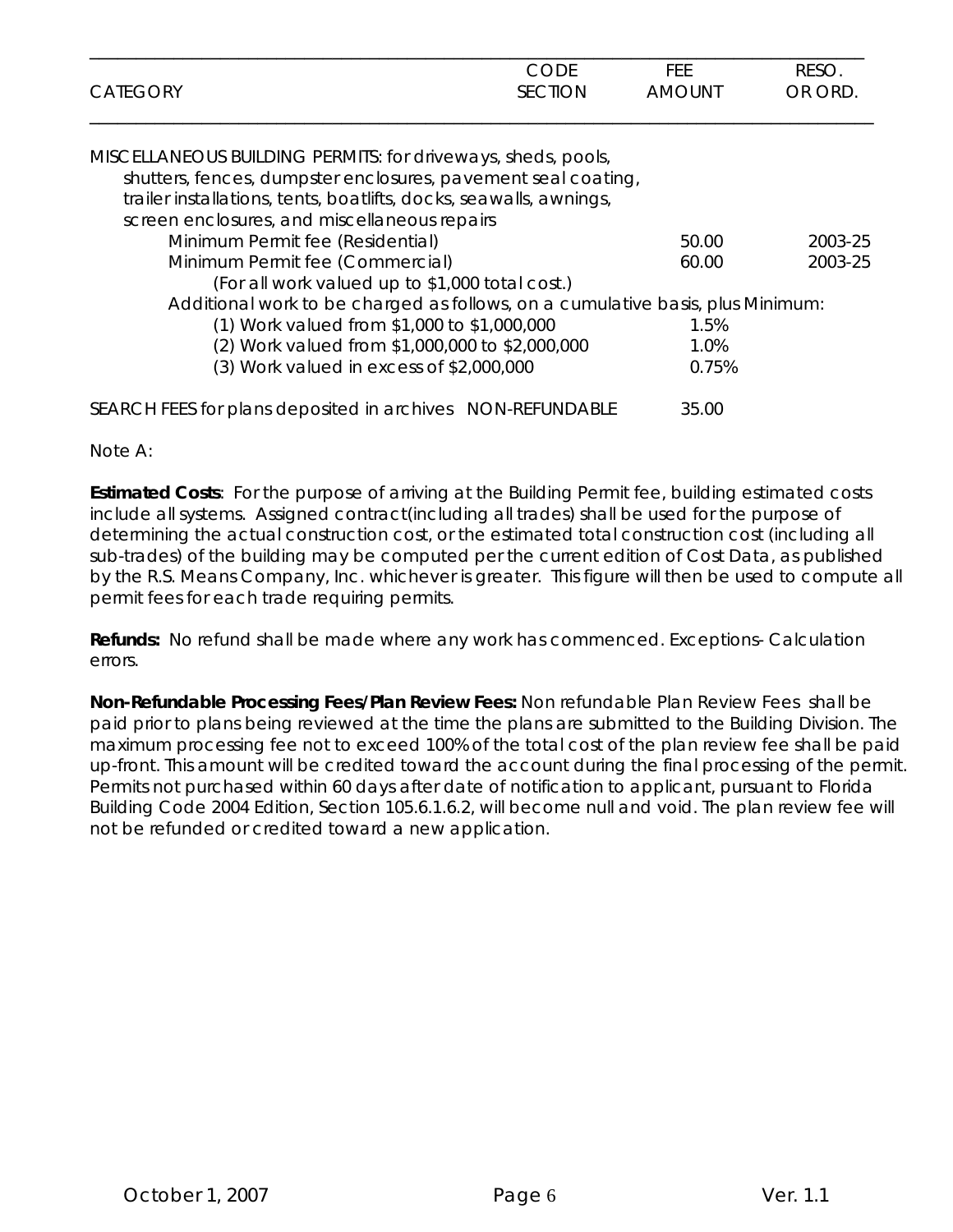| CATEGORY | CODE SECTION | FEE AMOUNT | RESO. OR ORD. |
|---|---|---|---|
| MISCELLANEOUS BUILDING PERMITS: for driveways, sheds, pools, shutters, fences, dumpster enclosures, pavement seal coating, trailer installations, tents, boatlifts, docks, seawalls, awnings, screen enclosures, and miscellaneous repairs | | | |
| Minimum Permit fee (Residential) | | 50.00 | 2003-25 |
| Minimum Permit fee (Commercial) | | 60.00 | 2003-25 |
| (For all work valued up to $1,000 total cost.) | | | |
| Additional work to be charged as follows, on a cumulative basis, plus Minimum: | | | |
| (1) Work valued from $1,000 to $1,000,000 | | 1.5% | |
| (2) Work valued from $1,000,000 to $2,000,000 | | 1.0% | |
| (3) Work valued in excess of $2,000,000 | | 0.75% | |
| SEARCH FEES for plans deposited in archives NON-REFUNDABLE | | 35.00 | |

Note A:

**Estimated Costs**: For the purpose of arriving at the Building Permit fee, building estimated costs include all systems. Assigned contract(including all trades) shall be used for the purpose of determining the actual construction cost, or the estimated total construction cost (including all sub-trades) of the building may be computed per the current edition of Cost Data, as published by the R.S. Means Company, Inc. whichever is greater. This figure will then be used to compute all permit fees for each trade requiring permits.

**Refunds:** No refund shall be made where any work has commenced. Exceptions- Calculation errors.

**Non-Refundable Processing Fees/Plan Review Fees:** Non refundable Plan Review Fees shall be paid prior to plans being reviewed at the time the plans are submitted to the Building Division. The maximum processing fee not to exceed 100% of the total cost of the plan review fee shall be paid up-front. This amount will be credited toward the account during the final processing of the permit. Permits not purchased within 60 days after date of notification to applicant, pursuant to Florida Building Code 2004 Edition, Section 105.6.1.6.2, will become null and void. The plan review fee will not be refunded or credited toward a new application.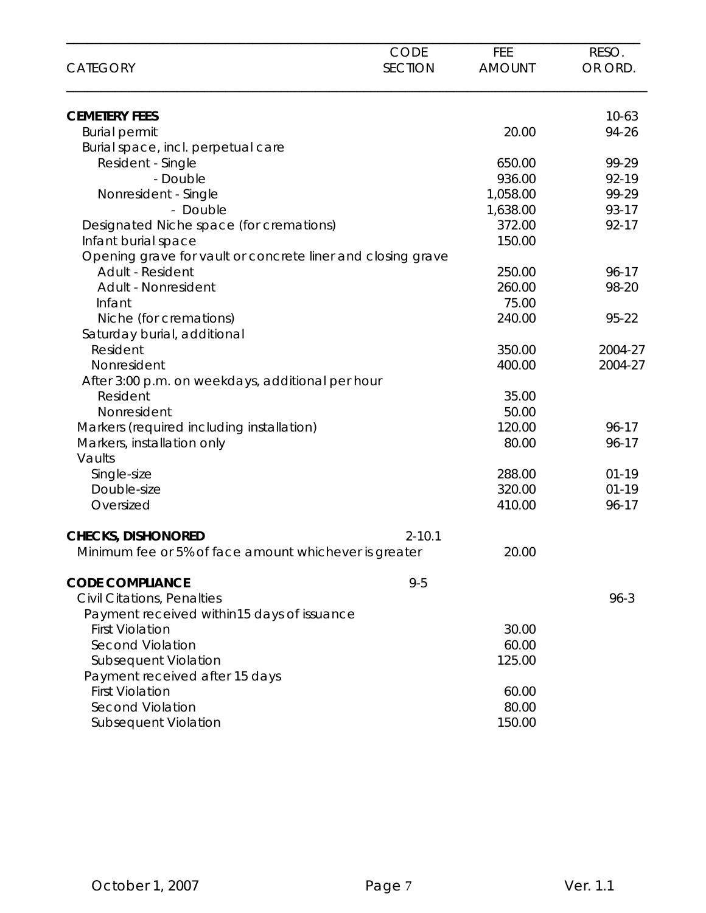| CATEGORY | CODE SECTION | FEE AMOUNT | RESO. OR ORD. |
|---|---|---|---|
| **CEMETERY FEES** | | | 10-63 |
| Burial permit | | 20.00 | 94-26 |
| Burial space, incl. perpetual care | | | |
| Resident - Single | | 650.00 | 99-29 |
| - Double | | 936.00 | 92-19 |
| Nonresident - Single | | 1,058.00 | 99-29 |
| - Double | | 1,638.00 | 93-17 |
| Designated Niche space (for cremations) | | 372.00 | 92-17 |
| Infant burial space | | 150.00 | |
| Opening grave for vault or concrete liner and closing grave | | | |
| Adult - Resident | | 250.00 | 96-17 |
| Adult - Nonresident | | 260.00 | 98-20 |
| Infant | | 75.00 | |
| Niche (for cremations) | | 240.00 | 95-22 |
| Saturday burial, additional | | | |
| Resident | | 350.00 | 2004-27 |
| Nonresident | | 400.00 | 2004-27 |
| After 3:00 p.m. on weekdays, additional per hour | | | |
| Resident | | 35.00 | |
| Nonresident | | 50.00 | |
| Markers (required including installation) | | 120.00 | 96-17 |
| Markers, installation only | | 80.00 | 96-17 |
| Vaults | | | |
| Single-size | | 288.00 | 01-19 |
| Double-size | | 320.00 | 01-19 |
| Oversized | | 410.00 | 96-17 |
| **CHECKS, DISHONORED** | 2-10.1 | | |
| Minimum fee or 5% of face amount whichever is greater | | 20.00 | |
| **CODE COMPLIANCE** | 9-5 | | |
| Civil Citations, Penalties | | | 96-3 |
| Payment received within15 days of issuance | | | |
| First Violation | | 30.00 | |
| Second Violation | | 60.00 | |
| Subsequent Violation | | 125.00 | |
| Payment received after 15 days | | | |
| First Violation | | 60.00 | |
| Second Violation | | 80.00 | |
| Subsequent Violation | | 150.00 | |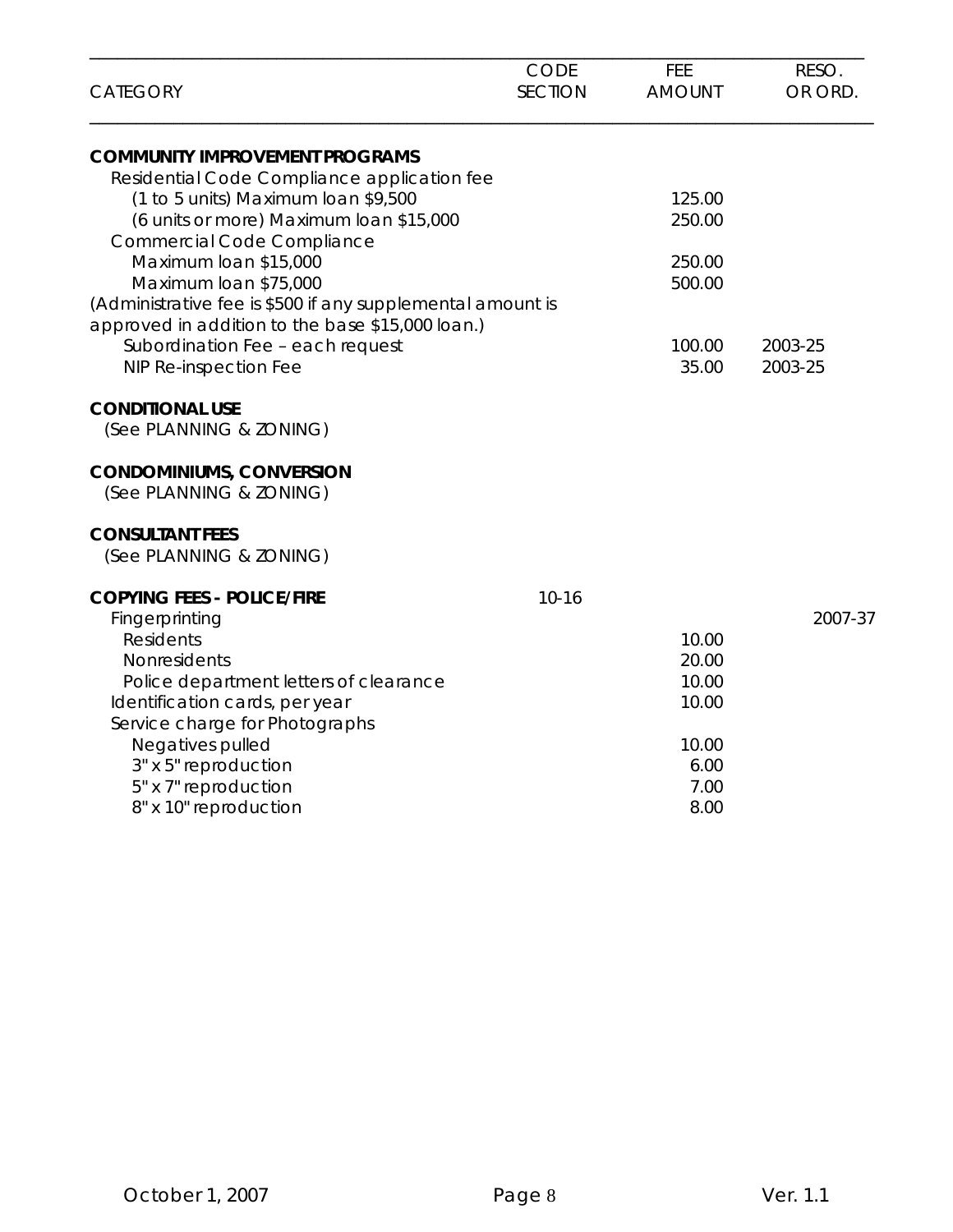| CATEGORY | CODE SECTION | FEE AMOUNT | RESO. OR ORD. |
|---|---|---|---|
| **COMMUNITY IMPROVEMENT PROGRAMS** | | | |
| Residential Code Compliance application fee | | | |
| (1 to 5 units) Maximum loan $9,500 | | 125.00 | |
| (6 units or more) Maximum loan $15,000 | | 250.00 | |
| Commercial Code Compliance | | | |
| Maximum loan $15,000 | | 250.00 | |
| Maximum loan $75,000 | | 500.00 | |
| (Administrative fee is $500 if any supplemental amount is approved in addition to the base $15,000 loan.) | | | |
| Subordination Fee – each request | | 100.00 | 2003-25 |
| NIP Re-inspection Fee | | 35.00 | 2003-25 |
| **CONDITIONAL USE** | | | |
| (See PLANNING & ZONING) | | | |
| **CONDOMINIUMS, CONVERSION** | | | |
| (See PLANNING & ZONING) | | | |
| **CONSULTANT FEES** | | | |
| (See PLANNING & ZONING) | | | |
| **COPYING FEES - POLICE/FIRE** | 10-16 | | |
| Fingerprinting | | | 2007-37 |
| Residents | | 10.00 | |
| Nonresidents | | 20.00 | |
| Police department letters of clearance | | 10.00 | |
| Identification cards, per year | | 10.00 | |
| Service charge for Photographs | | | |
| Negatives pulled | | 10.00 | |
| 3" x 5" reproduction | | 6.00 | |
| 5" x 7" reproduction | | 7.00 | |
| 8" x 10" reproduction | | 8.00 | |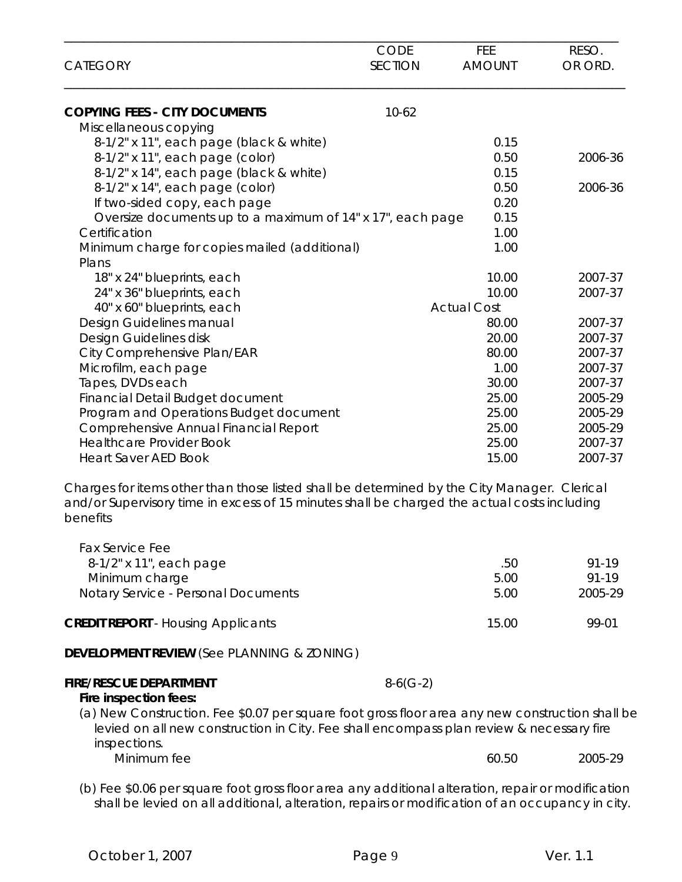| CATEGORY | CODE SECTION | FEE AMOUNT | RESO. OR ORD. |
|---|---|---|---|
| **COPYING FEES - CITY DOCUMENTS** | 10-62 | | |
| Miscellaneous copying | | | |
| 8-1/2" x 11", each page (black & white) | | 0.15 | |
| 8-1/2" x 11", each page (color) | | 0.50 | 2006-36 |
| 8-1/2" x 14", each page (black & white) | | 0.15 | |
| 8-1/2" x 14", each page (color) | | 0.50 | 2006-36 |
| If two-sided copy, each page | | 0.20 | |
| Oversize documents up to a maximum of 14" x 17", each page | | 0.15 | |
| Certification | | 1.00 | |
| Minimum charge for copies mailed (additional) | | 1.00 | |
| Plans | | | |
| 18" x 24" blueprints, each | | 10.00 | 2007-37 |
| 24" x 36" blueprints, each | | 10.00 | 2007-37 |
| 40" x 60" blueprints, each | | Actual Cost | |
| Design Guidelines manual | | 80.00 | 2007-37 |
| Design Guidelines disk | | 20.00 | 2007-37 |
| City Comprehensive Plan/EAR | | 80.00 | 2007-37 |
| Microfilm, each page | | 1.00 | 2007-37 |
| Tapes, DVDs each | | 30.00 | 2007-37 |
| Financial Detail Budget document | | 25.00 | 2005-29 |
| Program and Operations Budget document | | 25.00 | 2005-29 |
| Comprehensive Annual Financial Report | | 25.00 | 2005-29 |
| Healthcare Provider Book | | 25.00 | 2007-37 |
| Heart Saver AED Book | | 15.00 | 2007-37 |

Charges for items other than those listed shall be determined by the City Manager. Clerical and/or Supervisory time in excess of 15 minutes shall be charged the actual costs including benefits

| CATEGORY | CODE SECTION | FEE AMOUNT | RESO. OR ORD. |
|---|---|---|---|
| Fax Service Fee | | | |
| 8-1/2" x 11", each page | | .50 | 91-19 |
| Minimum charge | | 5.00 | 91-19 |
| Notary Service - Personal Documents | | 5.00 | 2005-29 |
| **CREDIT REPORT** - Housing Applicants | | 15.00 | 99-01 |
| **DEVELOPMENT REVIEW** (See PLANNING & ZONING) | | | |
| **FIRE/RESCUE DEPARTMENT** | 8-6(G-2) | | |

**Fire inspection fees:**

(a) New Construction. Fee $0.07 per square foot gross floor area any new construction shall be levied on all new construction in City. Fee shall encompass plan review & necessary fire inspections.

| | | | |
|---|---|---|---|
| Minimum fee | | 60.50 | 2005-29 |

(b) Fee $0.06 per square foot gross floor area any additional alteration, repair or modification shall be levied on all additional, alteration, repairs or modification of an occupancy in city.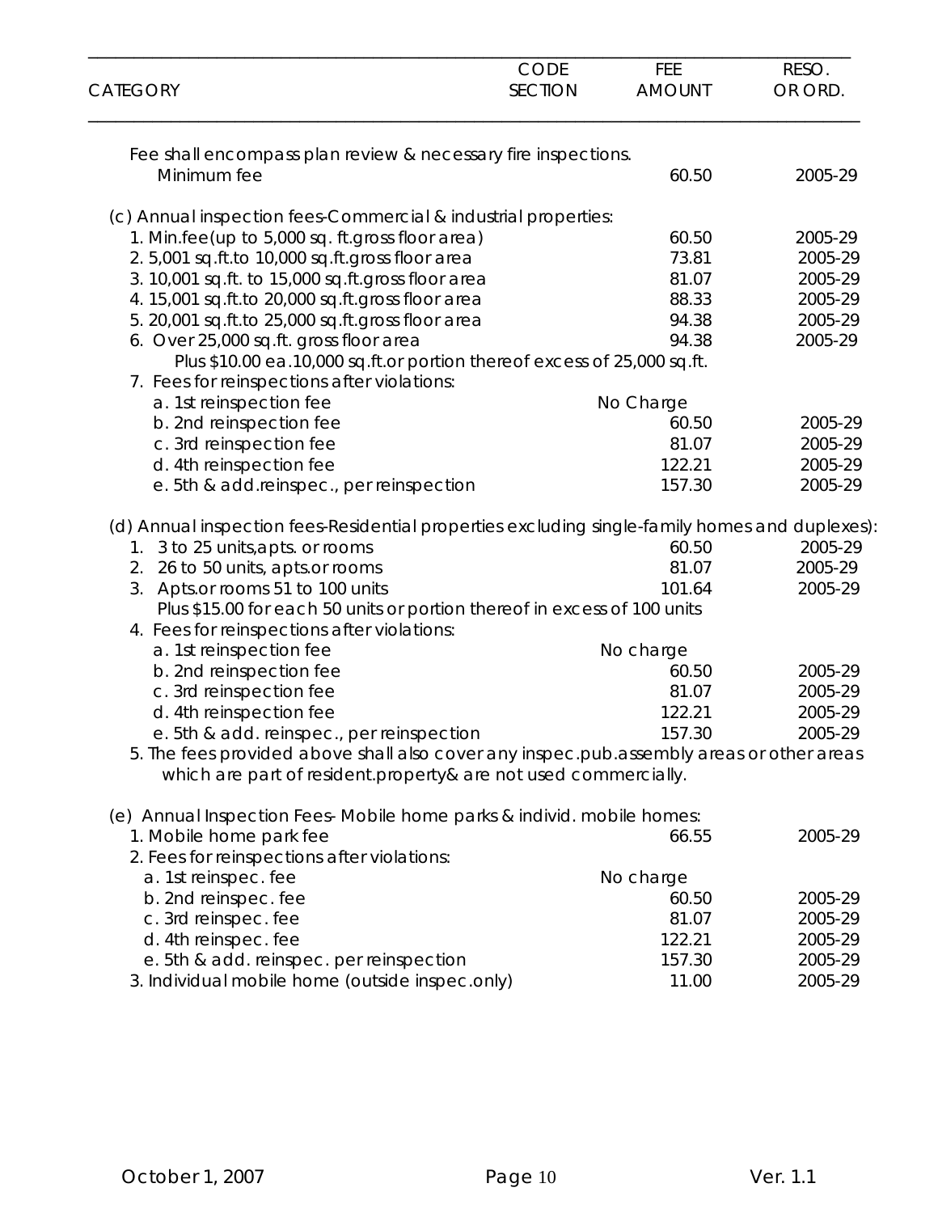| CATEGORY | CODE SECTION | FEE AMOUNT | RESO. OR ORD. |
|---|---|---|---|
| Fee shall encompass plan review & necessary fire inspections. | | | |
| Minimum fee | | 60.50 | 2005-29 |
| (c) Annual inspection fees-Commercial & industrial properties: | | | |
| 1. Min.fee(up to 5,000 sq. ft.gross floor area) | | 60.50 | 2005-29 |
| 2. 5,001 sq.ft.to 10,000 sq.ft.gross floor area | | 73.81 | 2005-29 |
| 3. 10,001 sq.ft. to 15,000 sq.ft.gross floor area | | 81.07 | 2005-29 |
| 4. 15,001 sq.ft.to 20,000 sq.ft.gross floor area | | 88.33 | 2005-29 |
| 5. 20,001 sq.ft.to 25,000 sq.ft.gross floor area | | 94.38 | 2005-29 |
| 6. Over 25,000 sq.ft. gross floor area | | 94.38 | 2005-29 |
| Plus $10.00 ea.10,000 sq.ft.or portion thereof excess of 25,000 sq.ft. | | | |
| 7. Fees for reinspections after violations: | | | |
| a. 1st reinspection fee | | No Charge | |
| b. 2nd reinspection fee | | 60.50 | 2005-29 |
| c. 3rd reinspection fee | | 81.07 | 2005-29 |
| d. 4th reinspection fee | | 122.21 | 2005-29 |
| e. 5th & add.reinspec., per reinspection | | 157.30 | 2005-29 |
| (d) Annual inspection fees-Residential properties excluding single-family homes and duplexes): | | | |
| 1. 3 to 25 units,apts. or rooms | | 60.50 | 2005-29 |
| 2. 26 to 50 units, apts.or rooms | | 81.07 | 2005-29 |
| 3. Apts.or rooms 51 to 100 units | | 101.64 | 2005-29 |
| Plus $15.00 for each 50 units or portion thereof in excess of 100 units | | | |
| 4. Fees for reinspections after violations: | | | |
| a. 1st reinspection fee | | No charge | |
| b. 2nd reinspection fee | | 60.50 | 2005-29 |
| c. 3rd reinspection fee | | 81.07 | 2005-29 |
| d. 4th reinspection fee | | 122.21 | 2005-29 |
| e. 5th & add. reinspec., per reinspection | | 157.30 | 2005-29 |
| 5. The fees provided above shall also cover any inspec.pub.assembly areas or other areas which are part of resident.property& are not used commercially. | | | |
| (e) Annual Inspection Fees- Mobile home parks & individ. mobile homes: | | | |
| 1. Mobile home park fee | | 66.55 | 2005-29 |
| 2. Fees for reinspections after violations: | | | |
| a. 1st reinspec. fee | | No charge | |
| b. 2nd reinspec. fee | | 60.50 | 2005-29 |
| c. 3rd reinspec. fee | | 81.07 | 2005-29 |
| d. 4th reinspec. fee | | 122.21 | 2005-29 |
| e. 5th & add. reinspec. per reinspection | | 157.30 | 2005-29 |
| 3. Individual mobile home (outside inspec.only) | | 11.00 | 2005-29 |

October 1, 2007 Ver. 1.1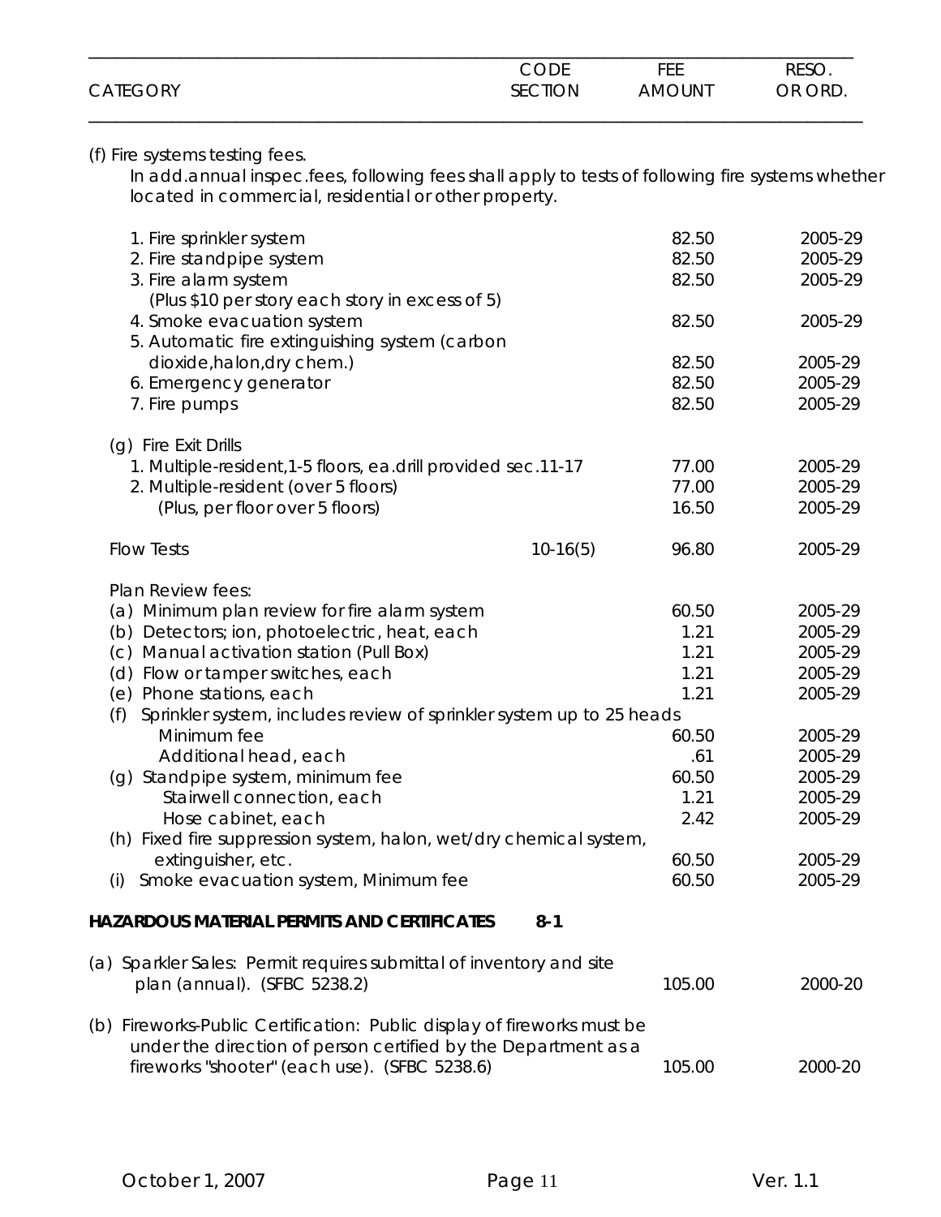| CATEGORY | CODE SECTION | FEE AMOUNT | RESO. OR ORD. |
|---|---|---|---|
| (f) Fire systems testing fees. In add.annual inspec.fees, following fees shall apply to tests of following fire systems whether located in commercial, residential or other property. | | | |
| 1. Fire sprinkler system | | 82.50 | 2005-29 |
| 2. Fire standpipe system | | 82.50 | 2005-29 |
| 3. Fire alarm system (Plus $10 per story each story in excess of 5) | | 82.50 | 2005-29 |
| 4. Smoke evacuation system | | 82.50 | 2005-29 |
| 5. Automatic fire extinguishing system (carbon dioxide,halon,dry chem.) | | 82.50 | 2005-29 |
| 6. Emergency generator | | 82.50 | 2005-29 |
| 7. Fire pumps | | 82.50 | 2005-29 |
| (g) Fire Exit Drills | | | |
| 1. Multiple-resident,1-5 floors, ea.drill provided sec.11-17 | | 77.00 | 2005-29 |
| 2. Multiple-resident (over 5 floors) | | 77.00 | 2005-29 |
| (Plus, per floor over 5 floors) | | 16.50 | 2005-29 |
| Flow Tests | 10-16(5) | 96.80 | 2005-29 |
| Plan Review fees: | | | |
| (a) Minimum plan review for fire alarm system | | 60.50 | 2005-29 |
| (b) Detectors; ion, photoelectric, heat, each | | 1.21 | 2005-29 |
| (c) Manual activation station (Pull Box) | | 1.21 | 2005-29 |
| (d) Flow or tamper switches, each | | 1.21 | 2005-29 |
| (e) Phone stations, each | | 1.21 | 2005-29 |
| (f) Sprinkler system, includes review of sprinkler system up to 25 heads | | | |
| Minimum fee | | 60.50 | 2005-29 |
| Additional head, each | | .61 | 2005-29 |
| (g) Standpipe system, minimum fee | | 60.50 | 2005-29 |
| Stairwell connection, each | | 1.21 | 2005-29 |
| Hose cabinet, each | | 2.42 | 2005-29 |
| (h) Fixed fire suppression system, halon, wet/dry chemical system, extinguisher, etc. | | 60.50 | 2005-29 |
| (i) Smoke evacuation system, Minimum fee | | 60.50 | 2005-29 |
| **HAZARDOUS MATERIAL PERMITS AND CERTIFICATES** | **8-1** | | |
| (a) Sparkler Sales: Permit requires submittal of inventory and site plan (annual). (SFBC 5238.2) | | 105.00 | 2000-20 |
| (b) Fireworks-Public Certification: Public display of fireworks must be under the direction of person certified by the Department as a fireworks "shooter" (each use). (SFBC 5238.6) | | 105.00 | 2000-20 |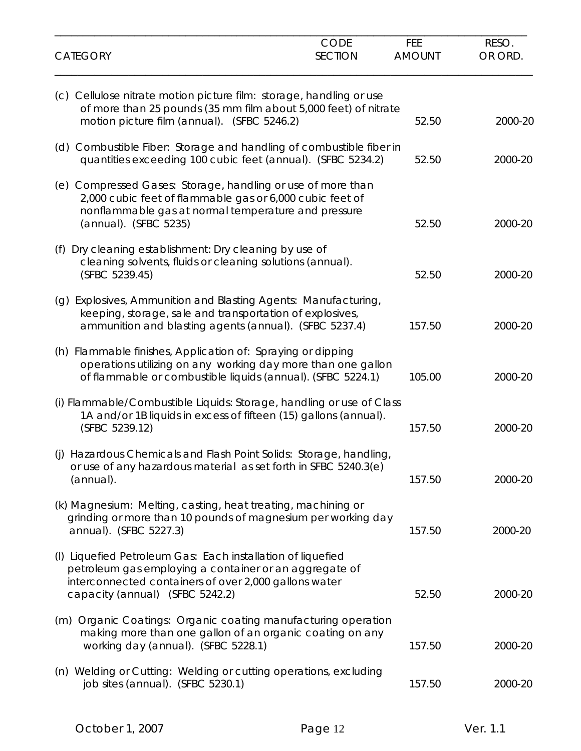| CATEGORY | CODE SECTION | FEE AMOUNT | RESO. OR ORD. |
|---|---|---|---|
| (c) Cellulose nitrate motion picture film: storage, handling or use of more than 25 pounds (35 mm film about 5,000 feet) of nitrate motion picture film (annual). (SFBC 5246.2) | | 52.50 | 2000-20 |
| (d) Combustible Fiber: Storage and handling of combustible fiber in quantities exceeding 100 cubic feet (annual). (SFBC 5234.2) | | 52.50 | 2000-20 |
| (e) Compressed Gases: Storage, handling or use of more than 2,000 cubic feet of flammable gas or 6,000 cubic feet of nonflammable gas at normal temperature and pressure (annual). (SFBC 5235) | | 52.50 | 2000-20 |
| (f) Dry cleaning establishment: Dry cleaning by use of cleaning solvents, fluids or cleaning solutions (annual). (SFBC 5239.45) | | 52.50 | 2000-20 |
| (g) Explosives, Ammunition and Blasting Agents: Manufacturing, keeping, storage, sale and transportation of explosives, ammunition and blasting agents (annual). (SFBC 5237.4) | | 157.50 | 2000-20 |
| (h) Flammable finishes, Application of: Spraying or dipping operations utilizing on any working day more than one gallon of flammable or combustible liquids (annual). (SFBC 5224.1) | | 105.00 | 2000-20 |
| (i) Flammable/Combustible Liquids: Storage, handling or use of Class 1A and/or 1B liquids in excess of fifteen (15) gallons (annual). (SFBC 5239.12) | | 157.50 | 2000-20 |
| (j) Hazardous Chemicals and Flash Point Solids: Storage, handling, or use of any hazardous material as set forth in SFBC 5240.3(e) (annual). | | 157.50 | 2000-20 |
| (k) Magnesium: Melting, casting, heat treating, machining or grinding or more than 10 pounds of magnesium per working day annual). (SFBC 5227.3) | | 157.50 | 2000-20 |
| (l) Liquefied Petroleum Gas: Each installation of liquefied petroleum gas employing a container or an aggregate of interconnected containers of over 2,000 gallons water capacity (annual) (SFBC 5242.2) | | 52.50 | 2000-20 |
| (m) Organic Coatings: Organic coating manufacturing operation making more than one gallon of an organic coating on any working day (annual). (SFBC 5228.1) | | 157.50 | 2000-20 |
| (n) Welding or Cutting: Welding or cutting operations, excluding job sites (annual). (SFBC 5230.1) | | 157.50 | 2000-20 |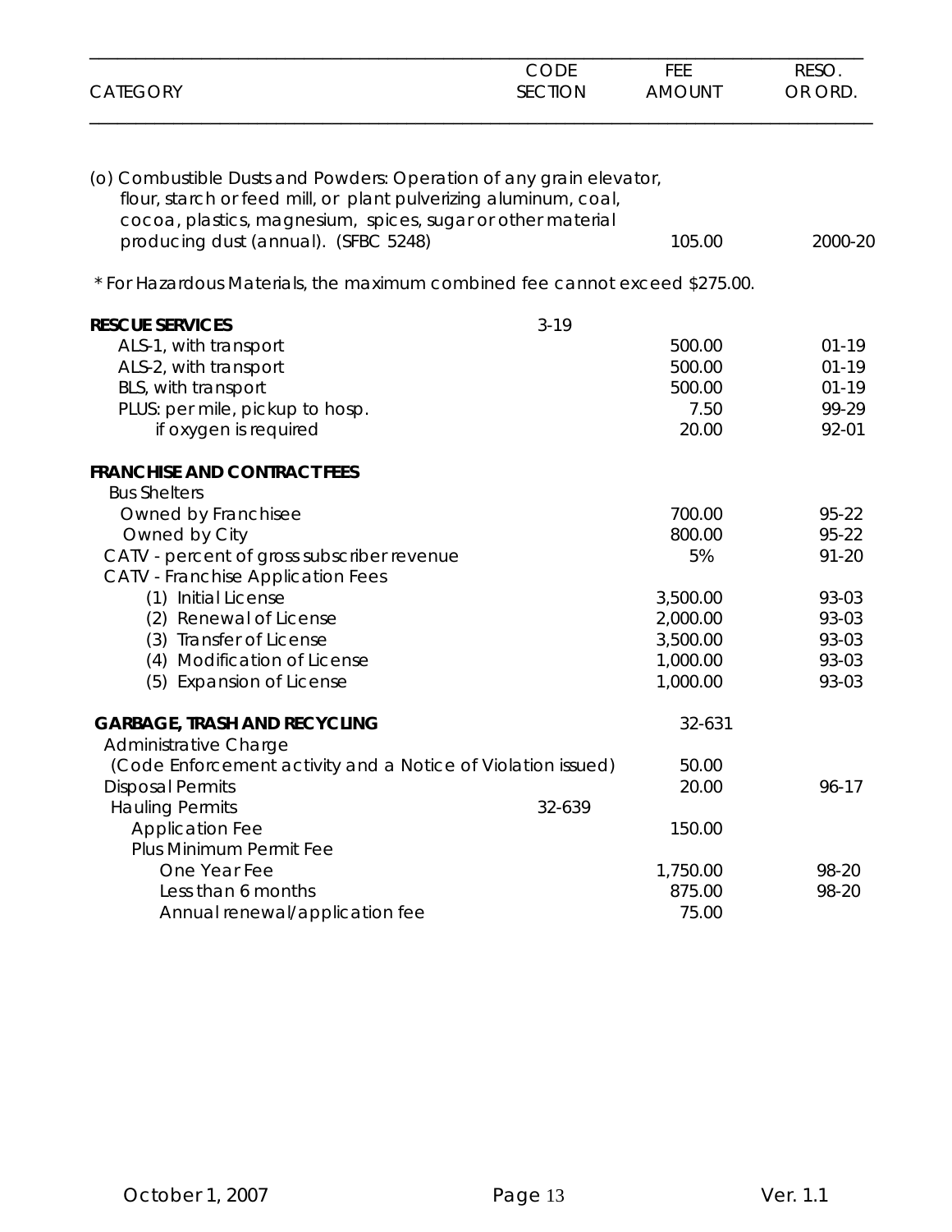| CATEGORY | CODE SECTION | FEE AMOUNT | RESO. OR ORD. |
|---|---|---|---|
| (o) Combustible Dusts and Powders: Operation of any grain elevator, flour, starch or feed mill, or plant pulverizing aluminum, coal, cocoa, plastics, magnesium, spices, sugar or other material producing dust (annual). (SFBC 5248) | | 105.00 | 2000-20 |
| * For Hazardous Materials, the maximum combined fee cannot exceed $275.00. | | | |
| **RESCUE SERVICES** | 3-19 | | |
| ALS-1, with transport | | 500.00 | 01-19 |
| ALS-2, with transport | | 500.00 | 01-19 |
| BLS, with transport | | 500.00 | 01-19 |
| PLUS: per mile, pickup to hosp. | | 7.50 | 99-29 |
| if oxygen is required | | 20.00 | 92-01 |
| **FRANCHISE AND CONTRACT FEES** | | | |
| Bus Shelters | | | |
| Owned by Franchisee | | 700.00 | 95-22 |
| Owned by City | | 800.00 | 95-22 |
| CATV - percent of gross subscriber revenue | | 5% | 91-20 |
| CATV - Franchise Application Fees | | | |
| (1) Initial License | | 3,500.00 | 93-03 |
| (2) Renewal of License | | 2,000.00 | 93-03 |
| (3) Transfer of License | | 3,500.00 | 93-03 |
| (4) Modification of License | | 1,000.00 | 93-03 |
| (5) Expansion of License | | 1,000.00 | 93-03 |
| **GARBAGE, TRASH AND RECYCLING** | | 32-631 | |
| Administrative Charge | | | |
| (Code Enforcement activity and a Notice of Violation issued) | | 50.00 | |
| Disposal Permits | | 20.00 | 96-17 |
| Hauling Permits | 32-639 | | |
| Application Fee | | 150.00 | |
| Plus Minimum Permit Fee | | | |
| One Year Fee | | 1,750.00 | 98-20 |
| Less than 6 months | | 875.00 | 98-20 |
| Annual renewal/application fee | | 75.00 | |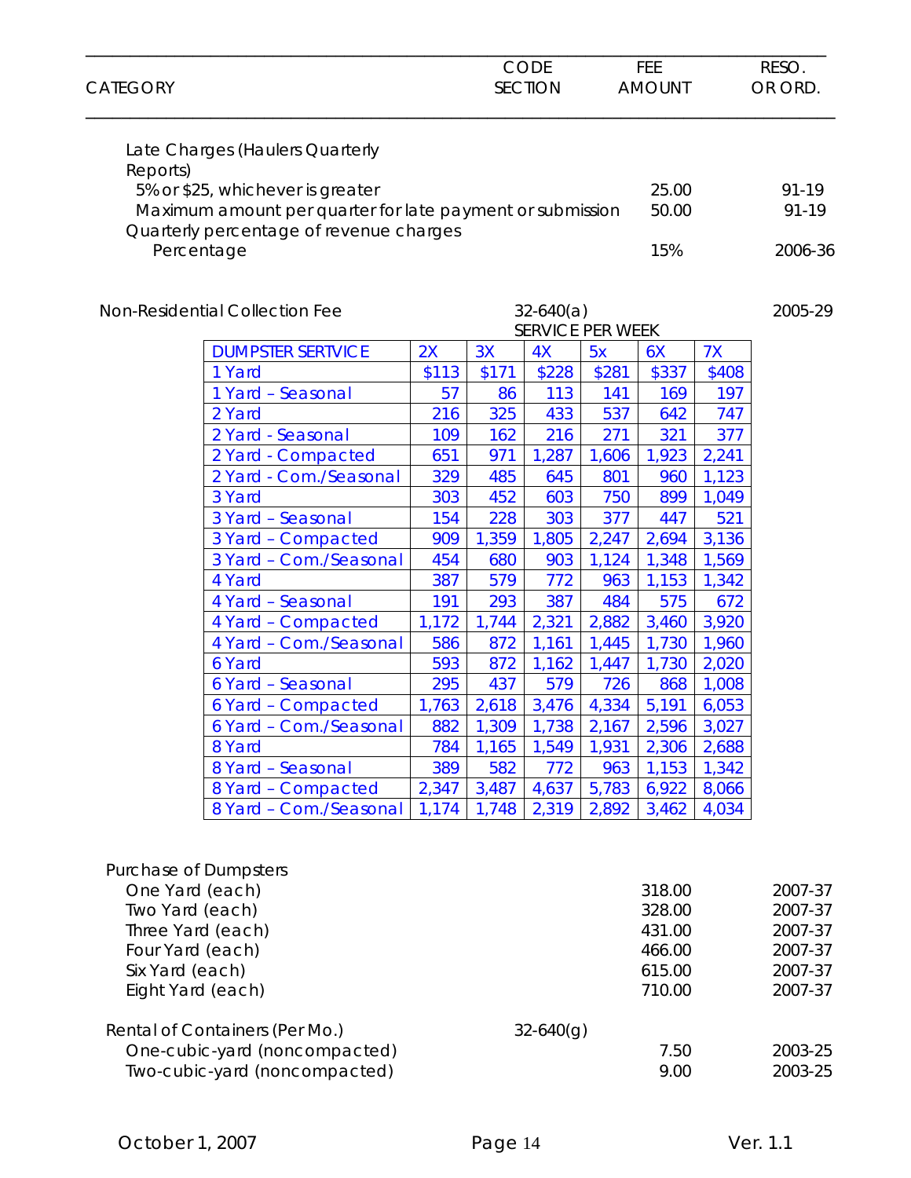| CATEGORY | CODE SECTION | FEE AMOUNT | RESO. OR ORD. |
|---|---|---|---|
| Late Charges (Haulers Quarterly Reports) | | | |
| 5% or $25, whichever is greater | | 25.00 | 91-19 |
| Maximum amount per quarter for late payment or submission | | 50.00 | 91-19 |
| Quarterly percentage of revenue charges | | | |
| Percentage | | 15% | 2006-36 |
| Non-Residential Collection Fee | 32-640(a) | | 2005-29 |

SERVICE PER WEEK

| DUMPSTER SERTVICE | 2X | 3X | 4X | 5x | 6X | 7X |
|---|---|---|---|---|---|---|
| 1 Yard | $113 | $171 | $228 | $281 | $337 | $408 |
| 1 Yard – Seasonal | 57 | 86 | 113 | 141 | 169 | 197 |
| 2 Yard | 216 | 325 | 433 | 537 | 642 | 747 |
| 2 Yard - Seasonal | 109 | 162 | 216 | 271 | 321 | 377 |
| 2 Yard - Compacted | 651 | 971 | 1,287 | 1,606 | 1,923 | 2,241 |
| 2 Yard - Com./Seasonal | 329 | 485 | 645 | 801 | 960 | 1,123 |
| 3 Yard | 303 | 452 | 603 | 750 | 899 | 1,049 |
| 3 Yard – Seasonal | 154 | 228 | 303 | 377 | 447 | 521 |
| 3 Yard – Compacted | 909 | 1,359 | 1,805 | 2,247 | 2,694 | 3,136 |
| 3 Yard – Com./Seasonal | 454 | 680 | 903 | 1,124 | 1,348 | 1,569 |
| 4 Yard | 387 | 579 | 772 | 963 | 1,153 | 1,342 |
| 4 Yard – Seasonal | 191 | 293 | 387 | 484 | 575 | 672 |
| 4 Yard – Compacted | 1,172 | 1,744 | 2,321 | 2,882 | 3,460 | 3,920 |
| 4 Yard – Com./Seasonal | 586 | 872 | 1,161 | 1,445 | 1,730 | 1,960 |
| 6 Yard | 593 | 872 | 1,162 | 1,447 | 1,730 | 2,020 |
| 6 Yard – Seasonal | 295 | 437 | 579 | 726 | 868 | 1,008 |
| 6 Yard – Compacted | 1,763 | 2,618 | 3,476 | 4,334 | 5,191 | 6,053 |
| 6 Yard – Com./Seasonal | 882 | 1,309 | 1,738 | 2,167 | 2,596 | 3,027 |
| 8 Yard | 784 | 1,165 | 1,549 | 1,931 | 2,306 | 2,688 |
| 8 Yard – Seasonal | 389 | 582 | 772 | 963 | 1,153 | 1,342 |
| 8 Yard – Compacted | 2,347 | 3,487 | 4,637 | 5,783 | 6,922 | 8,066 |
| 8 Yard – Com./Seasonal | 1,174 | 1,748 | 2,319 | 2,892 | 3,462 | 4,034 |

| CATEGORY | CODE SECTION | FEE AMOUNT | RESO. OR ORD. |
|---|---|---|---|
| Purchase of Dumpsters | | | |
| One Yard (each) | | 318.00 | 2007-37 |
| Two Yard (each) | | 328.00 | 2007-37 |
| Three Yard (each) | | 431.00 | 2007-37 |
| Four Yard (each) | | 466.00 | 2007-37 |
| Six Yard (each) | | 615.00 | 2007-37 |
| Eight Yard (each) | | 710.00 | 2007-37 |
| Rental of Containers (Per Mo.) | 32-640(g) | | |
| One-cubic-yard (noncompacted) | | 7.50 | 2003-25 |
| Two-cubic-yard (noncompacted) | | 9.00 | 2003-25 |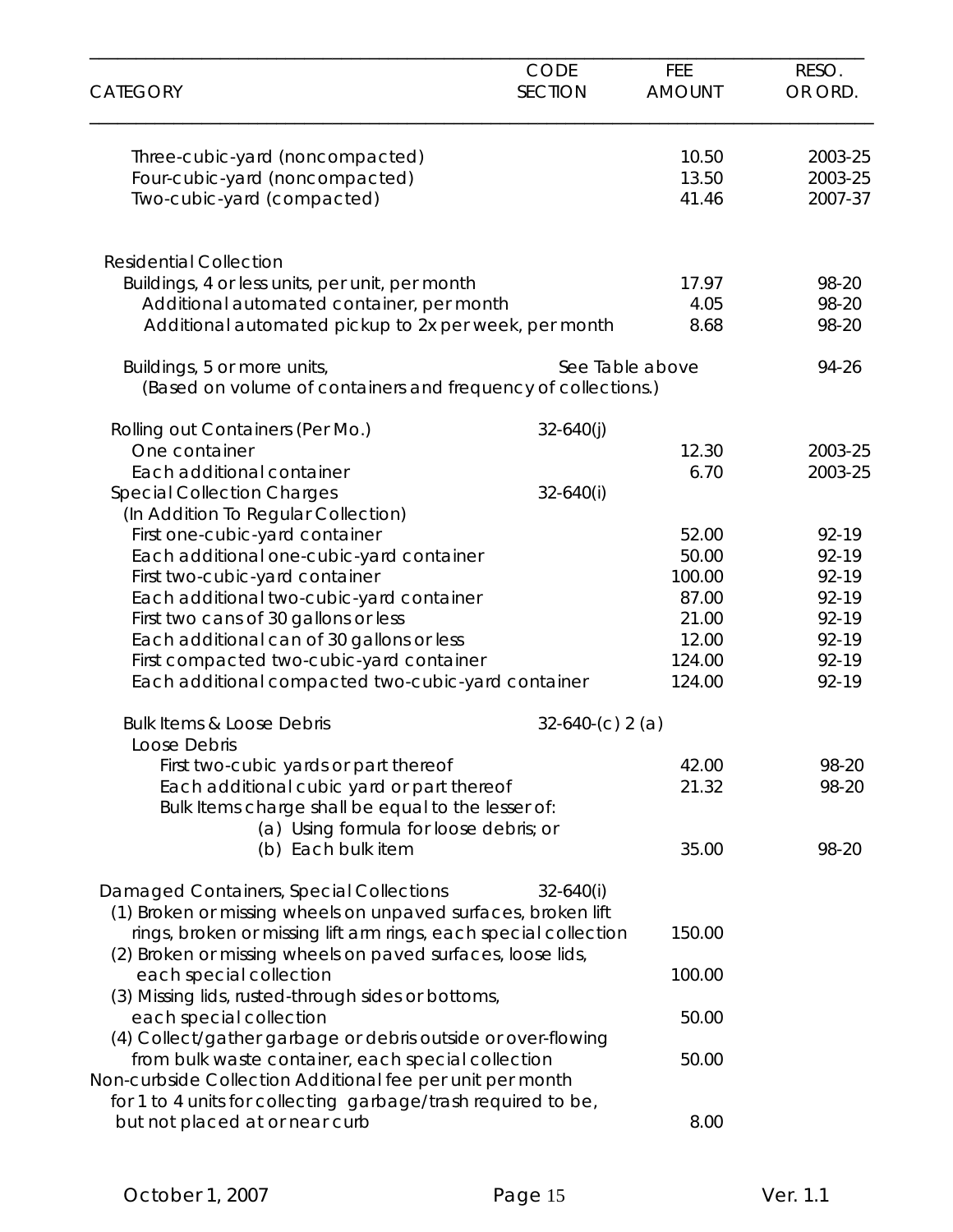| CATEGORY | CODE SECTION | FEE AMOUNT | RESO. OR ORD. |
|---|---|---|---|
| Three-cubic-yard (noncompacted) | | 10.50 | 2003-25 |
| Four-cubic-yard (noncompacted) | | 13.50 | 2003-25 |
| Two-cubic-yard (compacted) | | 41.46 | 2007-37 |
| | | | |
| Residential Collection | | | |
| Buildings, 4 or less units, per unit, per month | | 17.97 | 98-20 |
| Additional automated container, per month | | 4.05 | 98-20 |
| Additional automated pickup to 2x per week, per month | | 8.68 | 98-20 |
| | | | |
| Buildings, 5 or more units, (Based on volume of containers and frequency of collections.) | | See Table above | 94-26 |
| | | | |
| Rolling out Containers (Per Mo.) | 32-640(j) | | |
| One container | | 12.30 | 2003-25 |
| Each additional container | | 6.70 | 2003-25 |
| Special Collection Charges (In Addition To Regular Collection) | 32-640(i) | | |
| First one-cubic-yard container | | 52.00 | 92-19 |
| Each additional one-cubic-yard container | | 50.00 | 92-19 |
| First two-cubic-yard container | | 100.00 | 92-19 |
| Each additional two-cubic-yard container | | 87.00 | 92-19 |
| First two cans of 30 gallons or less | | 21.00 | 92-19 |
| Each additional can of 30 gallons or less | | 12.00 | 92-19 |
| First compacted two-cubic-yard container | | 124.00 | 92-19 |
| Each additional compacted two-cubic-yard container | | 124.00 | 92-19 |
| | | | |
| Bulk Items & Loose Debris | 32-640-(c) 2 (a) | | |
| Loose Debris | | | |
| First two-cubic yards or part thereof | | 42.00 | 98-20 |
| Each additional cubic yard or part thereof | | 21.32 | 98-20 |
| Bulk Items charge shall be equal to the lesser of: (a) Using formula for loose debris; or | | | |
| (b) Each bulk item | | 35.00 | 98-20 |
| | | | |
| Damaged Containers, Special Collections | 32-640(i) | | |
| (1) Broken or missing wheels on unpaved surfaces, broken lift rings, broken or missing lift arm rings, each special collection | | 150.00 | |
| (2) Broken or missing wheels on paved surfaces, loose lids, each special collection | | 100.00 | |
| (3) Missing lids, rusted-through sides or bottoms, each special collection | | 50.00 | |
| (4) Collect/gather garbage or debris outside or over-flowing from bulk waste container, each special collection | | 50.00 | |
| Non-curbside Collection Additional fee per unit per month for 1 to 4 units for collecting garbage/trash required to be, but not placed at or near curb | | 8.00 | |

October 1, 2007 — Ver. 1.1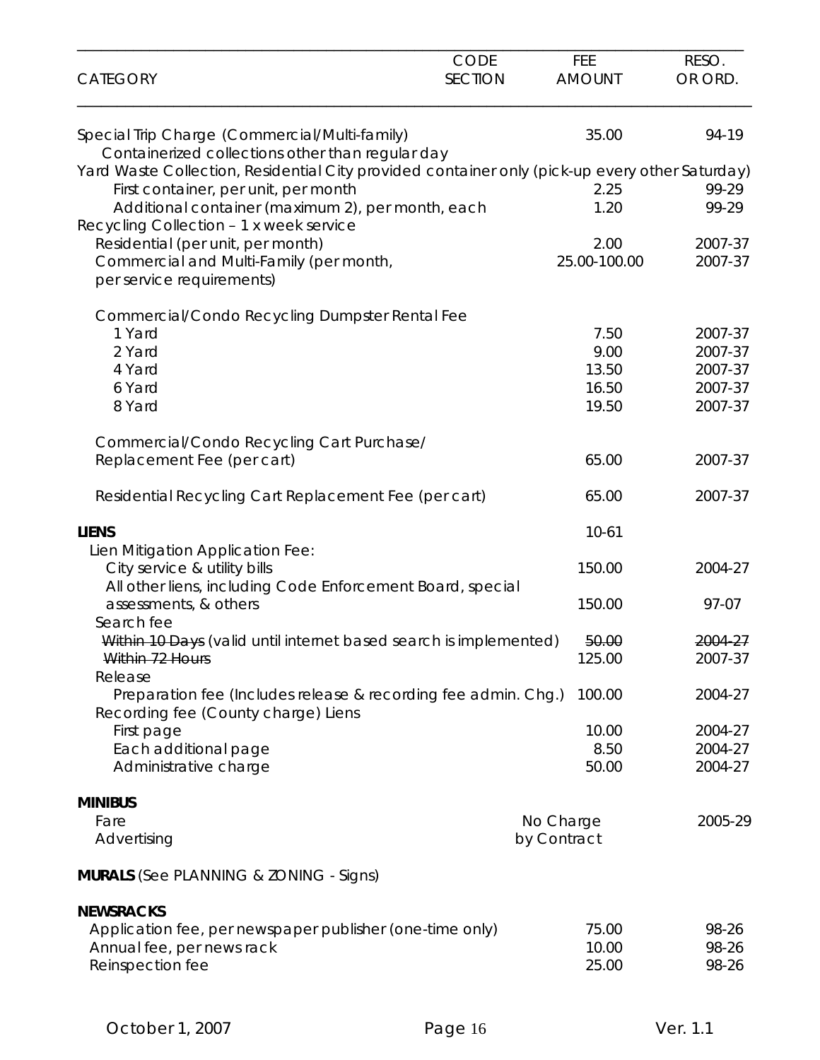| CATEGORY | CODE SECTION | FEE AMOUNT | RESO. OR ORD. |
|---|---|---|---|
| Special Trip Charge (Commercial/Multi-family) | | 35.00 | 94-19 |
| Containerized collections other than regular day | | | |
| Yard Waste Collection, Residential City provided container only (pick-up every other Saturday) | | | |
| First container, per unit, per month | | 2.25 | 99-29 |
| Additional container (maximum 2), per month, each | | 1.20 | 99-29 |
| Recycling Collection – 1 x week service | | | |
| Residential (per unit, per month) | | 2.00 | 2007-37 |
| Commercial and Multi-Family (per month, per service requirements) | | 25.00-100.00 | 2007-37 |
| Commercial/Condo Recycling Dumpster Rental Fee | | | |
| 1 Yard | | 7.50 | 2007-37 |
| 2 Yard | | 9.00 | 2007-37 |
| 4 Yard | | 13.50 | 2007-37 |
| 6 Yard | | 16.50 | 2007-37 |
| 8 Yard | | 19.50 | 2007-37 |
| Commercial/Condo Recycling Cart Purchase/ Replacement Fee (per cart) | | 65.00 | 2007-37 |
| Residential Recycling Cart Replacement Fee (per cart) | | 65.00 | 2007-37 |
| **LIENS** | | 10-61 | |
| Lien Mitigation Application Fee: | | | |
| City service & utility bills | | 150.00 | 2004-27 |
| All other liens, including Code Enforcement Board, special assessments, & others | | 150.00 | 97-07 |
| Search fee | | | |
| ~~Within 10 Days~~ (valid until internet based search is implemented) | | ~~50.00~~ | ~~2004-27~~ |
| ~~Within 72 Hours~~ | | 125.00 | 2007-37 |
| Release | | | |
| Preparation fee (Includes release & recording fee admin. Chg.) | | 100.00 | 2004-27 |
| Recording fee (County charge) Liens | | | |
| First page | | 10.00 | 2004-27 |
| Each additional page | | 8.50 | 2004-27 |
| Administrative charge | | 50.00 | 2004-27 |
| **MINIBUS** | | | |
| Fare | | No Charge | 2005-29 |
| Advertising | | by Contract | |
| **MURALS** (See PLANNING & ZONING - Signs) | | | |
| **NEWSRACKS** | | | |
| Application fee, per newspaper publisher (one-time only) | | 75.00 | 98-26 |
| Annual fee, per news rack | | 10.00 | 98-26 |
| Reinspection fee | | 25.00 | 98-26 |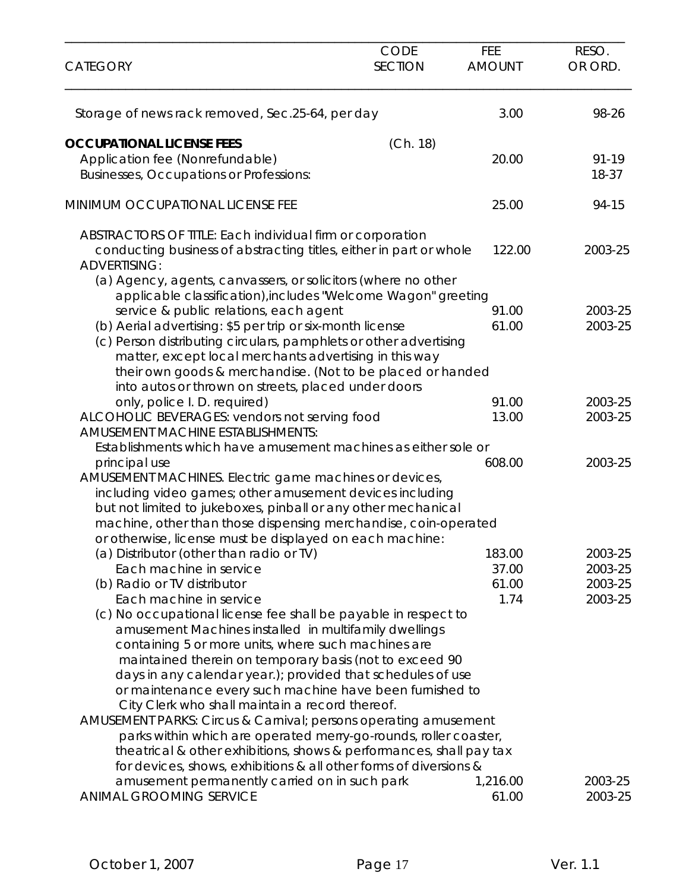| CATEGORY | CODE SECTION | FEE AMOUNT | RESO. OR ORD. |
|---|---|---|---|
| Storage of news rack removed, Sec.25-64, per day | | 3.00 | 98-26 |
| **OCCUPATIONAL LICENSE FEES** | (Ch. 18) | | |
| Application fee (Nonrefundable) | | 20.00 | 91-19 |
| Businesses, Occupations or Professions: | | | 18-37 |
| MINIMUM OCCUPATIONAL LICENSE FEE | | 25.00 | 94-15 |
| ABSTRACTORS OF TITLE: Each individual firm or corporation conducting business of abstracting titles, either in part or whole | | 122.00 | 2003-25 |
| ADVERTISING: | | | |
| (a) Agency, agents, canvassers, or solicitors (where no other applicable classification),includes "Welcome Wagon" greeting service & public relations, each agent | | 91.00 | 2003-25 |
| (b) Aerial advertising: $5 per trip or six-month license | | 61.00 | 2003-25 |
| (c) Person distributing circulars, pamphlets or other advertising matter, except local merchants advertising in this way their own goods & merchandise. (Not to be placed or handed into autos or thrown on streets, placed under doors only, police I. D. required) | | 91.00 | 2003-25 |
| ALCOHOLIC BEVERAGES: vendors not serving food | | 13.00 | 2003-25 |
| AMUSEMENT MACHINE ESTABLISHMENTS: Establishments which have amusement machines as either sole or principal use | | 608.00 | 2003-25 |
| AMUSEMENT MACHINES. Electric game machines or devices, including video games; other amusement devices including but not limited to jukeboxes, pinball or any other mechanical machine, other than those dispensing merchandise, coin-operated or otherwise, license must be displayed on each machine: | | | |
| (a) Distributor (other than radio or TV) | | 183.00 | 2003-25 |
| Each machine in service | | 37.00 | 2003-25 |
| (b) Radio or TV distributor | | 61.00 | 2003-25 |
| Each machine in service | | 1.74 | 2003-25 |
| (c) No occupational license fee shall be payable in respect to amusement Machines installed in multifamily dwellings containing 5 or more units, where such machines are maintained therein on temporary basis (not to exceed 90 days in any calendar year.); provided that schedules of use or maintenance every such machine have been furnished to City Clerk who shall maintain a record thereof. | | | |
| AMUSEMENT PARKS: Circus & Carnival; persons operating amusement parks within which are operated merry-go-rounds, roller coaster, theatrical & other exhibitions, shows & performances, shall pay tax for devices, shows, exhibitions & all other forms of diversions & amusement permanently carried on in such park | | 1,216.00 | 2003-25 |
| ANIMAL GROOMING SERVICE | | 61.00 | 2003-25 |

October 1, 2007 — Ver. 1.1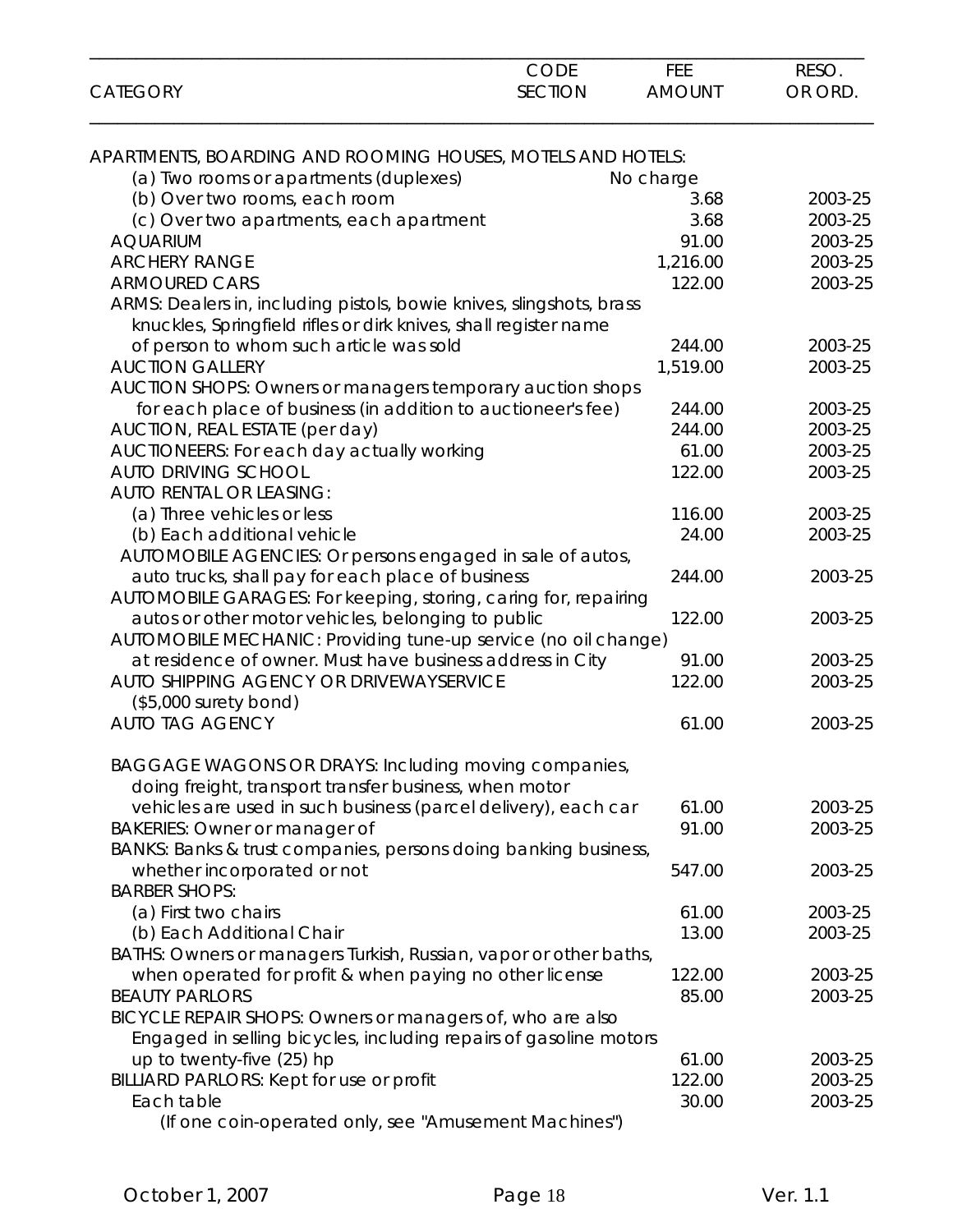| CATEGORY | CODE SECTION | FEE AMOUNT | RESO. OR ORD. |
|---|---|---|---|
| APARTMENTS, BOARDING AND ROOMING HOUSES, MOTELS AND HOTELS: | | | |
| (a) Two rooms or apartments (duplexes) | | No charge | |
| (b) Over two rooms, each room | | 3.68 | 2003-25 |
| (c) Over two apartments, each apartment | | 3.68 | 2003-25 |
| AQUARIUM | | 91.00 | 2003-25 |
| ARCHERY RANGE | | 1,216.00 | 2003-25 |
| ARMOURED CARS | | 122.00 | 2003-25 |
| ARMS: Dealers in, including pistols, bowie knives, slingshots, brass knuckles, Springfield rifles or dirk knives, shall register name of person to whom such article was sold | | 244.00 | 2003-25 |
| AUCTION GALLERY | | 1,519.00 | 2003-25 |
| AUCTION SHOPS: Owners or managers temporary auction shops for each place of business (in addition to auctioneer's fee) | | 244.00 | 2003-25 |
| AUCTION, REAL ESTATE (per day) | | 244.00 | 2003-25 |
| AUCTIONEERS: For each day actually working | | 61.00 | 2003-25 |
| AUTO DRIVING SCHOOL | | 122.00 | 2003-25 |
| AUTO RENTAL OR LEASING: | | | |
| (a) Three vehicles or less | | 116.00 | 2003-25 |
| (b) Each additional vehicle | | 24.00 | 2003-25 |
| AUTOMOBILE AGENCIES: Or persons engaged in sale of autos, auto trucks, shall pay for each place of business | | 244.00 | 2003-25 |
| AUTOMOBILE GARAGES: For keeping, storing, caring for, repairing autos or other motor vehicles, belonging to public | | 122.00 | 2003-25 |
| AUTOMOBILE MECHANIC: Providing tune-up service (no oil change) at residence of owner. Must have business address in City | | 91.00 | 2003-25 |
| AUTO SHIPPING AGENCY OR DRIVEWAYSERVICE ($5,000 surety bond) | | 122.00 | 2003-25 |
| AUTO TAG AGENCY | | 61.00 | 2003-25 |
| BAGGAGE WAGONS OR DRAYS: Including moving companies, doing freight, transport transfer business, when motor vehicles are used in such business (parcel delivery), each car | | 61.00 | 2003-25 |
| BAKERIES: Owner or manager of | | 91.00 | 2003-25 |
| BANKS: Banks & trust companies, persons doing banking business, whether incorporated or not | | 547.00 | 2003-25 |
| BARBER SHOPS: | | | |
| (a) First two chairs | | 61.00 | 2003-25 |
| (b) Each Additional Chair | | 13.00 | 2003-25 |
| BATHS: Owners or managers Turkish, Russian, vapor or other baths, when operated for profit & when paying no other license | | 122.00 | 2003-25 |
| BEAUTY PARLORS | | 85.00 | 2003-25 |
| BICYCLE REPAIR SHOPS: Owners or managers of, who are also Engaged in selling bicycles, including repairs of gasoline motors up to twenty-five (25) hp | | 61.00 | 2003-25 |
| BILLIARD PARLORS: Kept for use or profit | | 122.00 | 2003-25 |
| Each table (If one coin-operated only, see "Amusement Machines") | | 30.00 | 2003-25 |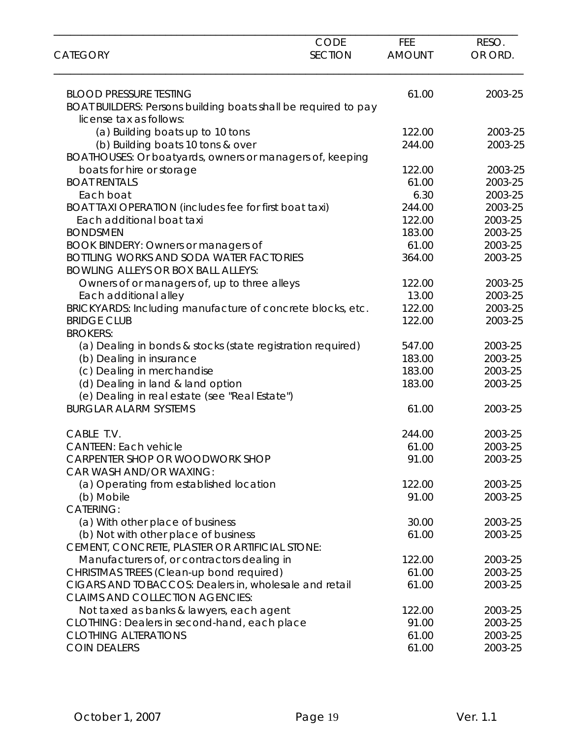| CATEGORY | CODE SECTION | FEE AMOUNT | RESO. OR ORD. |
|---|---|---|---|
| BLOOD PRESSURE TESTING | | 61.00 | 2003-25 |
| BOAT BUILDERS: Persons building boats shall be required to pay license tax as follows: | | | |
| (a) Building boats up to 10 tons | | 122.00 | 2003-25 |
| (b) Building boats 10 tons & over | | 244.00 | 2003-25 |
| BOATHOUSES: Or boatyards, owners or managers of, keeping boats for hire or storage | | 122.00 | 2003-25 |
| BOAT RENTALS | | 61.00 | 2003-25 |
| Each boat | | 6.30 | 2003-25 |
| BOAT TAXI OPERATION (includes fee for first boat taxi) | | 244.00 | 2003-25 |
| Each additional boat taxi | | 122.00 | 2003-25 |
| BONDSMEN | | 183.00 | 2003-25 |
| BOOK BINDERY: Owners or managers of | | 61.00 | 2003-25 |
| BOTTLING WORKS AND SODA WATER FACTORIES | | 364.00 | 2003-25 |
| BOWLING ALLEYS OR BOX BALL ALLEYS: | | | |
| Owners of or managers of, up to three alleys | | 122.00 | 2003-25 |
| Each additional alley | | 13.00 | 2003-25 |
| BRICKYARDS: Including manufacture of concrete blocks, etc. | | 122.00 | 2003-25 |
| BRIDGE CLUB | | 122.00 | 2003-25 |
| BROKERS: | | | |
| (a) Dealing in bonds & stocks (state registration required) | | 547.00 | 2003-25 |
| (b) Dealing in insurance | | 183.00 | 2003-25 |
| (c) Dealing in merchandise | | 183.00 | 2003-25 |
| (d) Dealing in land & land option | | 183.00 | 2003-25 |
| (e) Dealing in real estate (see "Real Estate") | | | |
| BURGLAR ALARM SYSTEMS | | 61.00 | 2003-25 |
| CABLE T.V. | | 244.00 | 2003-25 |
| CANTEEN: Each vehicle | | 61.00 | 2003-25 |
| CARPENTER SHOP OR WOODWORK SHOP | | 91.00 | 2003-25 |
| CAR WASH AND/OR WAXING: | | | |
| (a) Operating from established location | | 122.00 | 2003-25 |
| (b) Mobile | | 91.00 | 2003-25 |
| CATERING: | | | |
| (a) With other place of business | | 30.00 | 2003-25 |
| (b) Not with other place of business | | 61.00 | 2003-25 |
| CEMENT, CONCRETE, PLASTER OR ARTIFICIAL STONE: | | | |
| Manufacturers of, or contractors dealing in | | 122.00 | 2003-25 |
| CHRISTMAS TREES (Clean-up bond required) | | 61.00 | 2003-25 |
| CIGARS AND TOBACCOS: Dealers in, wholesale and retail | | 61.00 | 2003-25 |
| CLAIMS AND COLLECTION AGENCIES: | | | |
| Not taxed as banks & lawyers, each agent | | 122.00 | 2003-25 |
| CLOTHING: Dealers in second-hand, each place | | 91.00 | 2003-25 |
| CLOTHING ALTERATIONS | | 61.00 | 2003-25 |
| COIN DEALERS | | 61.00 | 2003-25 |

October 1, 2007 Ver. 1.1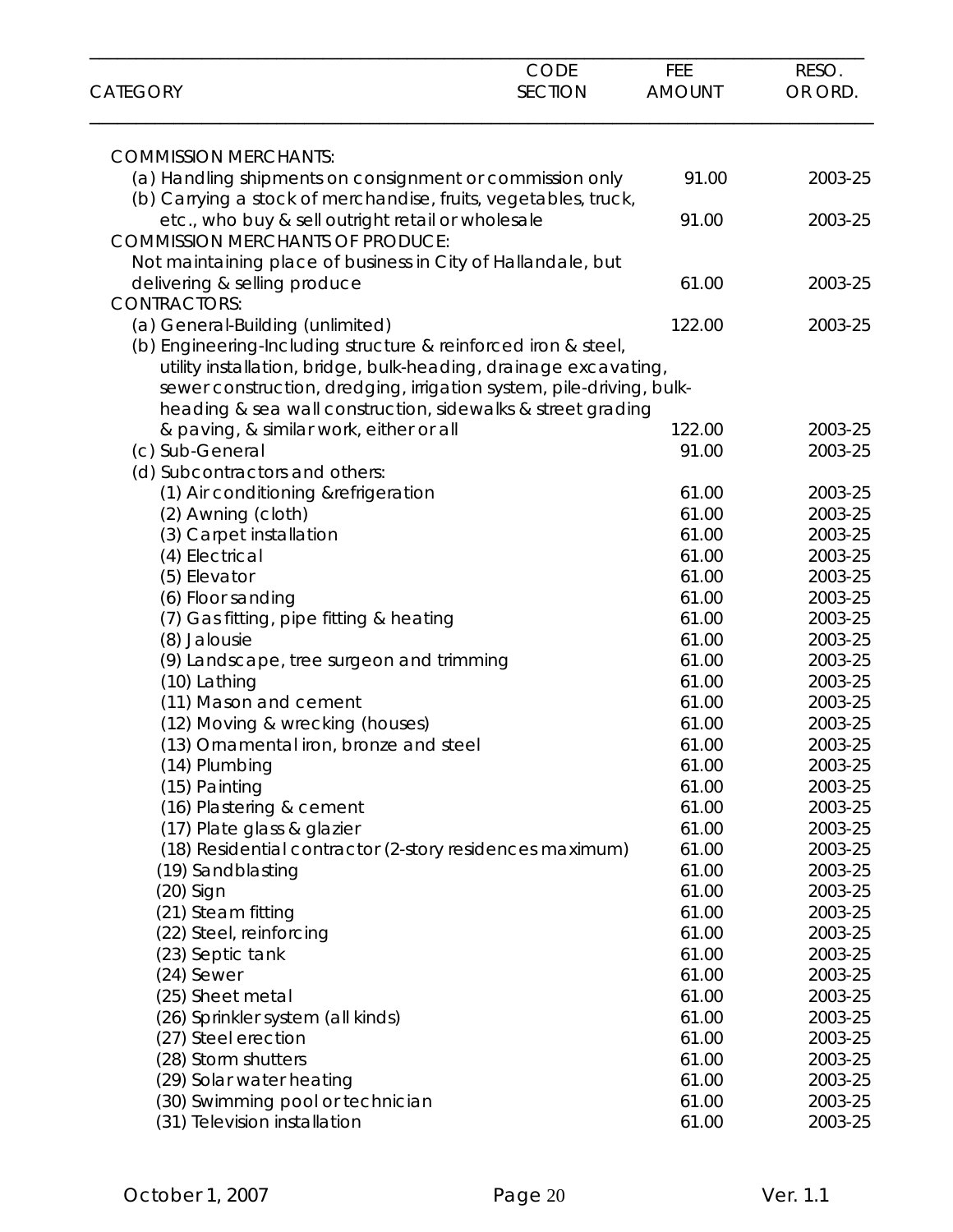| CATEGORY | CODE SECTION | FEE AMOUNT | RESO. OR ORD. |
|---|---|---|---|
| COMMISSION MERCHANTS: | | | |
| (a) Handling shipments on consignment or commission only | | 91.00 | 2003-25 |
| (b) Carrying a stock of merchandise, fruits, vegetables, truck, etc., who buy & sell outright retail or wholesale | | 91.00 | 2003-25 |
| COMMISSION MERCHANTS OF PRODUCE: | | | |
| Not maintaining place of business in City of Hallandale, but delivering & selling produce | | 61.00 | 2003-25 |
| CONTRACTORS: | | | |
| (a) General-Building (unlimited) | | 122.00 | 2003-25 |
| (b) Engineering-Including structure & reinforced iron & steel, utility installation, bridge, bulk-heading, drainage excavating, sewer construction, dredging, irrigation system, pile-driving, bulk-heading & sea wall construction, sidewalks & street grading & paving, & similar work, either or all | | 122.00 | 2003-25 |
| (c) Sub-General | | 91.00 | 2003-25 |
| (d) Subcontractors and others: | | | |
| (1) Air conditioning &refrigeration | | 61.00 | 2003-25 |
| (2) Awning (cloth) | | 61.00 | 2003-25 |
| (3) Carpet installation | | 61.00 | 2003-25 |
| (4) Electrical | | 61.00 | 2003-25 |
| (5) Elevator | | 61.00 | 2003-25 |
| (6) Floor sanding | | 61.00 | 2003-25 |
| (7) Gas fitting, pipe fitting & heating | | 61.00 | 2003-25 |
| (8) Jalousie | | 61.00 | 2003-25 |
| (9) Landscape, tree surgeon and trimming | | 61.00 | 2003-25 |
| (10) Lathing | | 61.00 | 2003-25 |
| (11) Mason and cement | | 61.00 | 2003-25 |
| (12) Moving & wrecking (houses) | | 61.00 | 2003-25 |
| (13) Ornamental iron, bronze and steel | | 61.00 | 2003-25 |
| (14) Plumbing | | 61.00 | 2003-25 |
| (15) Painting | | 61.00 | 2003-25 |
| (16) Plastering & cement | | 61.00 | 2003-25 |
| (17) Plate glass & glazier | | 61.00 | 2003-25 |
| (18) Residential contractor (2-story residences maximum) | | 61.00 | 2003-25 |
| (19) Sandblasting | | 61.00 | 2003-25 |
| (20) Sign | | 61.00 | 2003-25 |
| (21) Steam fitting | | 61.00 | 2003-25 |
| (22) Steel, reinforcing | | 61.00 | 2003-25 |
| (23) Septic tank | | 61.00 | 2003-25 |
| (24) Sewer | | 61.00 | 2003-25 |
| (25) Sheet metal | | 61.00 | 2003-25 |
| (26) Sprinkler system (all kinds) | | 61.00 | 2003-25 |
| (27) Steel erection | | 61.00 | 2003-25 |
| (28) Storm shutters | | 61.00 | 2003-25 |
| (29) Solar water heating | | 61.00 | 2003-25 |
| (30) Swimming pool or technician | | 61.00 | 2003-25 |
| (31) Television installation | | 61.00 | 2003-25 |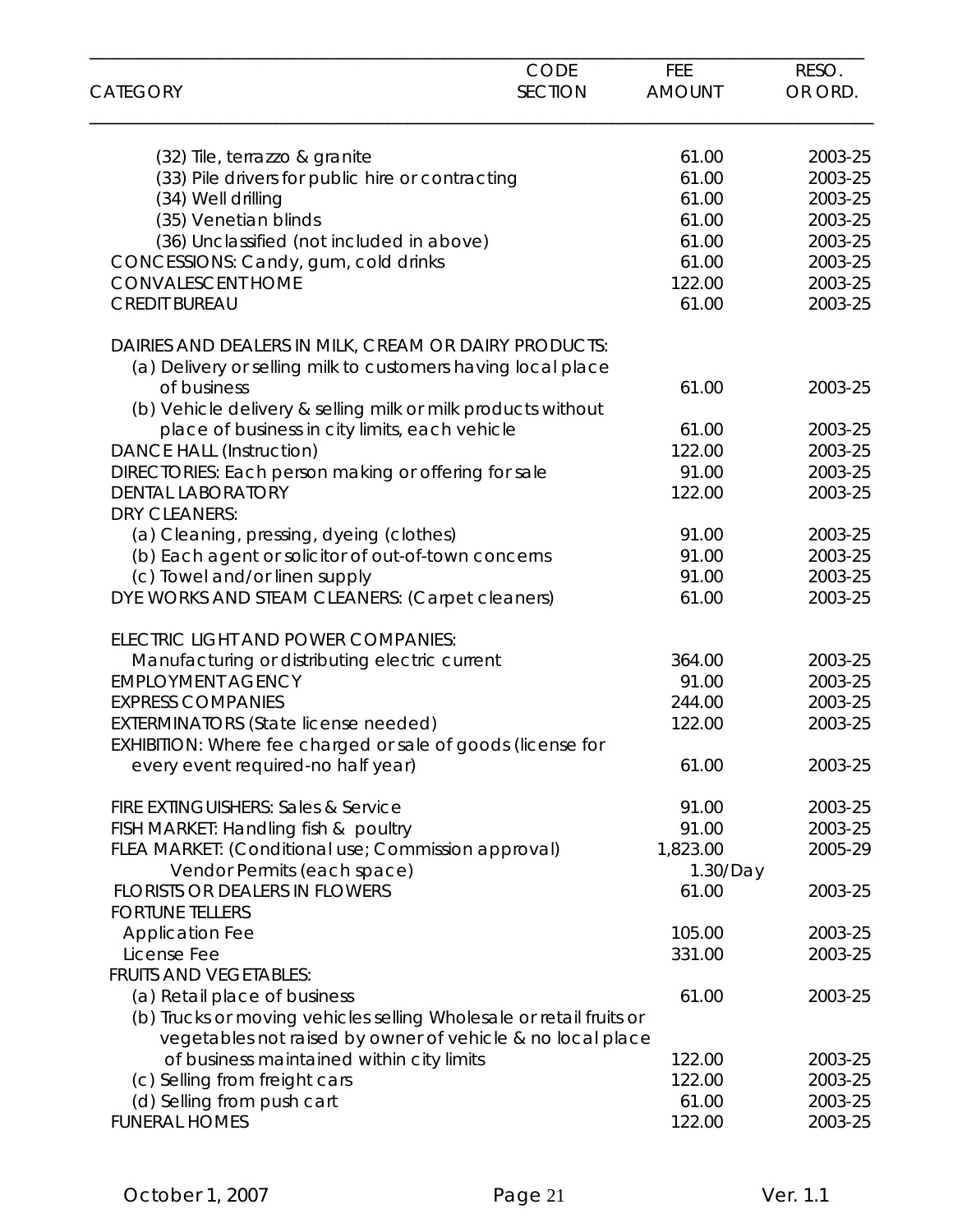| CATEGORY | CODE SECTION | FEE AMOUNT | RESO. OR ORD. |
|---|---|---|---|
| (32) Tile, terrazzo & granite | | 61.00 | 2003-25 |
| (33) Pile drivers for public hire or contracting | | 61.00 | 2003-25 |
| (34) Well drilling | | 61.00 | 2003-25 |
| (35) Venetian blinds | | 61.00 | 2003-25 |
| (36) Unclassified (not included in above) | | 61.00 | 2003-25 |
| CONCESSIONS: Candy, gum, cold drinks | | 61.00 | 2003-25 |
| CONVALESCENT HOME | | 122.00 | 2003-25 |
| CREDIT BUREAU | | 61.00 | 2003-25 |
| DAIRIES AND DEALERS IN MILK, CREAM OR DAIRY PRODUCTS: | | | |
| (a) Delivery or selling milk to customers having local place of business | | 61.00 | 2003-25 |
| (b) Vehicle delivery & selling milk or milk products without place of business in city limits, each vehicle | | 61.00 | 2003-25 |
| DANCE HALL (Instruction) | | 122.00 | 2003-25 |
| DIRECTORIES: Each person making or offering for sale | | 91.00 | 2003-25 |
| DENTAL LABORATORY | | 122.00 | 2003-25 |
| DRY CLEANERS: | | | |
| (a) Cleaning, pressing, dyeing (clothes) | | 91.00 | 2003-25 |
| (b) Each agent or solicitor of out-of-town concerns | | 91.00 | 2003-25 |
| (c) Towel and/or linen supply | | 91.00 | 2003-25 |
| DYE WORKS AND STEAM CLEANERS: (Carpet cleaners) | | 61.00 | 2003-25 |
| ELECTRIC LIGHT AND POWER COMPANIES: | | | |
| Manufacturing or distributing electric current | | 364.00 | 2003-25 |
| EMPLOYMENT AGENCY | | 91.00 | 2003-25 |
| EXPRESS COMPANIES | | 244.00 | 2003-25 |
| EXTERMINATORS (State license needed) | | 122.00 | 2003-25 |
| EXHIBITION: Where fee charged or sale of goods (license for every event required-no half year) | | 61.00 | 2003-25 |
| FIRE EXTINGUISHERS: Sales & Service | | 91.00 | 2003-25 |
| FISH MARKET: Handling fish & poultry | | 91.00 | 2003-25 |
| FLEA MARKET: (Conditional use; Commission approval) | | 1,823.00 | 2005-29 |
| Vendor Permits (each space) | | 1.30/Day | |
| FLORISTS OR DEALERS IN FLOWERS | | 61.00 | 2003-25 |
| FORTUNE TELLERS | | | |
| Application Fee | | 105.00 | 2003-25 |
| License Fee | | 331.00 | 2003-25 |
| FRUITS AND VEGETABLES: | | | |
| (a) Retail place of business | | 61.00 | 2003-25 |
| (b) Trucks or moving vehicles selling Wholesale or retail fruits or vegetables not raised by owner of vehicle & no local place of business maintained within city limits | | 122.00 | 2003-25 |
| (c) Selling from freight cars | | 122.00 | 2003-25 |
| (d) Selling from push cart | | 61.00 | 2003-25 |
| FUNERAL HOMES | | 122.00 | 2003-25 |

October 1, 2007 Ver. 1.1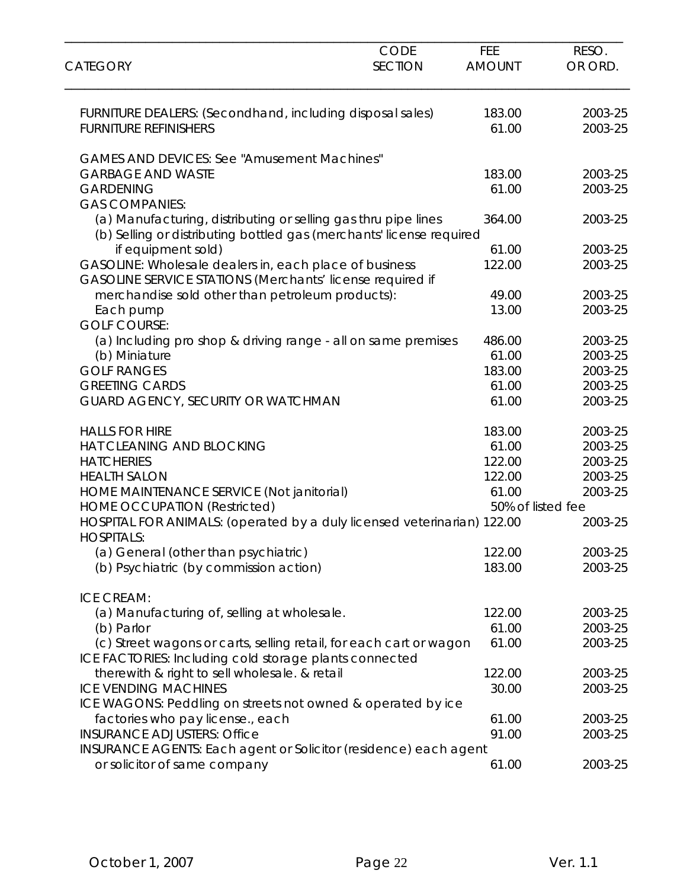| CATEGORY | CODE SECTION | FEE AMOUNT | RESO. OR ORD. |
|---|---|---|---|
| FURNITURE DEALERS: (Secondhand, including disposal sales) | | 183.00 | 2003-25 |
| FURNITURE REFINISHERS | | 61.00 | 2003-25 |
| | | | |
| GAMES AND DEVICES: See "Amusement Machines" | | | |
| GARBAGE AND WASTE | | 183.00 | 2003-25 |
| GARDENING | | 61.00 | 2003-25 |
| GAS COMPANIES: | | | |
| (a) Manufacturing, distributing or selling gas thru pipe lines | | 364.00 | 2003-25 |
| (b) Selling or distributing bottled gas (merchants' license required if equipment sold) | | 61.00 | 2003-25 |
| GASOLINE: Wholesale dealers in, each place of business | | 122.00 | 2003-25 |
| GASOLINE SERVICE STATIONS (Merchants' license required if merchandise sold other than petroleum products): | | 49.00 | 2003-25 |
| Each pump | | 13.00 | 2003-25 |
| GOLF COURSE: | | | |
| (a) Including pro shop & driving range - all on same premises | | 486.00 | 2003-25 |
| (b) Miniature | | 61.00 | 2003-25 |
| GOLF RANGES | | 183.00 | 2003-25 |
| GREETING CARDS | | 61.00 | 2003-25 |
| GUARD AGENCY, SECURITY OR WATCHMAN | | 61.00 | 2003-25 |
| | | | |
| HALLS FOR HIRE | | 183.00 | 2003-25 |
| HAT CLEANING AND BLOCKING | | 61.00 | 2003-25 |
| HATCHERIES | | 122.00 | 2003-25 |
| HEALTH SALON | | 122.00 | 2003-25 |
| HOME MAINTENANCE SERVICE (Not janitorial) | | 61.00 | 2003-25 |
| HOME OCCUPATION (Restricted) | | 50% of listed fee | |
| HOSPITAL FOR ANIMALS: (operated by a duly licensed veterinarian) | | 122.00 | 2003-25 |
| HOSPITALS: | | | |
| (a) General (other than psychiatric) | | 122.00 | 2003-25 |
| (b) Psychiatric (by commission action) | | 183.00 | 2003-25 |
| | | | |
| ICE CREAM: | | | |
| (a) Manufacturing of, selling at wholesale. | | 122.00 | 2003-25 |
| (b) Parlor | | 61.00 | 2003-25 |
| (c) Street wagons or carts, selling retail, for each cart or wagon | | 61.00 | 2003-25 |
| ICE FACTORIES: Including cold storage plants connected therewith & right to sell wholesale. & retail | | 122.00 | 2003-25 |
| ICE VENDING MACHINES | | 30.00 | 2003-25 |
| ICE WAGONS: Peddling on streets not owned & operated by ice factories who pay license., each | | 61.00 | 2003-25 |
| INSURANCE ADJUSTERS: Office | | 91.00 | 2003-25 |
| INSURANCE AGENTS: Each agent or Solicitor (residence) each agent or solicitor of same company | | 61.00 | 2003-25 |

October 1, 2007 — Ver. 1.1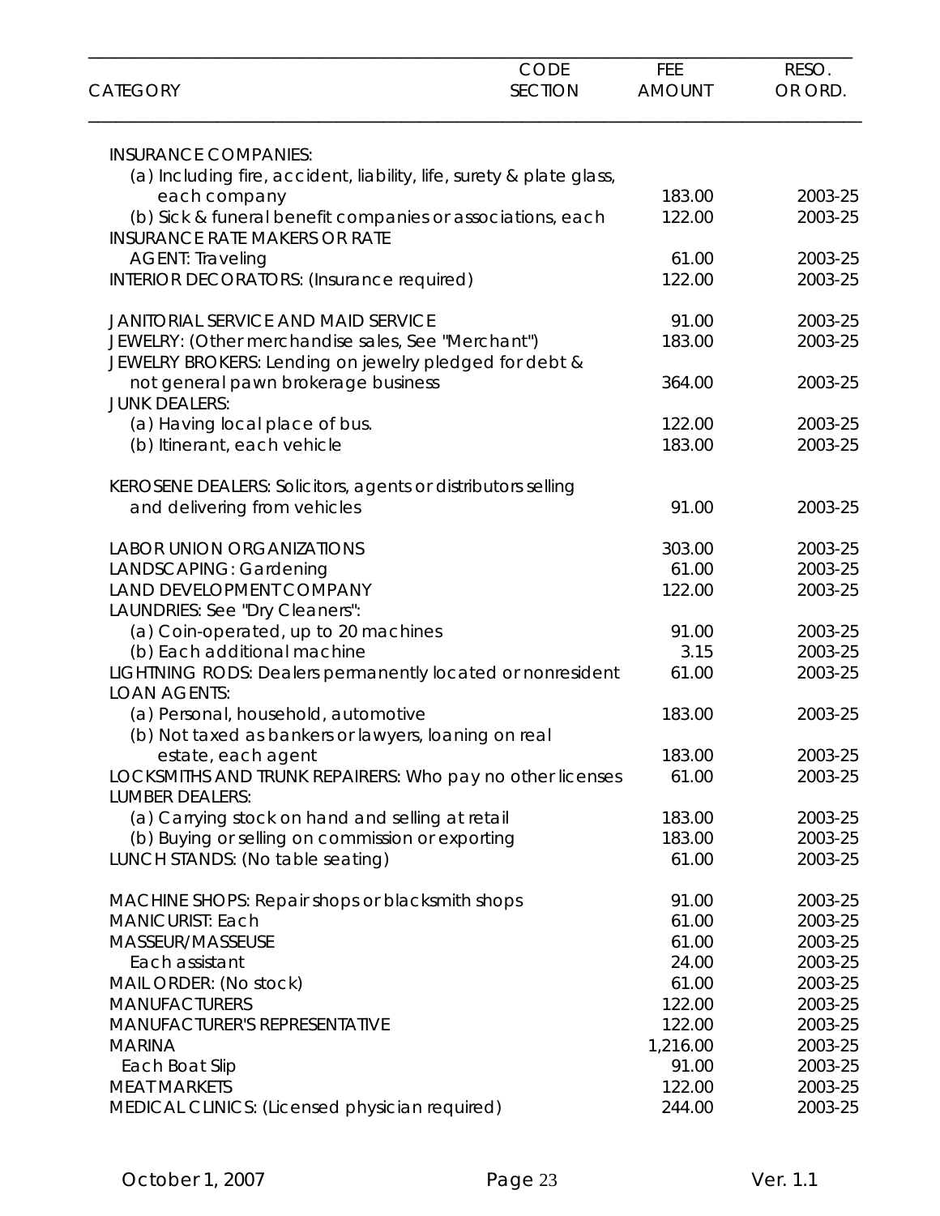| CATEGORY | CODE SECTION | FEE AMOUNT | RESO. OR ORD. |
|---|---|---|---|
| INSURANCE COMPANIES: | | | |
| (a) Including fire, accident, liability, life, surety & plate glass, each company | | 183.00 | 2003-25 |
| (b) Sick & funeral benefit companies or associations, each | | 122.00 | 2003-25 |
| INSURANCE RATE MAKERS OR RATE AGENT: Traveling | | 61.00 | 2003-25 |
| INTERIOR DECORATORS: (Insurance required) | | 122.00 | 2003-25 |
| JANITORIAL SERVICE AND MAID SERVICE | | 91.00 | 2003-25 |
| JEWELRY: (Other merchandise sales, See "Merchant") | | 183.00 | 2003-25 |
| JEWELRY BROKERS: Lending on jewelry pledged for debt & not general pawn brokerage business | | 364.00 | 2003-25 |
| JUNK DEALERS: | | | |
| (a) Having local place of bus. | | 122.00 | 2003-25 |
| (b) Itinerant, each vehicle | | 183.00 | 2003-25 |
| KEROSENE DEALERS: Solicitors, agents or distributors selling and delivering from vehicles | | 91.00 | 2003-25 |
| LABOR UNION ORGANIZATIONS | | 303.00 | 2003-25 |
| LANDSCAPING: Gardening | | 61.00 | 2003-25 |
| LAND DEVELOPMENT COMPANY | | 122.00 | 2003-25 |
| LAUNDRIES: See "Dry Cleaners": | | | |
| (a) Coin-operated, up to 20 machines | | 91.00 | 2003-25 |
| (b) Each additional machine | | 3.15 | 2003-25 |
| LIGHTNING RODS: Dealers permanently located or nonresident | | 61.00 | 2003-25 |
| LOAN AGENTS: | | | |
| (a) Personal, household, automotive | | 183.00 | 2003-25 |
| (b) Not taxed as bankers or lawyers, loaning on real estate, each agent | | 183.00 | 2003-25 |
| LOCKSMITHS AND TRUNK REPAIRERS: Who pay no other licenses | | 61.00 | 2003-25 |
| LUMBER DEALERS: | | | |
| (a) Carrying stock on hand and selling at retail | | 183.00 | 2003-25 |
| (b) Buying or selling on commission or exporting | | 183.00 | 2003-25 |
| LUNCH STANDS: (No table seating) | | 61.00 | 2003-25 |
| MACHINE SHOPS: Repair shops or blacksmith shops | | 91.00 | 2003-25 |
| MANICURIST: Each | | 61.00 | 2003-25 |
| MASSEUR/MASSEUSE | | 61.00 | 2003-25 |
| Each assistant | | 24.00 | 2003-25 |
| MAIL ORDER: (No stock) | | 61.00 | 2003-25 |
| MANUFACTURERS | | 122.00 | 2003-25 |
| MANUFACTURER'S REPRESENTATIVE | | 122.00 | 2003-25 |
| MARINA | | 1,216.00 | 2003-25 |
| Each Boat Slip | | 91.00 | 2003-25 |
| MEAT MARKETS | | 122.00 | 2003-25 |
| MEDICAL CLINICS: (Licensed physician required) | | 244.00 | 2003-25 |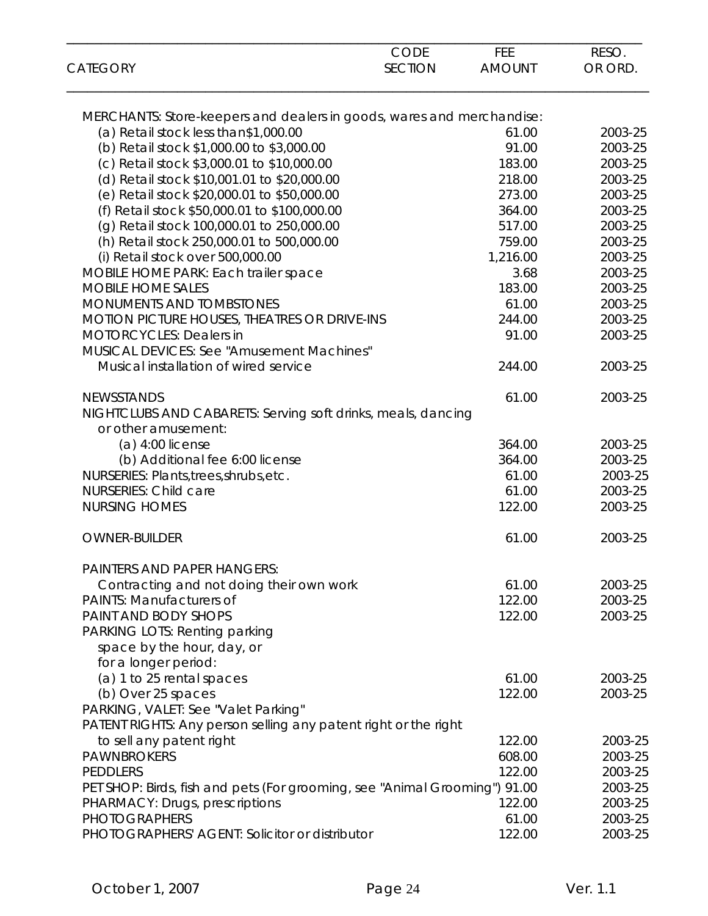| CATEGORY | CODE SECTION | FEE AMOUNT | RESO. OR ORD. |
|---|---|---|---|
| MERCHANTS: Store-keepers and dealers in goods, wares and merchandise: | | | |
| (a) Retail stock less than$1,000.00 | | 61.00 | 2003-25 |
| (b) Retail stock $1,000.00 to $3,000.00 | | 91.00 | 2003-25 |
| (c) Retail stock $3,000.01 to $10,000.00 | | 183.00 | 2003-25 |
| (d) Retail stock $10,001.01 to $20,000.00 | | 218.00 | 2003-25 |
| (e) Retail stock $20,000.01 to $50,000.00 | | 273.00 | 2003-25 |
| (f) Retail stock $50,000.01 to $100,000.00 | | 364.00 | 2003-25 |
| (g) Retail stock 100,000.01 to 250,000.00 | | 517.00 | 2003-25 |
| (h) Retail stock 250,000.01 to 500,000.00 | | 759.00 | 2003-25 |
| (i) Retail stock over 500,000.00 | | 1,216.00 | 2003-25 |
| MOBILE HOME PARK: Each trailer space | | 3.68 | 2003-25 |
| MOBILE HOME SALES | | 183.00 | 2003-25 |
| MONUMENTS AND TOMBSTONES | | 61.00 | 2003-25 |
| MOTION PICTURE HOUSES, THEATRES OR DRIVE-INS | | 244.00 | 2003-25 |
| MOTORCYCLES: Dealers in | | 91.00 | 2003-25 |
| MUSICAL DEVICES: See "Amusement Machines" | | | |
| Musical installation of wired service | | 244.00 | 2003-25 |
| NEWSSTANDS | | 61.00 | 2003-25 |
| NIGHTCLUBS AND CABARETS: Serving soft drinks, meals, dancing or other amusement: | | | |
| (a) 4:00 license | | 364.00 | 2003-25 |
| (b) Additional fee 6:00 license | | 364.00 | 2003-25 |
| NURSERIES: Plants,trees,shrubs,etc. | | 61.00 | 2003-25 |
| NURSERIES: Child care | | 61.00 | 2003-25 |
| NURSING HOMES | | 122.00 | 2003-25 |
| OWNER-BUILDER | | 61.00 | 2003-25 |
| PAINTERS AND PAPER HANGERS: | | | |
| Contracting and not doing their own work | | 61.00 | 2003-25 |
| PAINTS: Manufacturers of | | 122.00 | 2003-25 |
| PAINT AND BODY SHOPS | | 122.00 | 2003-25 |
| PARKING LOTS: Renting parking space by the hour, day, or for a longer period: | | | |
| (a) 1 to 25 rental spaces | | 61.00 | 2003-25 |
| (b) Over 25 spaces | | 122.00 | 2003-25 |
| PARKING, VALET: See "Valet Parking" | | | |
| PATENT RIGHTS: Any person selling any patent right or the right to sell any patent right | | 122.00 | 2003-25 |
| PAWNBROKERS | | 608.00 | 2003-25 |
| PEDDLERS | | 122.00 | 2003-25 |
| PET SHOP: Birds, fish and pets (For grooming, see "Animal Grooming") | | 91.00 | 2003-25 |
| PHARMACY: Drugs, prescriptions | | 122.00 | 2003-25 |
| PHOTOGRAPHERS | | 61.00 | 2003-25 |
| PHOTOGRAPHERS' AGENT: Solicitor or distributor | | 122.00 | 2003-25 |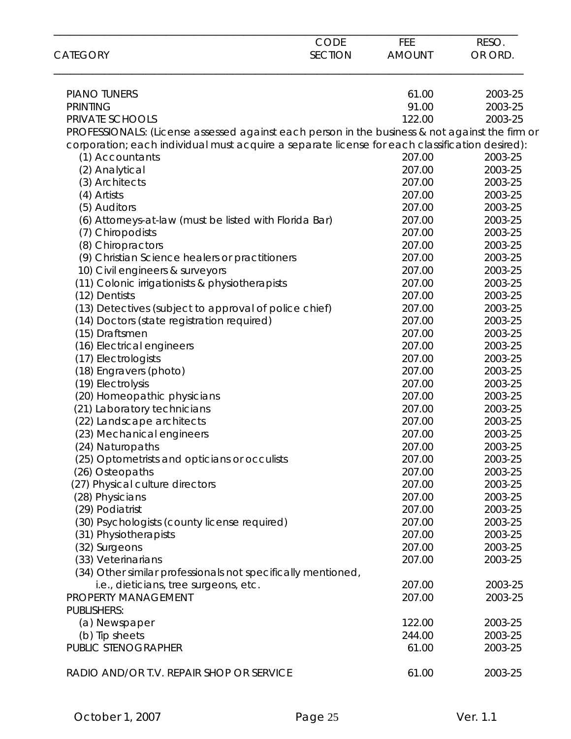| CATEGORY | CODE SECTION | FEE AMOUNT | RESO. OR ORD. |
|---|---|---|---|
| PIANO TUNERS | | 61.00 | 2003-25 |
| PRINTING | | 91.00 | 2003-25 |
| PRIVATE SCHOOLS | | 122.00 | 2003-25 |
| PROFESSIONALS: (License assessed against each person in the business & not against the firm or corporation; each individual must acquire a separate license for each classification desired): | | | |
| (1) Accountants | | 207.00 | 2003-25 |
| (2) Analytical | | 207.00 | 2003-25 |
| (3) Architects | | 207.00 | 2003-25 |
| (4) Artists | | 207.00 | 2003-25 |
| (5) Auditors | | 207.00 | 2003-25 |
| (6) Attorneys-at-law (must be listed with Florida Bar) | | 207.00 | 2003-25 |
| (7) Chiropodists | | 207.00 | 2003-25 |
| (8) Chiropractors | | 207.00 | 2003-25 |
| (9) Christian Science healers or practitioners | | 207.00 | 2003-25 |
| 10) Civil engineers & surveyors | | 207.00 | 2003-25 |
| (11) Colonic irrigationists & physiotherapists | | 207.00 | 2003-25 |
| (12) Dentists | | 207.00 | 2003-25 |
| (13) Detectives (subject to approval of police chief) | | 207.00 | 2003-25 |
| (14) Doctors (state registration required) | | 207.00 | 2003-25 |
| (15) Draftsmen | | 207.00 | 2003-25 |
| (16) Electrical engineers | | 207.00 | 2003-25 |
| (17) Electrologists | | 207.00 | 2003-25 |
| (18) Engravers (photo) | | 207.00 | 2003-25 |
| (19) Electrolysis | | 207.00 | 2003-25 |
| (20) Homeopathic physicians | | 207.00 | 2003-25 |
| (21) Laboratory technicians | | 207.00 | 2003-25 |
| (22) Landscape architects | | 207.00 | 2003-25 |
| (23) Mechanical engineers | | 207.00 | 2003-25 |
| (24) Naturopaths | | 207.00 | 2003-25 |
| (25) Optometrists and opticians or occulists | | 207.00 | 2003-25 |
| (26) Osteopaths | | 207.00 | 2003-25 |
| (27) Physical culture directors | | 207.00 | 2003-25 |
| (28) Physicians | | 207.00 | 2003-25 |
| (29) Podiatrist | | 207.00 | 2003-25 |
| (30) Psychologists (county license required) | | 207.00 | 2003-25 |
| (31) Physiotherapists | | 207.00 | 2003-25 |
| (32) Surgeons | | 207.00 | 2003-25 |
| (33) Veterinarians | | 207.00 | 2003-25 |
| (34) Other similar professionals not specifically mentioned, i.e., dieticians, tree surgeons, etc. | | 207.00 | 2003-25 |
| PROPERTY MANAGEMENT | | 207.00 | 2003-25 |
| PUBLISHERS: | | | |
| (a) Newspaper | | 122.00 | 2003-25 |
| (b) Tip sheets | | 244.00 | 2003-25 |
| PUBLIC STENOGRAPHER | | 61.00 | 2003-25 |
| RADIO AND/OR T.V. REPAIR SHOP OR SERVICE | | 61.00 | 2003-25 |

October 1, 2007 Ver. 1.1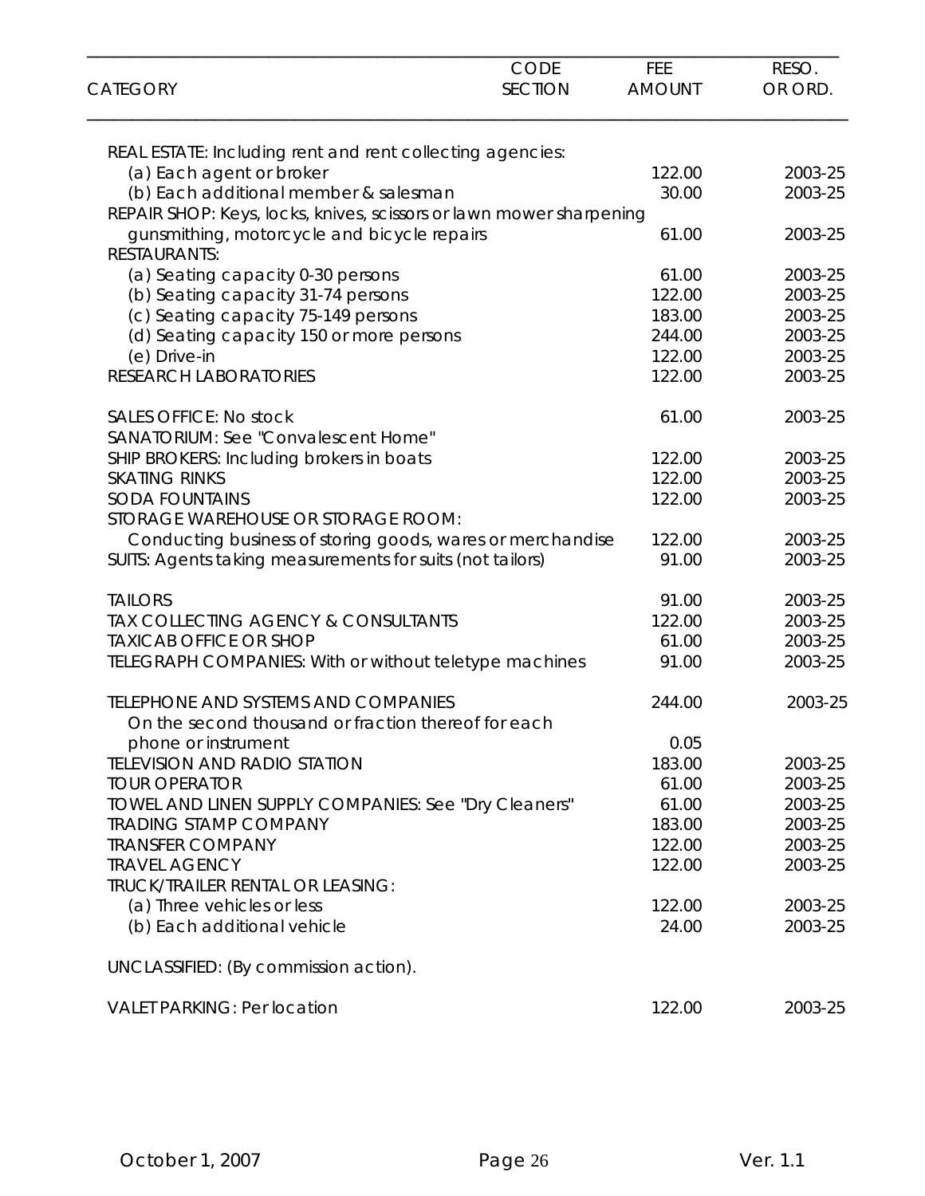| CATEGORY | CODE SECTION | FEE AMOUNT | RESO. OR ORD. |
|---|---|---|---|
| REAL ESTATE: Including rent and rent collecting agencies: | | | |
| (a) Each agent or broker | | 122.00 | 2003-25 |
| (b) Each additional member & salesman | | 30.00 | 2003-25 |
| REPAIR SHOP: Keys, locks, knives, scissors or lawn mower sharpening gunsmithing, motorcycle and bicycle repairs | | 61.00 | 2003-25 |
| RESTAURANTS: | | | |
| (a) Seating capacity 0-30 persons | | 61.00 | 2003-25 |
| (b) Seating capacity 31-74 persons | | 122.00 | 2003-25 |
| (c) Seating capacity 75-149 persons | | 183.00 | 2003-25 |
| (d) Seating capacity 150 or more persons | | 244.00 | 2003-25 |
| (e) Drive-in | | 122.00 | 2003-25 |
| RESEARCH LABORATORIES | | 122.00 | 2003-25 |
| SALES OFFICE: No stock | | 61.00 | 2003-25 |
| SANATORIUM: See "Convalescent Home" | | | |
| SHIP BROKERS: Including brokers in boats | | 122.00 | 2003-25 |
| SKATING RINKS | | 122.00 | 2003-25 |
| SODA FOUNTAINS | | 122.00 | 2003-25 |
| STORAGE WAREHOUSE OR STORAGE ROOM: Conducting business of storing goods, wares or merchandise | | 122.00 | 2003-25 |
| SUITS: Agents taking measurements for suits (not tailors) | | 91.00 | 2003-25 |
| TAILORS | | 91.00 | 2003-25 |
| TAX COLLECTING AGENCY & CONSULTANTS | | 122.00 | 2003-25 |
| TAXICAB OFFICE OR SHOP | | 61.00 | 2003-25 |
| TELEGRAPH COMPANIES: With or without teletype machines | | 91.00 | 2003-25 |
| TELEPHONE AND SYSTEMS AND COMPANIES | | 244.00 | 2003-25 |
| On the second thousand or fraction thereof for each phone or instrument | | 0.05 | |
| TELEVISION AND RADIO STATION | | 183.00 | 2003-25 |
| TOUR OPERATOR | | 61.00 | 2003-25 |
| TOWEL AND LINEN SUPPLY COMPANIES: See "Dry Cleaners" | | 61.00 | 2003-25 |
| TRADING STAMP COMPANY | | 183.00 | 2003-25 |
| TRANSFER COMPANY | | 122.00 | 2003-25 |
| TRAVEL AGENCY | | 122.00 | 2003-25 |
| TRUCK/TRAILER RENTAL OR LEASING: | | | |
| (a) Three vehicles or less | | 122.00 | 2003-25 |
| (b) Each additional vehicle | | 24.00 | 2003-25 |
| UNCLASSIFIED: (By commission action). | | | |
| VALET PARKING: Per location | | 122.00 | 2003-25 |

October 1, 2007 Ver. 1.1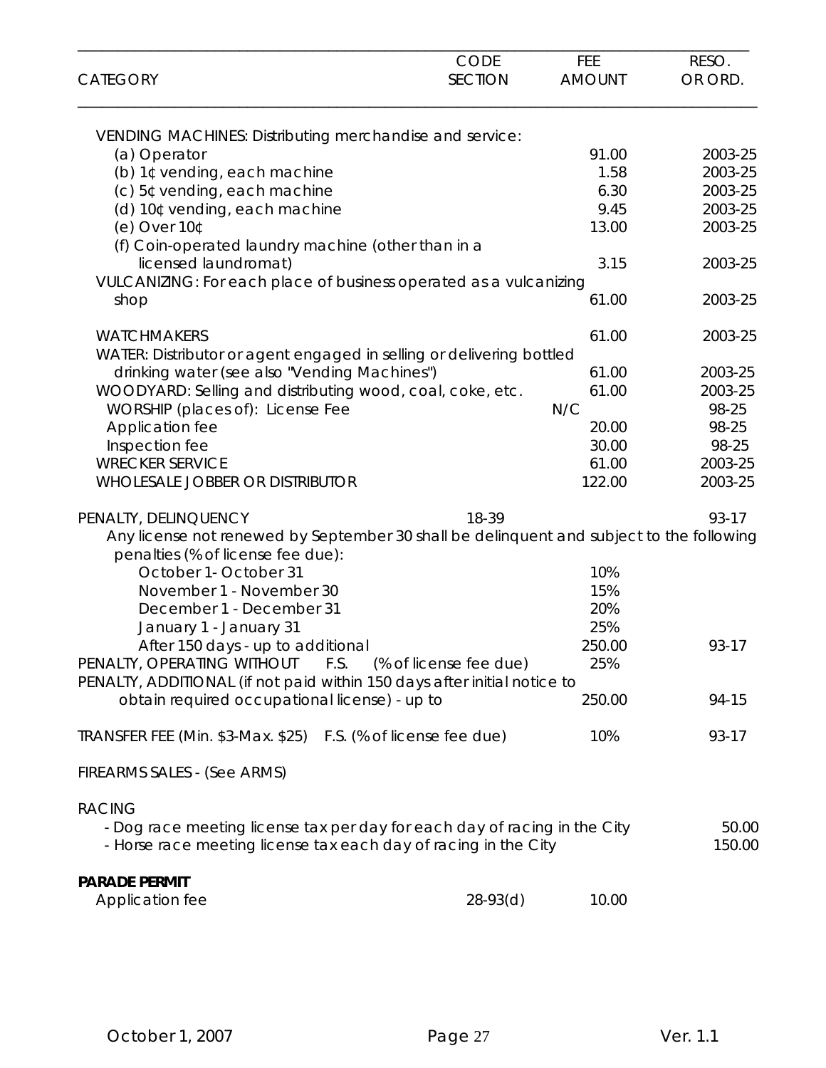| CATEGORY | CODE SECTION | FEE AMOUNT | RESO. OR ORD. |
|---|---|---|---|
| VENDING MACHINES: Distributing merchandise and service: | | | |
| (a) Operator | | 91.00 | 2003-25 |
| (b) 1¢ vending, each machine | | 1.58 | 2003-25 |
| (c) 5¢ vending, each machine | | 6.30 | 2003-25 |
| (d) 10¢ vending, each machine | | 9.45 | 2003-25 |
| (e) Over 10¢ | | 13.00 | 2003-25 |
| (f) Coin-operated laundry machine (other than in a licensed laundromat) | | 3.15 | 2003-25 |
| VULCANIZING: For each place of business operated as a vulcanizing shop | | 61.00 | 2003-25 |
| WATCHMAKERS | | 61.00 | 2003-25 |
| WATER: Distributor or agent engaged in selling or delivering bottled drinking water (see also "Vending Machines") | | 61.00 | 2003-25 |
| WOODYARD: Selling and distributing wood, coal, coke, etc. | | 61.00 | 2003-25 |
| WORSHIP (places of): License Fee | | N/C | 98-25 |
| Application fee | | 20.00 | 98-25 |
| Inspection fee | | 30.00 | 98-25 |
| WRECKER SERVICE | | 61.00 | 2003-25 |
| WHOLESALE JOBBER OR DISTRIBUTOR | | 122.00 | 2003-25 |
| PENALTY, DELINQUENCY | 18-39 | | 93-17 |
| Any license not renewed by September 30 shall be delinquent and subject to the following penalties (% of license fee due): | | | |
| October 1- October 31 | | 10% | |
| November 1 - November 30 | | 15% | |
| December 1 - December 31 | | 20% | |
| January 1 - January 31 | | 25% | |
| After 150 days - up to additional | | 250.00 | 93-17 |
| PENALTY, OPERATING WITHOUT (% of license fee due) | F.S. | 25% | |
| PENALTY, ADDITIONAL (if not paid within 150 days after initial notice to obtain required occupational license) - up to | | 250.00 | 94-15 |
| TRANSFER FEE (Min. $3-Max. $25) (% of license fee due) | F.S. | 10% | 93-17 |
| FIREARMS SALES - (See ARMS) | | | |
| RACING | | | |
| - Dog race meeting license tax per day for each day of racing in the City | | | 50.00 |
| - Horse race meeting license tax each day of racing in the City | | | 150.00 |
| **PARADE PERMIT** | | | |
| Application fee | 28-93(d) | 10.00 | |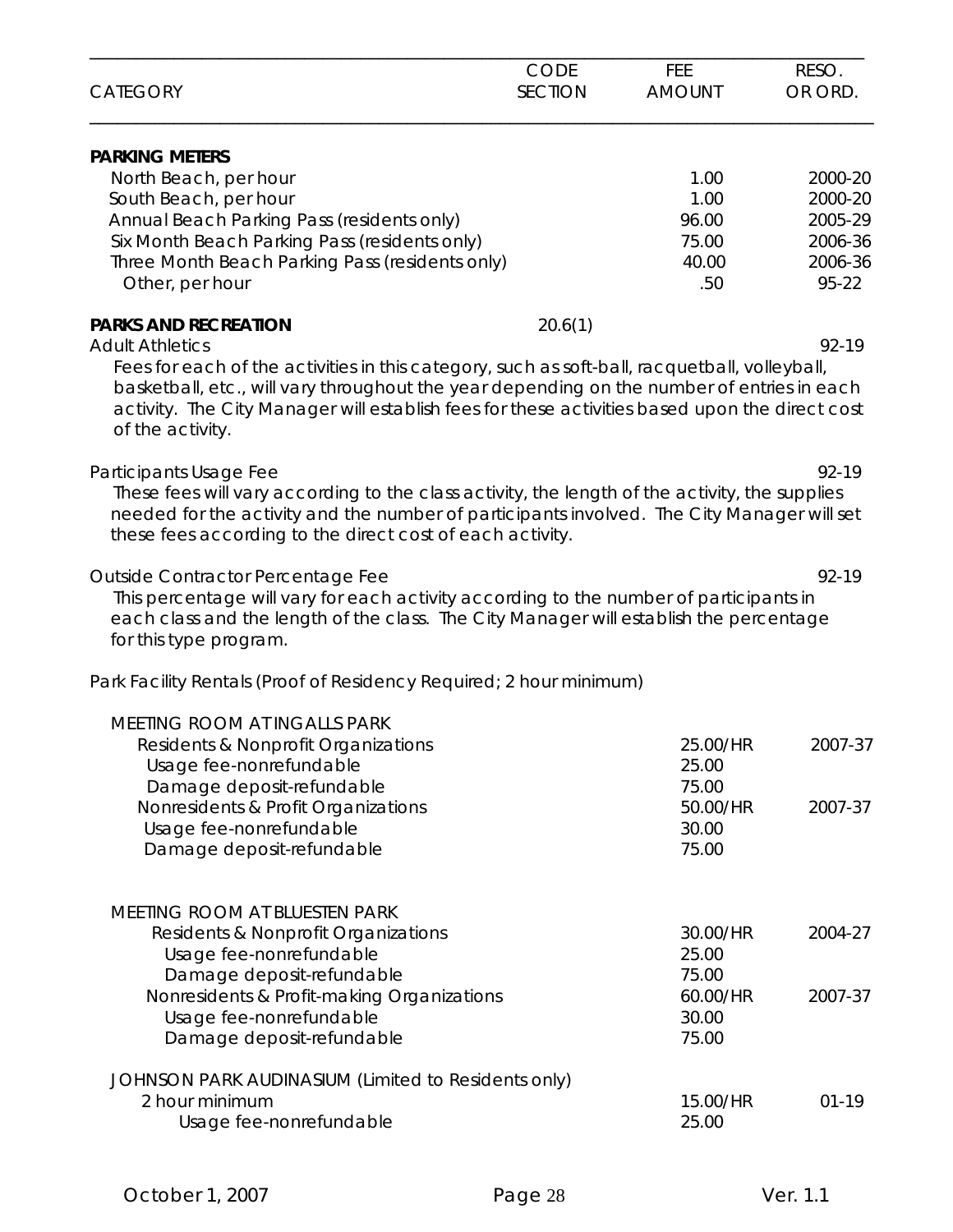| CATEGORY | CODE SECTION | FEE AMOUNT | RESO. OR ORD. |
|---|---|---|---|
| **PARKING METERS** | | | |
| North Beach, per hour | | 1.00 | 2000-20 |
| South Beach, per hour | | 1.00 | 2000-20 |
| Annual Beach Parking Pass (residents only) | | 96.00 | 2005-29 |
| Six Month Beach Parking Pass (residents only) | | 75.00 | 2006-36 |
| Three Month Beach Parking Pass (residents only) | | 40.00 | 2006-36 |
| Other, per hour | | .50 | 95-22 |
| **PARKS AND RECREATION** | 20.6(1) | | |
| Adult Athletics | | | 92-19 |

Fees for each of the activities in this category, such as soft-ball, racquetball, volleyball, basketball, etc., will vary throughout the year depending on the number of entries in each activity. The City Manager will establish fees for these activities based upon the direct cost of the activity.

| CATEGORY | CODE SECTION | FEE AMOUNT | RESO. OR ORD. |
|---|---|---|---|
| Participants Usage Fee | | | 92-19 |

These fees will vary according to the class activity, the length of the activity, the supplies needed for the activity and the number of participants involved. The City Manager will set these fees according to the direct cost of each activity.

| CATEGORY | CODE SECTION | FEE AMOUNT | RESO. OR ORD. |
|---|---|---|---|
| Outside Contractor Percentage Fee | | | 92-19 |

This percentage will vary for each activity according to the number of participants in each class and the length of the class. The City Manager will establish the percentage for this type program.

Park Facility Rentals (Proof of Residency Required; 2 hour minimum)

| CATEGORY | CODE SECTION | FEE AMOUNT | RESO. OR ORD. |
|---|---|---|---|
| MEETING ROOM AT INGALLS PARK | | | |
| Residents & Nonprofit Organizations | | 25.00/HR | 2007-37 |
| Usage fee-nonrefundable | | 25.00 | |
| Damage deposit-refundable | | 75.00 | |
| Nonresidents & Profit Organizations | | 50.00/HR | 2007-37 |
| Usage fee-nonrefundable | | 30.00 | |
| Damage deposit-refundable | | 75.00 | |
| MEETING ROOM AT BLUESTEN PARK | | | |
| Residents & Nonprofit Organizations | | 30.00/HR | 2004-27 |
| Usage fee-nonrefundable | | 25.00 | |
| Damage deposit-refundable | | 75.00 | |
| Nonresidents & Profit-making Organizations | | 60.00/HR | 2007-37 |
| Usage fee-nonrefundable | | 30.00 | |
| Damage deposit-refundable | | 75.00 | |
| JOHNSON PARK AUDINASIUM (Limited to Residents only) | | | |
| 2 hour minimum | | 15.00/HR | 01-19 |
| Usage fee-nonrefundable | | 25.00 | |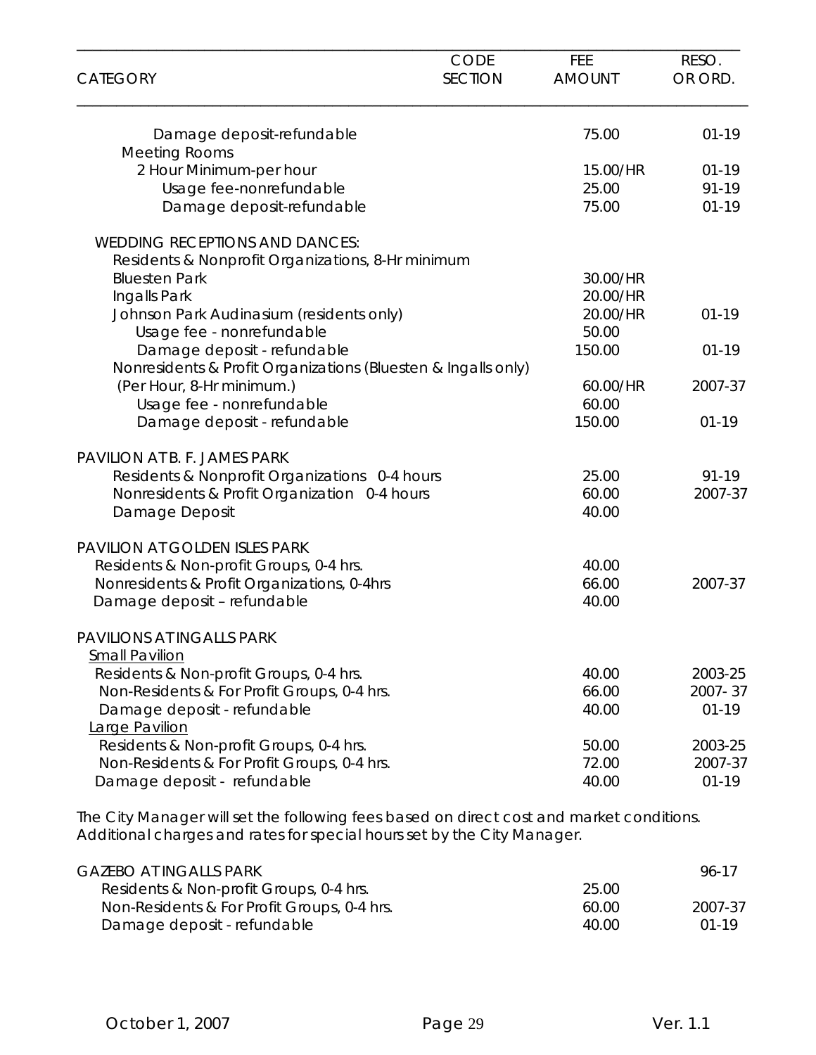| CATEGORY | CODE SECTION | FEE AMOUNT | RESO. OR ORD. |
|---|---|---|---|
| Damage deposit-refundable | | 75.00 | 01-19 |
| Meeting Rooms | | | |
| 2 Hour Minimum-per hour | | 15.00/HR | 01-19 |
| Usage fee-nonrefundable | | 25.00 | 91-19 |
| Damage deposit-refundable | | 75.00 | 01-19 |
| | | | |
| WEDDING RECEPTIONS AND DANCES: | | | |
| Residents & Nonprofit Organizations, 8-Hr minimum | | | |
| Bluesten Park | | 30.00/HR | |
| Ingalls Park | | 20.00/HR | |
| Johnson Park Audinasium (residents only) | | 20.00/HR | 01-19 |
| Usage fee - nonrefundable | | 50.00 | |
| Damage deposit - refundable | | 150.00 | 01-19 |
| Nonresidents & Profit Organizations (Bluesten & Ingalls only) | | | |
| (Per Hour, 8-Hr minimum.) | | 60.00/HR | 2007-37 |
| Usage fee - nonrefundable | | 60.00 | |
| Damage deposit - refundable | | 150.00 | 01-19 |
| | | | |
| PAVILION AT B. F. JAMES PARK | | | |
| Residents & Nonprofit Organizations 0-4 hours | | 25.00 | 91-19 |
| Nonresidents & Profit Organization 0-4 hours | | 60.00 | 2007-37 |
| Damage Deposit | | 40.00 | |
| | | | |
| PAVILION AT GOLDEN ISLES PARK | | | |
| Residents & Non-profit Groups, 0-4 hrs. | | 40.00 | |
| Nonresidents & Profit Organizations, 0-4hrs | | 66.00 | 2007-37 |
| Damage deposit – refundable | | 40.00 | |
| | | | |
| PAVILIONS AT INGALLS PARK | | | |
| Small Pavilion | | | |
| Residents & Non-profit Groups, 0-4 hrs. | | 40.00 | 2003-25 |
| Non-Residents & For Profit Groups, 0-4 hrs. | | 66.00 | 2007- 37 |
| Damage deposit - refundable | | 40.00 | 01-19 |
| Large Pavilion | | | |
| Residents & Non-profit Groups, 0-4 hrs. | | 50.00 | 2003-25 |
| Non-Residents & For Profit Groups, 0-4 hrs. | | 72.00 | 2007-37 |
| Damage deposit - refundable | | 40.00 | 01-19 |

The City Manager will set the following fees based on direct cost and market conditions. Additional charges and rates for special hours set by the City Manager.

| CATEGORY | CODE SECTION | FEE AMOUNT | RESO. OR ORD. |
|---|---|---|---|
| GAZEBO AT INGALLS PARK | | | 96-17 |
| Residents & Non-profit Groups, 0-4 hrs. | | 25.00 | |
| Non-Residents & For Profit Groups, 0-4 hrs. | | 60.00 | 2007-37 |
| Damage deposit - refundable | | 40.00 | 01-19 |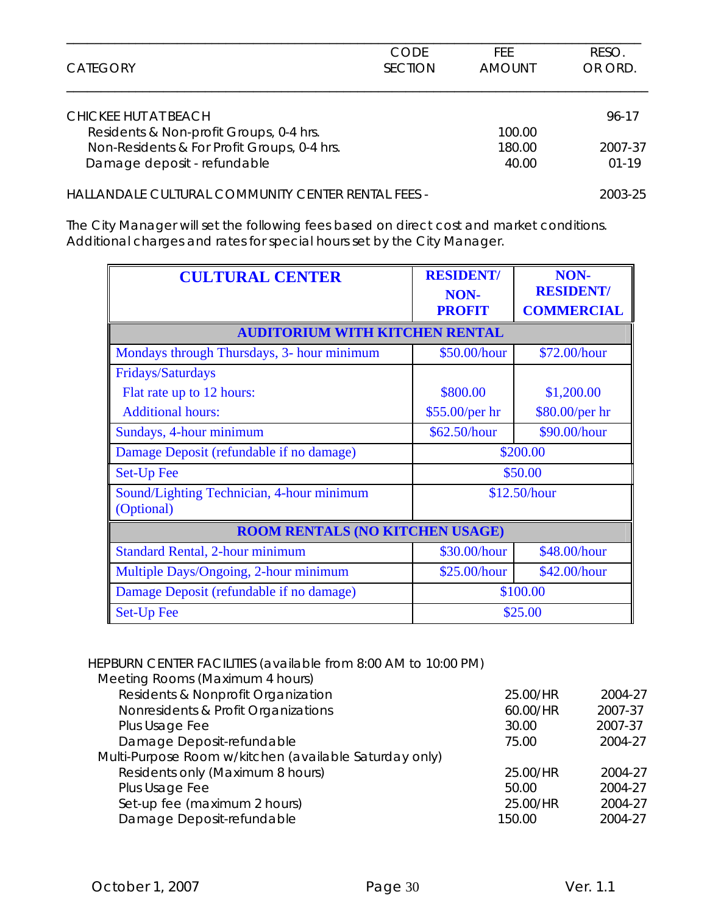| CATEGORY | CODE SECTION | FEE AMOUNT | RESO. OR ORD. |
|---|---|---|---|
| CHICKEE HUT AT BEACH | | | 96-17 |
| Residents & Non-profit Groups, 0-4 hrs. | | 100.00 | |
| Non-Residents & For Profit Groups, 0-4 hrs. | | 180.00 | 2007-37 |
| Damage deposit - refundable | | 40.00 | 01-19 |
| | | | |
| HALLANDALE CULTURAL COMMUNITY CENTER RENTAL FEES - | | | 2003-25 |

The City Manager will set the following fees based on direct cost and market conditions. Additional charges and rates for special hours set by the City Manager.

| CULTURAL CENTER | RESIDENT/ NON-PROFIT | NON-RESIDENT/ COMMERCIAL |
|---|---|---|
| **AUDITORIUM WITH KITCHEN RENTAL** | | |
| Mondays through Thursdays, 3- hour minimum | $50.00/hour | $72.00/hour |
| Fridays/Saturdays | | |
| Flat rate up to 12 hours: | $800.00 | $1,200.00 |
| Additional hours: | $55.00/per hr | $80.00/per hr |
| Sundays, 4-hour minimum | $62.50/hour | $90.00/hour |
| Damage Deposit (refundable if no damage) | $200.00 | |
| Set-Up Fee | $50.00 | |
| Sound/Lighting Technician, 4-hour minimum (Optional) | $12.50/hour | |
| **ROOM RENTALS (NO KITCHEN USAGE)** | | |
| Standard Rental, 2-hour minimum | $30.00/hour | $48.00/hour |
| Multiple Days/Ongoing, 2-hour minimum | $25.00/hour | $42.00/hour |
| Damage Deposit (refundable if no damage) | $100.00 | |
| Set-Up Fee | $25.00 | |

| CATEGORY | CODE SECTION | FEE AMOUNT | RESO. OR ORD. |
|---|---|---|---|
| HEPBURN CENTER FACILITIES (available from 8:00 AM to 10:00 PM) | | | |
| Meeting Rooms (Maximum 4 hours) | | | |
| Residents & Nonprofit Organization | | 25.00/HR | 2004-27 |
| Nonresidents & Profit Organizations | | 60.00/HR | 2007-37 |
| Plus Usage Fee | | 30.00 | 2007-37 |
| Damage Deposit-refundable | | 75.00 | 2004-27 |
| Multi-Purpose Room w/kitchen (available Saturday only) | | | |
| Residents only (Maximum 8 hours) | | 25.00/HR | 2004-27 |
| Plus Usage Fee | | 50.00 | 2004-27 |
| Set-up fee (maximum 2 hours) | | 25.00/HR | 2004-27 |
| Damage Deposit-refundable | | 150.00 | 2004-27 |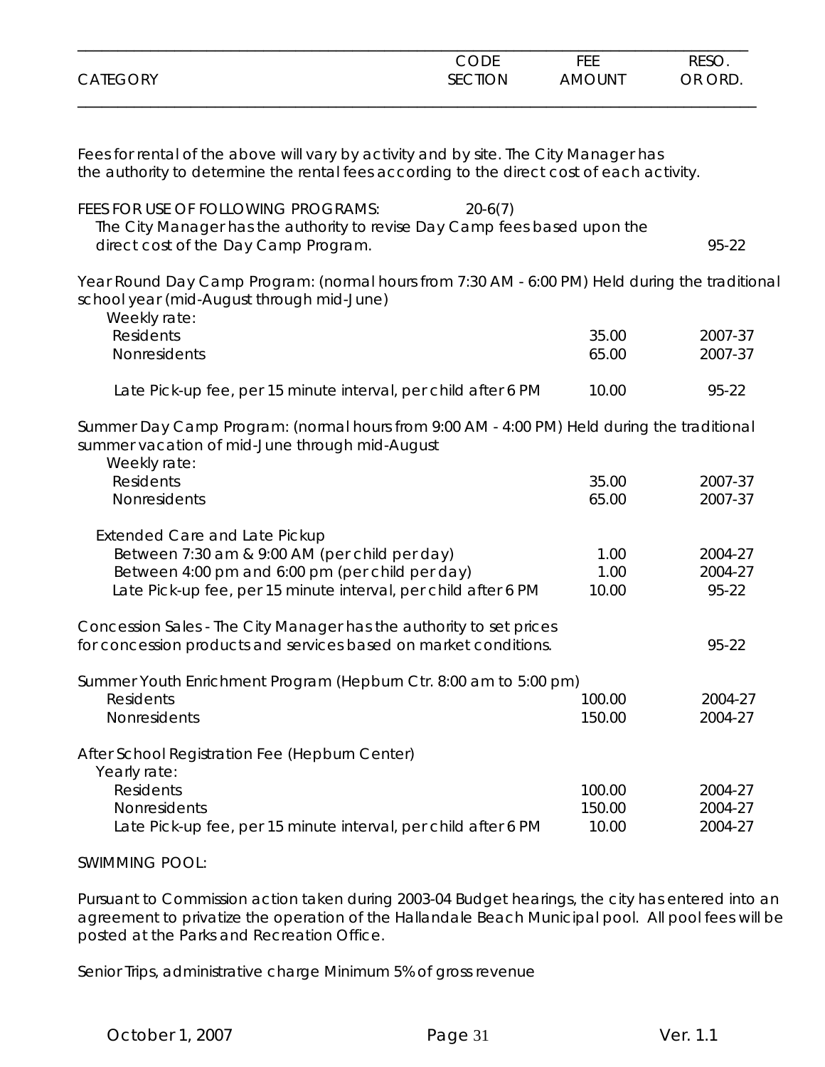| CATEGORY | CODE SECTION | FEE AMOUNT | RESO. OR ORD. |
|---|---|---|---|
| Fees for rental of the above will vary by activity and by site. The City Manager has the authority to determine the rental fees according to the direct cost of each activity. | | | |
| FEES FOR USE OF FOLLOWING PROGRAMS: | 20-6(7) | | |
| The City Manager has the authority to revise Day Camp fees based upon the direct cost of the Day Camp Program. | | | 95-22 |
| Year Round Day Camp Program: (normal hours from 7:30 AM - 6:00 PM) Held during the traditional school year (mid-August through mid-June) | | | |
| Weekly rate: | | | |
| Residents | | 35.00 | 2007-37 |
| Nonresidents | | 65.00 | 2007-37 |
| Late Pick-up fee, per 15 minute interval, per child after 6 PM | | 10.00 | 95-22 |
| Summer Day Camp Program: (normal hours from 9:00 AM - 4:00 PM) Held during the traditional summer vacation of mid-June through mid-August | | | |
| Weekly rate: | | | |
| Residents | | 35.00 | 2007-37 |
| Nonresidents | | 65.00 | 2007-37 |
| Extended Care and Late Pickup | | | |
| Between 7:30 am & 9:00 AM (per child per day) | | 1.00 | 2004-27 |
| Between 4:00 pm and 6:00 pm (per child per day) | | 1.00 | 2004-27 |
| Late Pick-up fee, per 15 minute interval, per child after 6 PM | | 10.00 | 95-22 |
| Concession Sales - The City Manager has the authority to set prices for concession products and services based on market conditions. | | | 95-22 |
| Summer Youth Enrichment Program (Hepburn Ctr. 8:00 am to 5:00 pm) | | | |
| Residents | | 100.00 | 2004-27 |
| Nonresidents | | 150.00 | 2004-27 |
| After School Registration Fee (Hepburn Center) | | | |
| Yearly rate: | | | |
| Residents | | 100.00 | 2004-27 |
| Nonresidents | | 150.00 | 2004-27 |
| Late Pick-up fee, per 15 minute interval, per child after 6 PM | | 10.00 | 2004-27 |

SWIMMING POOL:

Pursuant to Commission action taken during 2003-04 Budget hearings, the city has entered into an agreement to privatize the operation of the Hallandale Beach Municipal pool. All pool fees will be posted at the Parks and Recreation Office.

Senior Trips, administrative charge Minimum 5% of gross revenue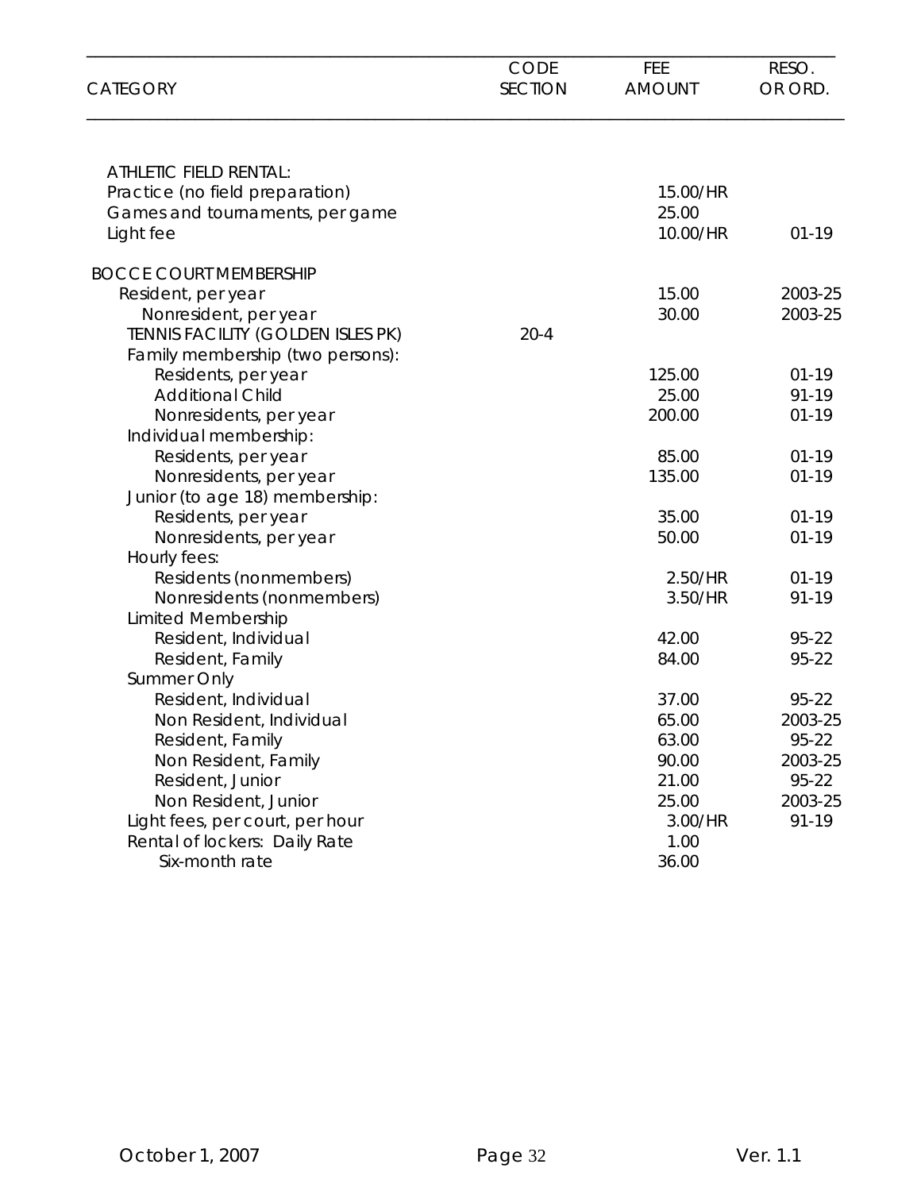| CATEGORY | CODE SECTION | FEE AMOUNT | RESO. OR ORD. |
|---|---|---|---|
| ATHLETIC FIELD RENTAL: | | | |
| Practice (no field preparation) | | 15.00/HR | |
| Games and tournaments, per game | | 25.00 | |
| Light fee | | 10.00/HR | 01-19 |
| BOCCE COURT MEMBERSHIP | | | |
| Resident, per year | | 15.00 | 2003-25 |
| Nonresident, per year | | 30.00 | 2003-25 |
| TENNIS FACILITY (GOLDEN ISLES PK) | 20-4 | | |
| Family membership (two persons): | | | |
| Residents, per year | | 125.00 | 01-19 |
| Additional Child | | 25.00 | 91-19 |
| Nonresidents, per year | | 200.00 | 01-19 |
| Individual membership: | | | |
| Residents, per year | | 85.00 | 01-19 |
| Nonresidents, per year | | 135.00 | 01-19 |
| Junior (to age 18) membership: | | | |
| Residents, per year | | 35.00 | 01-19 |
| Nonresidents, per year | | 50.00 | 01-19 |
| Hourly fees: | | | |
| Residents (nonmembers) | | 2.50/HR | 01-19 |
| Nonresidents (nonmembers) | | 3.50/HR | 91-19 |
| Limited Membership | | | |
| Resident, Individual | | 42.00 | 95-22 |
| Resident, Family | | 84.00 | 95-22 |
| Summer Only | | | |
| Resident, Individual | | 37.00 | 95-22 |
| Non Resident, Individual | | 65.00 | 2003-25 |
| Resident, Family | | 63.00 | 95-22 |
| Non Resident, Family | | 90.00 | 2003-25 |
| Resident, Junior | | 21.00 | 95-22 |
| Non Resident, Junior | | 25.00 | 2003-25 |
| Light fees, per court, per hour | | 3.00/HR | 91-19 |
| Rental of lockers: Daily Rate | | 1.00 | |
| Six-month rate | | 36.00 | |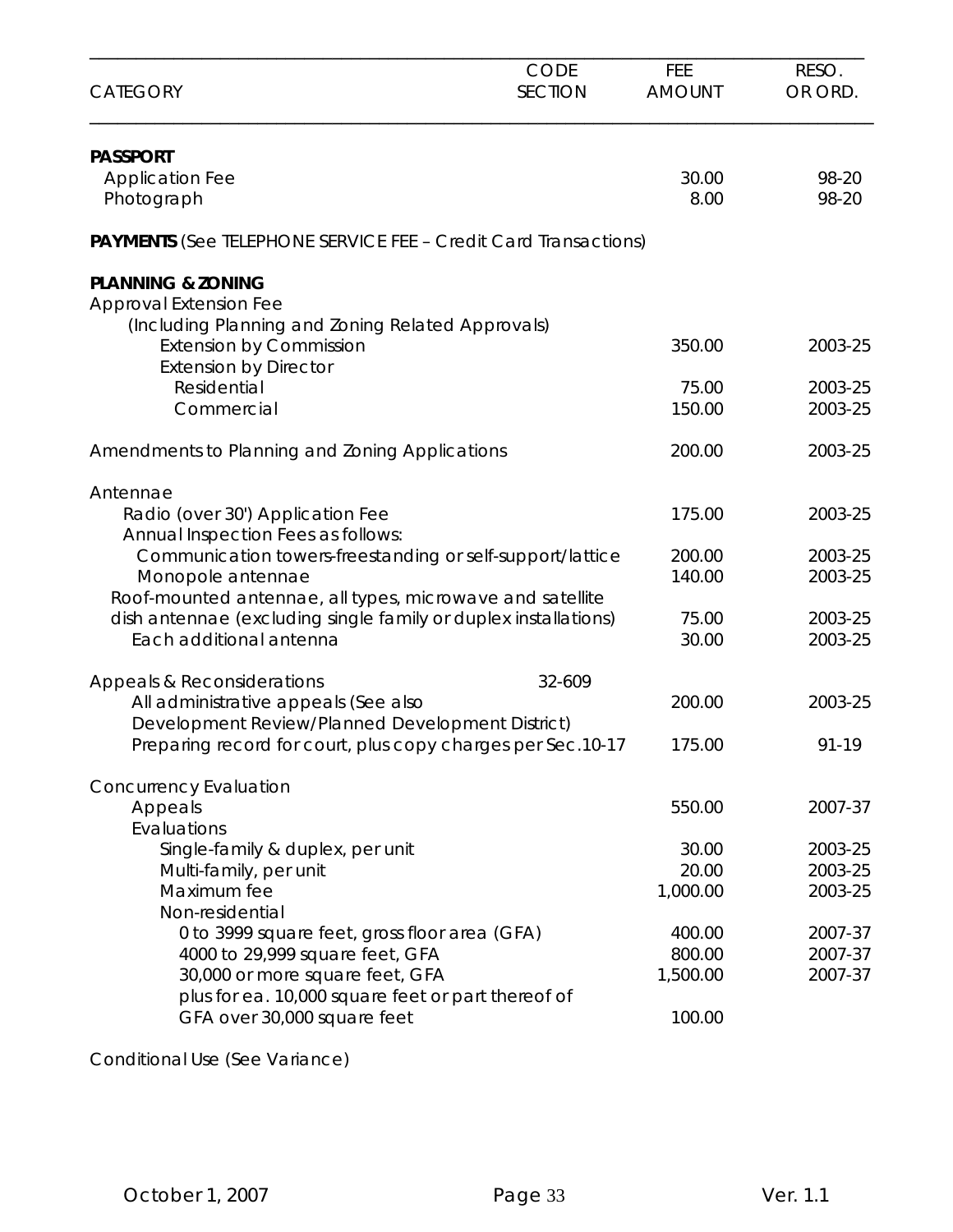| CATEGORY | CODE SECTION | FEE AMOUNT | RESO. OR ORD. |
|---|---|---|---|
| **PASSPORT** | | | |
| Application Fee | | 30.00 | 98-20 |
| Photograph | | 8.00 | 98-20 |
| **PAYMENTS** (See TELEPHONE SERVICE FEE – Credit Card Transactions) | | | |
| **PLANNING & ZONING** | | | |
| Approval Extension Fee | | | |
| (Including Planning and Zoning Related Approvals) | | | |
| Extension by Commission | | 350.00 | 2003-25 |
| Extension by Director | | | |
| Residential | | 75.00 | 2003-25 |
| Commercial | | 150.00 | 2003-25 |
| Amendments to Planning and Zoning Applications | | 200.00 | 2003-25 |
| Antennae | | | |
| Radio (over 30') Application Fee | | 175.00 | 2003-25 |
| Annual Inspection Fees as follows: | | | |
| Communication towers-freestanding or self-support/lattice | | 200.00 | 2003-25 |
| Monopole antennae | | 140.00 | 2003-25 |
| Roof-mounted antennae, all types, microwave and satellite dish antennae (excluding single family or duplex installations) | | 75.00 | 2003-25 |
| Each additional antenna | | 30.00 | 2003-25 |
| Appeals & Reconsiderations | 32-609 | | |
| All administrative appeals (See also Development Review/Planned Development District) | | 200.00 | 2003-25 |
| Preparing record for court, plus copy charges per Sec.10-17 | | 175.00 | 91-19 |
| Concurrency Evaluation | | | |
| Appeals | | 550.00 | 2007-37 |
| Evaluations | | | |
| Single-family & duplex, per unit | | 30.00 | 2003-25 |
| Multi-family, per unit | | 20.00 | 2003-25 |
| Maximum fee | | 1,000.00 | 2003-25 |
| Non-residential | | | |
| 0 to 3999 square feet, gross floor area (GFA) | | 400.00 | 2007-37 |
| 4000 to 29,999 square feet, GFA | | 800.00 | 2007-37 |
| 30,000 or more square feet, GFA | | 1,500.00 | 2007-37 |
| plus for ea. 10,000 square feet or part thereof of GFA over 30,000 square feet | | 100.00 | |
| Conditional Use (See Variance) | | | |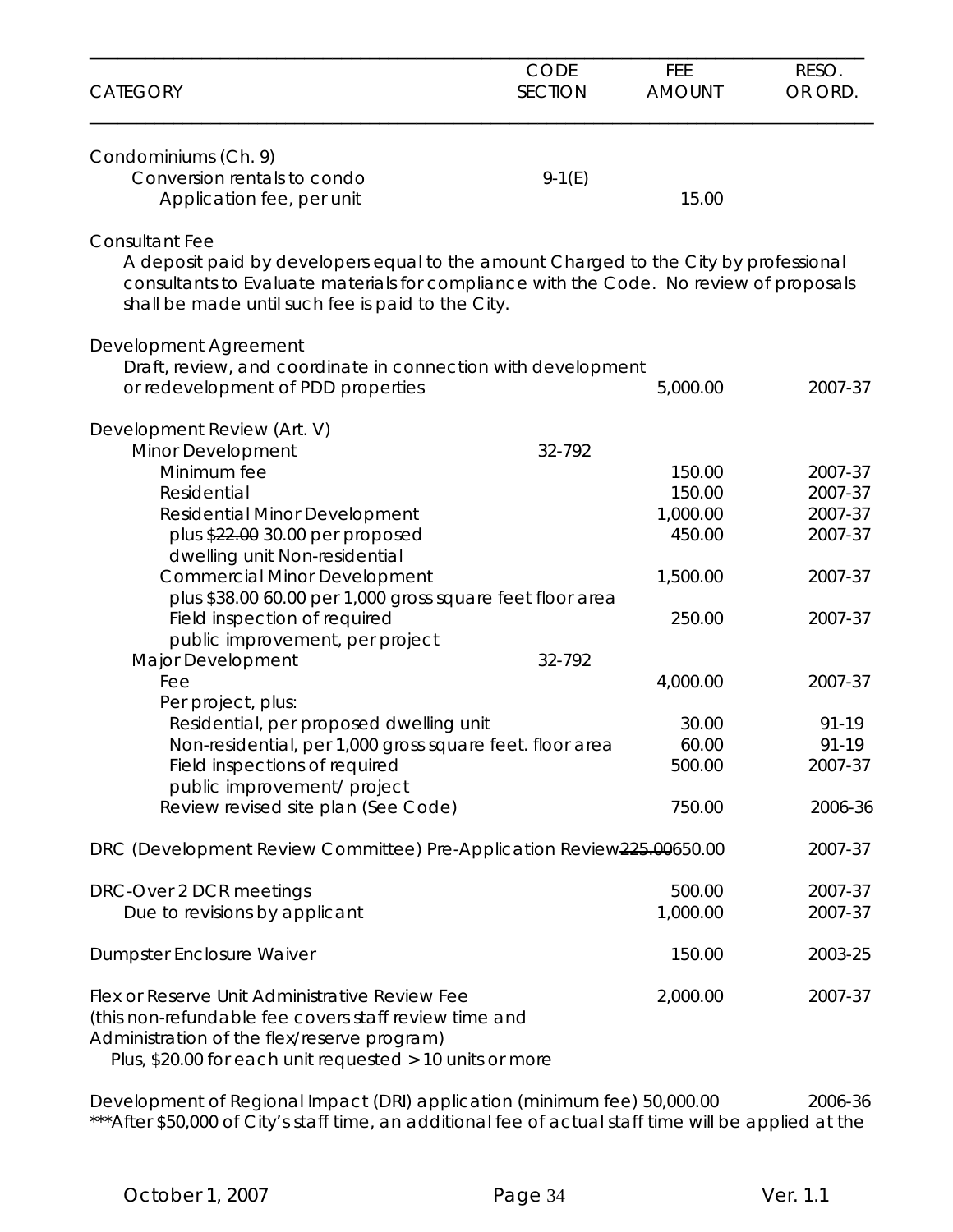| CATEGORY | CODE SECTION | FEE AMOUNT | RESO. OR ORD. |
|---|---|---|---|
| Condominiums (Ch. 9) | | | |
| Conversion rentals to condo | 9-1(E) | | |
| Application fee, per unit | | 15.00 | |
| Consultant Fee | | | |
| A deposit paid by developers equal to the amount Charged to the City by professional consultants to Evaluate materials for compliance with the Code. No review of proposals shall be made until such fee is paid to the City. | | | |
| Development Agreement | | | |
| Draft, review, and coordinate in connection with development or redevelopment of PDD properties | | 5,000.00 | 2007-37 |
| Development Review (Art. V) | | | |
| Minor Development | 32-792 | | |
| Minimum fee | | 150.00 | 2007-37 |
| Residential | | 150.00 | 2007-37 |
| Residential Minor Development | | 1,000.00 | 2007-37 |
| plus ~~$22.00~~ 30.00 per proposed dwelling unit Non-residential | | 450.00 | 2007-37 |
| Commercial Minor Development | | 1,500.00 | 2007-37 |
| plus ~~$38.00~~ 60.00 per 1,000 gross square feet floor area | | | |
| Field inspection of required public improvement, per project | | 250.00 | 2007-37 |
| Major Development | 32-792 | | |
| Fee | | 4,000.00 | 2007-37 |
| Per project, plus: | | | |
| Residential, per proposed dwelling unit | | 30.00 | 91-19 |
| Non-residential, per 1,000 gross square feet. floor area | | 60.00 | 91-19 |
| Field inspections of required public improvement/ project | | 500.00 | 2007-37 |
| Review revised site plan (See Code) | | 750.00 | 2006-36 |
| DRC (Development Review Committee) Pre-Application Review | | ~~225.00~~650.00 | 2007-37 |
| DRC-Over 2 DCR meetings | | 500.00 | 2007-37 |
| Due to revisions by applicant | | 1,000.00 | 2007-37 |
| Dumpster Enclosure Waiver | | 150.00 | 2003-25 |
| Flex or Reserve Unit Administrative Review Fee (this non-refundable fee covers staff review time and Administration of the flex/reserve program) | | 2,000.00 | 2007-37 |
| Plus, $20.00 for each unit requested > 10 units or more | | | |
| Development of Regional Impact (DRI) application (minimum fee) | | 50,000.00 | 2006-36 |

***After $50,000 of City's staff time, an additional fee of actual staff time will be applied at the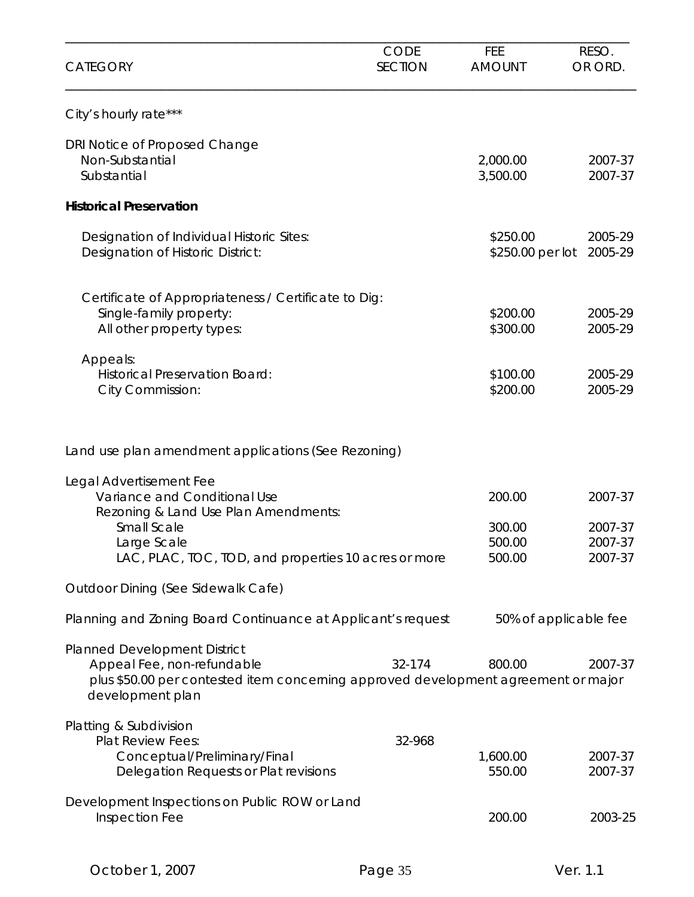| CATEGORY | CODE SECTION | FEE AMOUNT | RESO. OR ORD. |
|---|---|---|---|
| City's hourly rate*** | | | |
| DRI Notice of Proposed Change | | | |
| Non-Substantial | | 2,000.00 | 2007-37 |
| Substantial | | 3,500.00 | 2007-37 |
| **Historical Preservation** | | | |
| Designation of Individual Historic Sites: | | \$250.00 | 2005-29 |
| Designation of Historic District: | | \$250.00 per lot | 2005-29 |
| Certificate of Appropriateness / Certificate to Dig: | | | |
| Single-family property: | | \$200.00 | 2005-29 |
| All other property types: | | \$300.00 | 2005-29 |
| Appeals: | | | |
| Historical Preservation Board: | | \$100.00 | 2005-29 |
| City Commission: | | \$200.00 | 2005-29 |
| Land use plan amendment applications (See Rezoning) | | | |
| Legal Advertisement Fee | | | |
| Variance and Conditional Use | | 200.00 | 2007-37 |
| Rezoning & Land Use Plan Amendments: | | | |
| Small Scale | | 300.00 | 2007-37 |
| Large Scale | | 500.00 | 2007-37 |
| LAC, PLAC, TOC, TOD, and properties 10 acres or more | | 500.00 | 2007-37 |
| Outdoor Dining (See Sidewalk Cafe) | | | |
| Planning and Zoning Board Continuance at Applicant's request | | 50% of applicable fee | |
| Planned Development District | | | |
| Appeal Fee, non-refundable | 32-174 | 800.00 | 2007-37 |
| plus \$50.00 per contested item concerning approved development agreement or major development plan | | | |
| Platting & Subdivision | | | |
| Plat Review Fees: | 32-968 | | |
| Conceptual/Preliminary/Final | | 1,600.00 | 2007-37 |
| Delegation Requests or Plat revisions | | 550.00 | 2007-37 |
| Development Inspections on Public ROW or Land | | | |
| Inspection Fee | | 200.00 | 2003-25 |

October 1, 2007 Ver. 1.1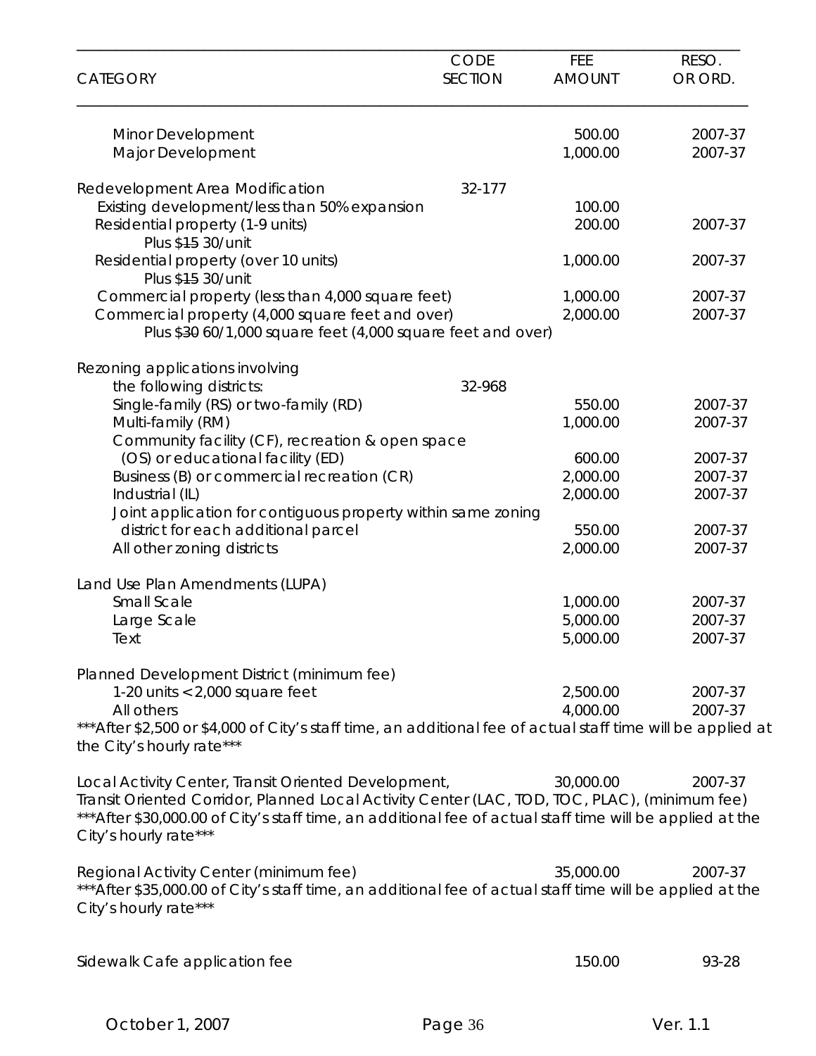| CATEGORY | CODE SECTION | FEE AMOUNT | RESO. OR ORD. |
|---|---|---|---|
| Minor Development | | 500.00 | 2007-37 |
| Major Development | | 1,000.00 | 2007-37 |
| | | | |
| Redevelopment Area Modification | 32-177 | | |
| Existing development/less than 50% expansion | | 100.00 | |
| Residential property (1-9 units) | | 200.00 | 2007-37 |
| Plus $~~15~~ 30/unit | | | |
| Residential property (over 10 units) | | 1,000.00 | 2007-37 |
| Plus $~~15~~ 30/unit | | | |
| Commercial property (less than 4,000 square feet) | | 1,000.00 | 2007-37 |
| Commercial property (4,000 square feet and over) | | 2,000.00 | 2007-37 |
| Plus $~~30~~ 60/1,000 square feet (4,000 square feet and over) | | | |
| | | | |
| Rezoning applications involving the following districts: | 32-968 | | |
| Single-family (RS) or two-family (RD) | | 550.00 | 2007-37 |
| Multi-family (RM) | | 1,000.00 | 2007-37 |
| Community facility (CF), recreation & open space (OS) or educational facility (ED) | | 600.00 | 2007-37 |
| Business (B) or commercial recreation (CR) | | 2,000.00 | 2007-37 |
| Industrial (IL) | | 2,000.00 | 2007-37 |
| Joint application for contiguous property within same zoning district for each additional parcel | | 550.00 | 2007-37 |
| All other zoning districts | | 2,000.00 | 2007-37 |
| | | | |
| Land Use Plan Amendments (LUPA) | | | |
| Small Scale | | 1,000.00 | 2007-37 |
| Large Scale | | 5,000.00 | 2007-37 |
| Text | | 5,000.00 | 2007-37 |
| | | | |
| Planned Development District (minimum fee) | | | |
| 1-20 units < 2,000 square feet | | 2,500.00 | 2007-37 |
| All others | | 4,000.00 | 2007-37 |

***After $2,500 or $4,000 of City's staff time, an additional fee of actual staff time will be applied at the City's hourly rate***

| | | | |
|---|---|---|---|
| Local Activity Center, Transit Oriented Development, Transit Oriented Corridor, Planned Local Activity Center (LAC, TOD, TOC, PLAC), (minimum fee) | | 30,000.00 | 2007-37 |

***After $30,000.00 of City's staff time, an additional fee of actual staff time will be applied at the City's hourly rate***

| | | | |
|---|---|---|---|
| Regional Activity Center (minimum fee) | | 35,000.00 | 2007-37 |

***After $35,000.00 of City's staff time, an additional fee of actual staff time will be applied at the City's hourly rate***

| | | | |
|---|---|---|---|
| Sidewalk Cafe application fee | | 150.00 | 93-28 |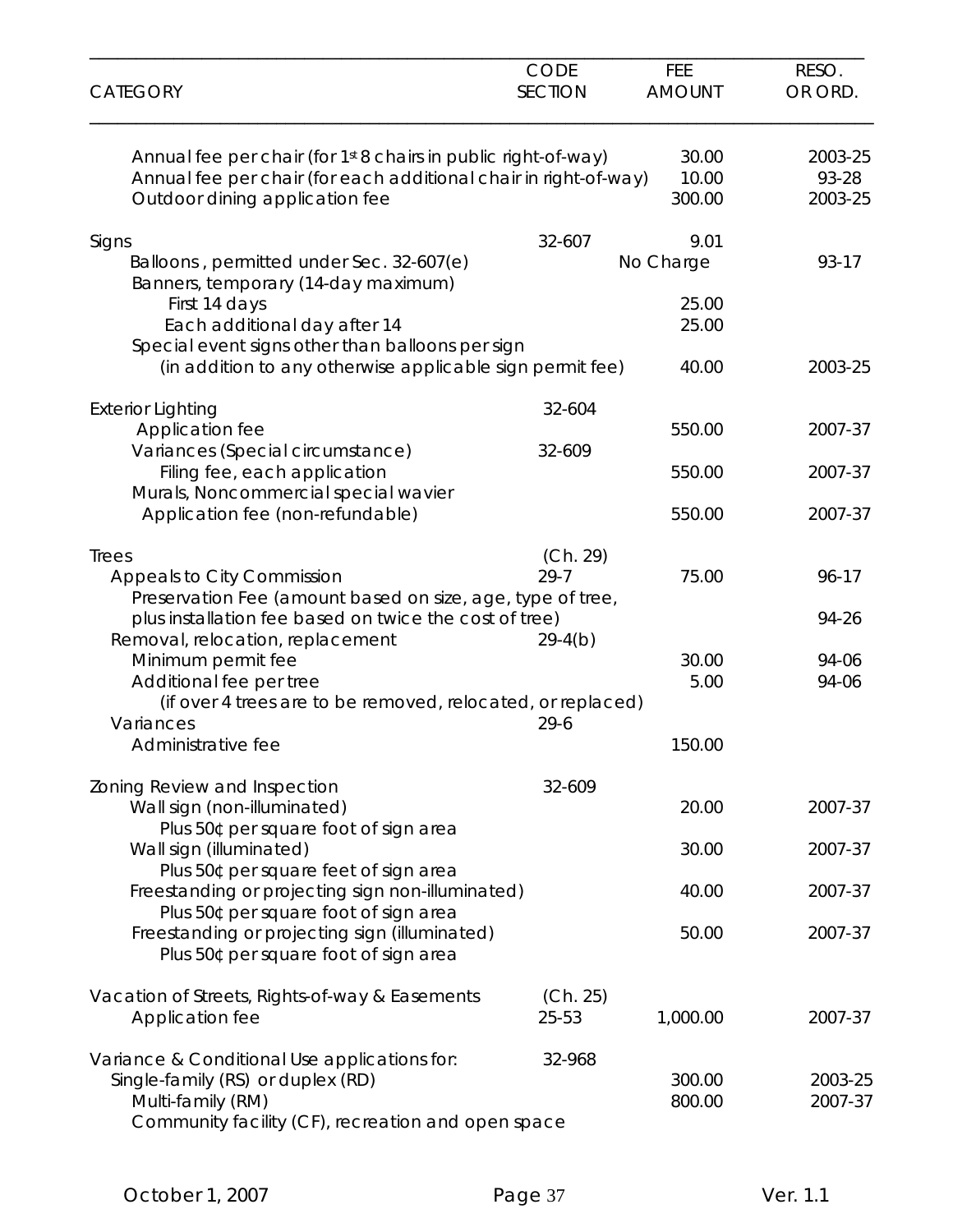| CATEGORY | CODE SECTION | FEE AMOUNT | RESO. OR ORD. |
|---|---|---|---|
| Annual fee per chair (for 1st 8 chairs in public right-of-way) | | 30.00 | 2003-25 |
| Annual fee per chair (for each additional chair in right-of-way) | | 10.00 | 93-28 |
| Outdoor dining application fee | | 300.00 | 2003-25 |
| Signs | 32-607 | 9.01 | |
| Balloons , permitted under Sec. 32-607(e) | | No Charge | 93-17 |
| Banners, temporary (14-day maximum) | | | |
| First 14 days | | 25.00 | |
| Each additional day after 14 | | 25.00 | |
| Special event signs other than balloons per sign (in addition to any otherwise applicable sign permit fee) | | 40.00 | 2003-25 |
| Exterior Lighting | 32-604 | | |
| Application fee | | 550.00 | 2007-37 |
| Variances (Special circumstance) | 32-609 | | |
| Filing fee, each application | | 550.00 | 2007-37 |
| Murals, Noncommercial special wavier | | | |
| Application fee (non-refundable) | | 550.00 | 2007-37 |
| Trees | (Ch. 29) | | |
| Appeals to City Commission | 29-7 | 75.00 | 96-17 |
| Preservation Fee (amount based on size, age, type of tree, plus installation fee based on twice the cost of tree) | | | 94-26 |
| Removal, relocation, replacement | 29-4(b) | | |
| Minimum permit fee | | 30.00 | 94-06 |
| Additional fee per tree (if over 4 trees are to be removed, relocated, or replaced) | | 5.00 | 94-06 |
| Variances | 29-6 | | |
| Administrative fee | | 150.00 | |
| Zoning Review and Inspection | 32-609 | | |
| Wall sign (non-illuminated) Plus 50¢ per square foot of sign area | | 20.00 | 2007-37 |
| Wall sign (illuminated) Plus 50¢ per square feet of sign area | | 30.00 | 2007-37 |
| Freestanding or projecting sign non-illuminated) Plus 50¢ per square foot of sign area | | 40.00 | 2007-37 |
| Freestanding or projecting sign (illuminated) Plus 50¢ per square foot of sign area | | 50.00 | 2007-37 |
| Vacation of Streets, Rights-of-way & Easements | (Ch. 25) | | |
| Application fee | 25-53 | 1,000.00 | 2007-37 |
| Variance & Conditional Use applications for: | 32-968 | | |
| Single-family (RS) or duplex (RD) | | 300.00 | 2003-25 |
| Multi-family (RM) | | 800.00 | 2007-37 |
| Community facility (CF), recreation and open space | | | |

October 1, 2007 Ver. 1.1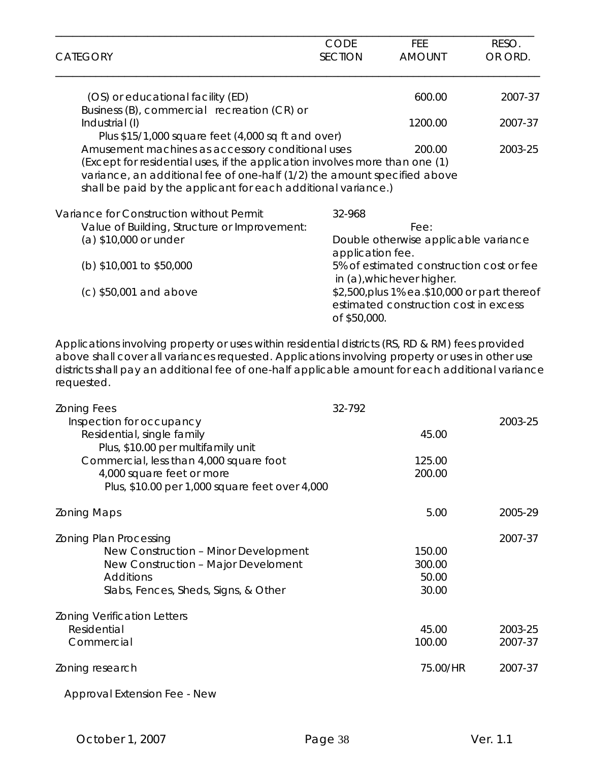| CATEGORY | CODE SECTION | FEE AMOUNT | RESO. OR ORD. |
|---|---|---|---|
| (OS) or educational facility (ED) | | 600.00 | 2007-37 |
| Business (B), commercial recreation (CR) or Industrial (I) | | 1200.00 | 2007-37 |
| Plus $15/1,000 square feet (4,000 sq ft and over) | | | |
| Amusement machines as accessory conditional uses | | 200.00 | 2003-25 |
| (Except for residential uses, if the application involves more than one (1) variance, an additional fee of one-half (1/2) the amount specified above shall be paid by the applicant for each additional variance.) | | | |
| Variance for Construction without Permit | 32-968 | | |
| Value of Building, Structure or Improvement: | Fee: | | |
| (a) $10,000 or under | Double otherwise applicable variance application fee. | | |
| (b) $10,001 to $50,000 | 5% of estimated construction cost or fee in (a), whichever higher. | | |
| (c) $50,001 and above | $2,500, plus 1% ea. $10,000 or part thereof estimated construction cost in excess of $50,000. | | |

Applications involving property or uses within residential districts (RS, RD & RM) fees provided above shall cover all variances requested. Applications involving property or uses in other use districts shall pay an additional fee of one-half applicable amount for each additional variance requested.

| CATEGORY | CODE SECTION | FEE AMOUNT | RESO. OR ORD. |
|---|---|---|---|
| Zoning Fees | 32-792 | | |
| Inspection for occupancy | | | 2003-25 |
| Residential, single family | | 45.00 | |
| Plus, $10.00 per multifamily unit | | | |
| Commercial, less than 4,000 square foot | | 125.00 | |
| 4,000 square feet or more | | 200.00 | |
| Plus, $10.00 per 1,000 square feet over 4,000 | | | |
| Zoning Maps | | 5.00 | 2005-29 |
| Zoning Plan Processing | | | 2007-37 |
| New Construction – Minor Development | | 150.00 | |
| New Construction – Major Develoment | | 300.00 | |
| Additions | | 50.00 | |
| Slabs, Fences, Sheds, Signs, & Other | | 30.00 | |
| Zoning Verification Letters | | | |
| Residential | | 45.00 | 2003-25 |
| Commercial | | 100.00 | 2007-37 |
| Zoning research | | 75.00/HR | 2007-37 |
| Approval Extension Fee - New | | | |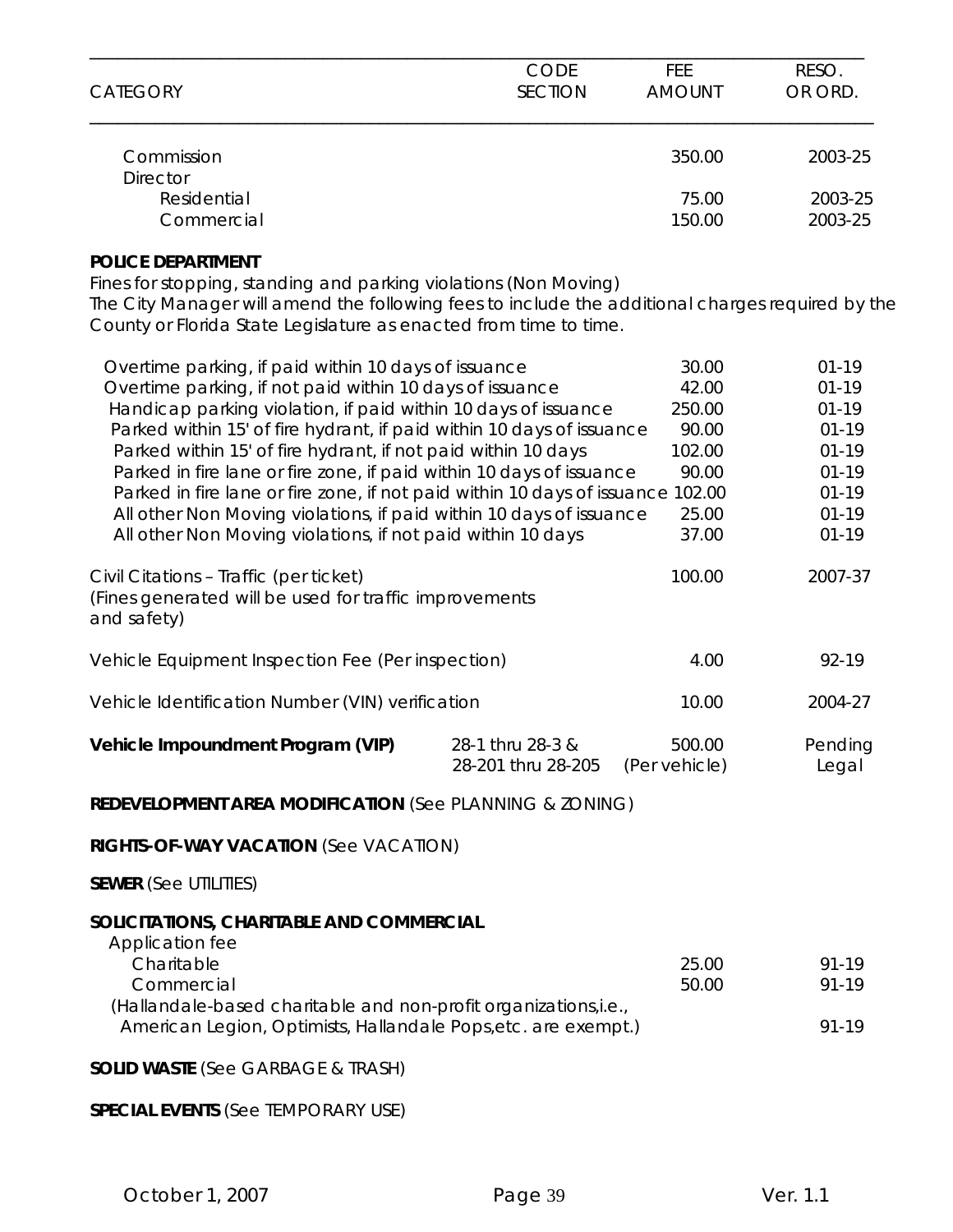| CATEGORY | CODE SECTION | FEE AMOUNT | RESO. OR ORD. |
|---|---|---|---|
| Commission | | 350.00 | 2003-25 |
| Director | | | |
| Residential | | 75.00 | 2003-25 |
| Commercial | | 150.00 | 2003-25 |

**POLICE DEPARTMENT**

Fines for stopping, standing and parking violations (Non Moving)
The City Manager will amend the following fees to include the additional charges required by the County or Florida State Legislature as enacted from time to time.

| CATEGORY | CODE SECTION | FEE AMOUNT | RESO. OR ORD. |
|---|---|---|---|
| Overtime parking, if paid within 10 days of issuance | | 30.00 | 01-19 |
| Overtime parking, if not paid within 10 days of issuance | | 42.00 | 01-19 |
| Handicap parking violation, if paid within 10 days of issuance | | 250.00 | 01-19 |
| Parked within 15' of fire hydrant, if paid within 10 days of issuance | | 90.00 | 01-19 |
| Parked within 15' of fire hydrant, if not paid within 10 days | | 102.00 | 01-19 |
| Parked in fire lane or fire zone, if paid within 10 days of issuance | | 90.00 | 01-19 |
| Parked in fire lane or fire zone, if not paid within 10 days of issuance | | 102.00 | 01-19 |
| All other Non Moving violations, if paid within 10 days of issuance | | 25.00 | 01-19 |
| All other Non Moving violations, if not paid within 10 days | | 37.00 | 01-19 |
| Civil Citations – Traffic (per ticket) (Fines generated will be used for traffic improvements and safety) | | 100.00 | 2007-37 |
| Vehicle Equipment Inspection Fee (Per inspection) | | 4.00 | 92-19 |
| Vehicle Identification Number (VIN) verification | | 10.00 | 2004-27 |
| **Vehicle Impoundment Program (VIP)** | 28-1 thru 28-3 & 28-201 thru 28-205 | 500.00 (Per vehicle) | Pending Legal |

**REDEVELOPMENT AREA MODIFICATION** (See PLANNING & ZONING)

**RIGHTS-OF-WAY VACATION** (See VACATION)

**SEWER** (See UTILITIES)

**SOLICITATIONS, CHARITABLE AND COMMERCIAL**

| CATEGORY | CODE SECTION | FEE AMOUNT | RESO. OR ORD. |
|---|---|---|---|
| Application fee | | | |
| Charitable | | 25.00 | 91-19 |
| Commercial | | 50.00 | 91-19 |
| (Hallandale-based charitable and non-profit organizations,i.e., American Legion, Optimists, Hallandale Pops,etc. are exempt.) | | | 91-19 |

**SOLID WASTE** (See GARBAGE & TRASH)

**SPECIAL EVENTS** (See TEMPORARY USE)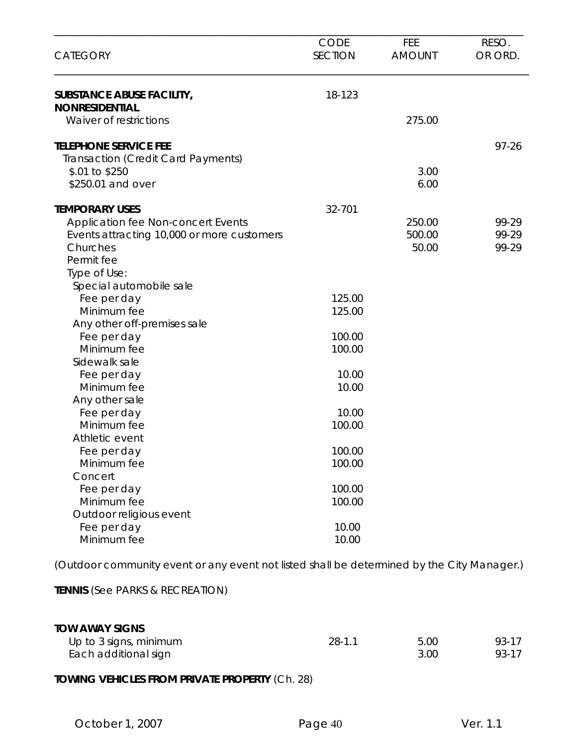| CATEGORY | CODE SECTION | FEE AMOUNT | RESO. OR ORD. |
|---|---|---|---|
| **SUBSTANCE ABUSE FACILITY, NONRESIDENTIAL** | 18-123 | | |
| Waiver of restrictions | | 275.00 | |
| | | | |
| **TELEPHONE SERVICE FEE** | | | 97-26 |
| Transaction (Credit Card Payments) | | | |
| $.01 to $250 | | 3.00 | |
| $250.01 and over | | 6.00 | |
| | | | |
| **TEMPORARY USES** | 32-701 | | |
| Application fee Non-concert Events | | 250.00 | 99-29 |
| Events attracting 10,000 or more customers | | 500.00 | 99-29 |
| Churches | | 50.00 | 99-29 |
| Permit fee | | | |
| Type of Use: | | | |
| Special automobile sale | | | |
| Fee per day | 125.00 | | |
| Minimum fee | 125.00 | | |
| Any other off-premises sale | | | |
| Fee per day | 100.00 | | |
| Minimum fee | 100.00 | | |
| Sidewalk sale | | | |
| Fee per day | 10.00 | | |
| Minimum fee | 10.00 | | |
| Any other sale | | | |
| Fee per day | 10.00 | | |
| Minimum fee | 100.00 | | |
| Athletic event | | | |
| Fee per day | 100.00 | | |
| Minimum fee | 100.00 | | |
| Concert | | | |
| Fee per day | 100.00 | | |
| Minimum fee | 100.00 | | |
| Outdoor religious event | | | |
| Fee per day | 10.00 | | |
| Minimum fee | 10.00 | | |

(Outdoor community event or any event not listed shall be determined by the City Manager.)

**TENNIS** (See PARKS & RECREATION)

| CATEGORY | CODE SECTION | FEE AMOUNT | RESO. OR ORD. |
|---|---|---|---|
| **TOW AWAY SIGNS** | | | |
| Up to 3 signs, minimum | 28-1.1 | 5.00 | 93-17 |
| Each additional sign | | 3.00 | 93-17 |

**TOWING VEHICLES FROM PRIVATE PROPERTY** (Ch. 28)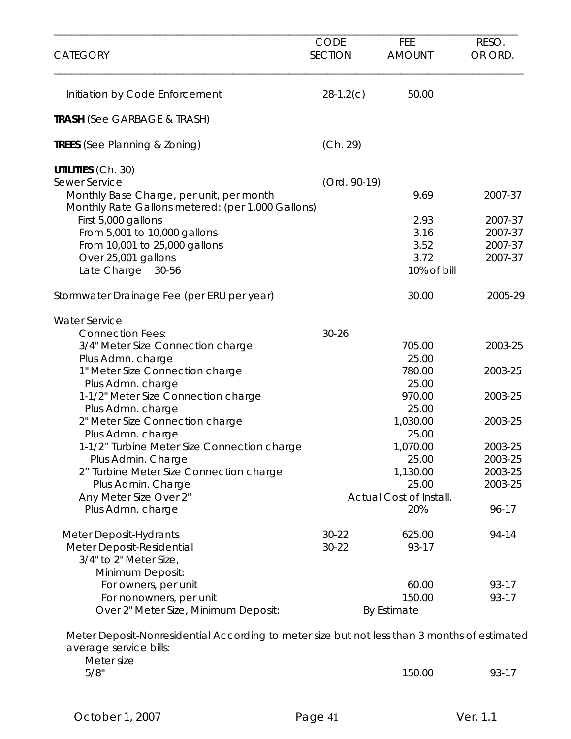| CATEGORY | CODE SECTION | FEE AMOUNT | RESO. OR ORD. |
|---|---|---|---|
| Initiation by Code Enforcement | 28-1.2(c) | 50.00 | |
| **TRASH** (See GARBAGE & TRASH) | | | |
| **TREES** (See Planning & Zoning) | (Ch. 29) | | |
| **UTILITIES** (Ch. 30) | | | |
| Sewer Service | (Ord. 90-19) | | |
| Monthly Base Charge, per unit, per month | | 9.69 | 2007-37 |
| Monthly Rate Gallons metered: (per 1,000 Gallons) | | | |
| First 5,000 gallons | | 2.93 | 2007-37 |
| From 5,001 to 10,000 gallons | | 3.16 | 2007-37 |
| From 10,001 to 25,000 gallons | | 3.52 | 2007-37 |
| Over 25,001 gallons | | 3.72 | 2007-37 |
| Late Charge 30-56 | | 10% of bill | |
| Stormwater Drainage Fee (per ERU per year) | | 30.00 | 2005-29 |
| Water Service | | | |
| Connection Fees: | 30-26 | | |
| 3/4" Meter Size Connection charge | | 705.00 | 2003-25 |
| Plus Admn. charge | | 25.00 | |
| 1" Meter Size Connection charge | | 780.00 | 2003-25 |
| Plus Admn. charge | | 25.00 | |
| 1-1/2" Meter Size Connection charge | | 970.00 | 2003-25 |
| Plus Admn. charge | | 25.00 | |
| 2" Meter Size Connection charge | | 1,030.00 | 2003-25 |
| Plus Admn. charge | | 25.00 | |
| 1-1/2" Turbine Meter Size Connection charge | | 1,070.00 | 2003-25 |
| Plus Admin. Charge | | 25.00 | 2003-25 |
| 2" Turbine Meter Size Connection charge | | 1,130.00 | 2003-25 |
| Plus Admin. Charge | | 25.00 | 2003-25 |
| Any Meter Size Over 2" | | Actual Cost of Install. | |
| Plus Admn. charge | | 20% | 96-17 |
| Meter Deposit-Hydrants | 30-22 | 625.00 | 94-14 |
| Meter Deposit-Residential | 30-22 | 93-17 | |
| 3/4" to 2" Meter Size, | | | |
| Minimum Deposit: | | | |
| For owners, per unit | | 60.00 | 93-17 |
| For nonowners, per unit | | 150.00 | 93-17 |
| Over 2" Meter Size, Minimum Deposit: | | By Estimate | |
| Meter Deposit-Nonresidential According to meter size but not less than 3 months of estimated average service bills: | | | |
| Meter size | | | |
| 5/8" | | 150.00 | 93-17 |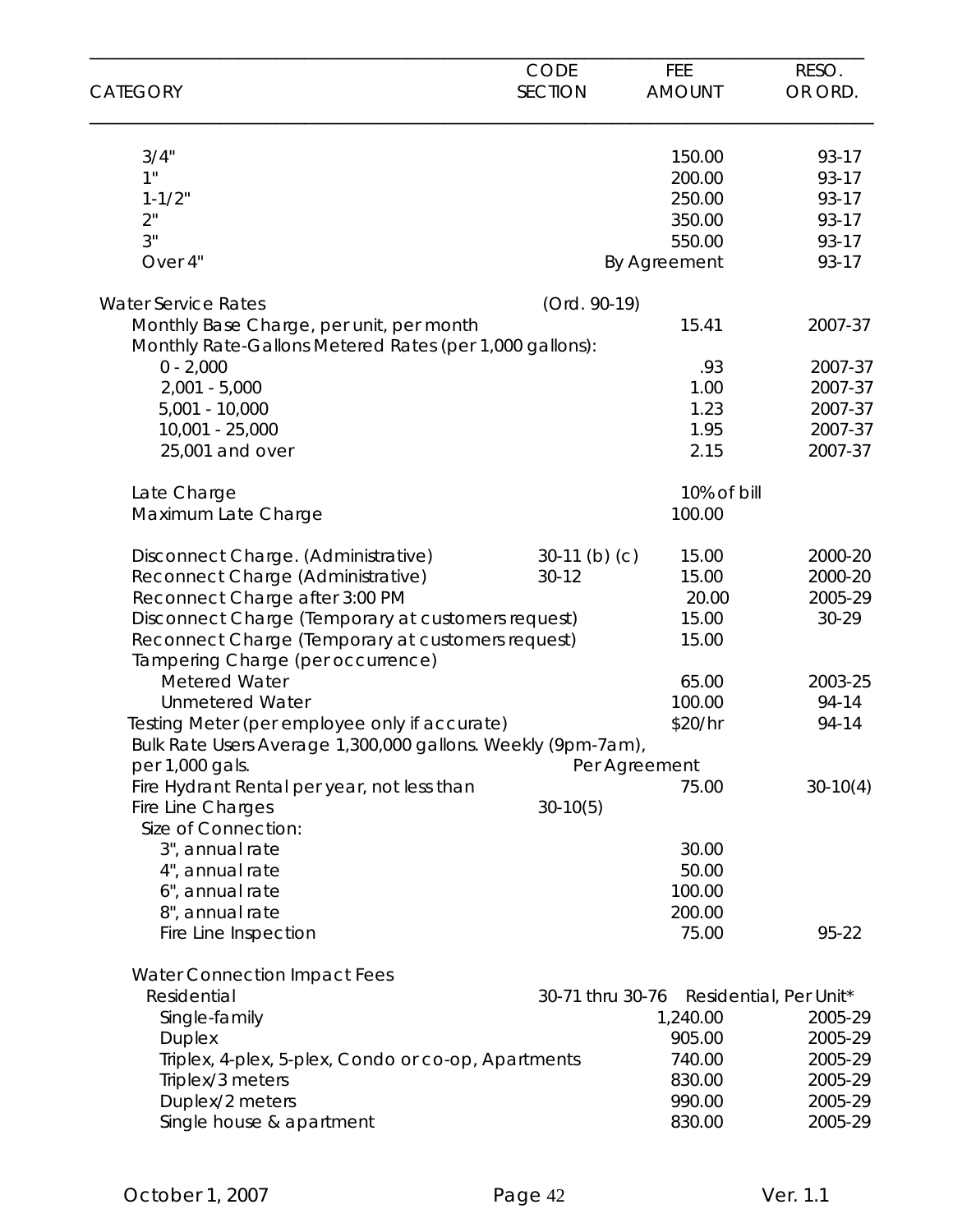| CATEGORY | CODE SECTION | FEE AMOUNT | RESO. OR ORD. |
|---|---|---|---|
| 3/4" | | 150.00 | 93-17 |
| 1" | | 200.00 | 93-17 |
| 1-1/2" | | 250.00 | 93-17 |
| 2" | | 350.00 | 93-17 |
| 3" | | 550.00 | 93-17 |
| Over 4" | | By Agreement | 93-17 |
| Water Service Rates | (Ord. 90-19) | | |
| Monthly Base Charge, per unit, per month | | 15.41 | 2007-37 |
| Monthly Rate-Gallons Metered Rates (per 1,000 gallons): | | | |
| 0 - 2,000 | | .93 | 2007-37 |
| 2,001 - 5,000 | | 1.00 | 2007-37 |
| 5,001 - 10,000 | | 1.23 | 2007-37 |
| 10,001 - 25,000 | | 1.95 | 2007-37 |
| 25,001 and over | | 2.15 | 2007-37 |
| Late Charge | | 10% of bill | |
| Maximum Late Charge | | 100.00 | |
| Disconnect Charge. (Administrative) | 30-11 (b) (c) | 15.00 | 2000-20 |
| Reconnect Charge (Administrative) | 30-12 | 15.00 | 2000-20 |
| Reconnect Charge after 3:00 PM | | 20.00 | 2005-29 |
| Disconnect Charge (Temporary at customers request) | | 15.00 | 30-29 |
| Reconnect Charge (Temporary at customers request) | | 15.00 | |
| Tampering Charge (per occurrence) | | | |
| Metered Water | | 65.00 | 2003-25 |
| Unmetered Water | | 100.00 | 94-14 |
| Testing Meter (per employee only if accurate) | | $20/hr | 94-14 |
| Bulk Rate Users Average 1,300,000 gallons. Weekly (9pm-7am), per 1,000 gals. | | Per Agreement | |
| Fire Hydrant Rental per year, not less than | | 75.00 | 30-10(4) |
| Fire Line Charges | 30-10(5) | | |
| Size of Connection: | | | |
| 3", annual rate | | 30.00 | |
| 4", annual rate | | 50.00 | |
| 6", annual rate | | 100.00 | |
| 8", annual rate | | 200.00 | |
| Fire Line Inspection | | 75.00 | 95-22 |
| Water Connection Impact Fees | | | |
| Residential | 30-71 thru 30-76 | Residential, Per Unit* | |
| Single-family | | 1,240.00 | 2005-29 |
| Duplex | | 905.00 | 2005-29 |
| Triplex, 4-plex, 5-plex, Condo or co-op, Apartments | | 740.00 | 2005-29 |
| Triplex/3 meters | | 830.00 | 2005-29 |
| Duplex/2 meters | | 990.00 | 2005-29 |
| Single house & apartment | | 830.00 | 2005-29 |

October 1, 2007 Ver. 1.1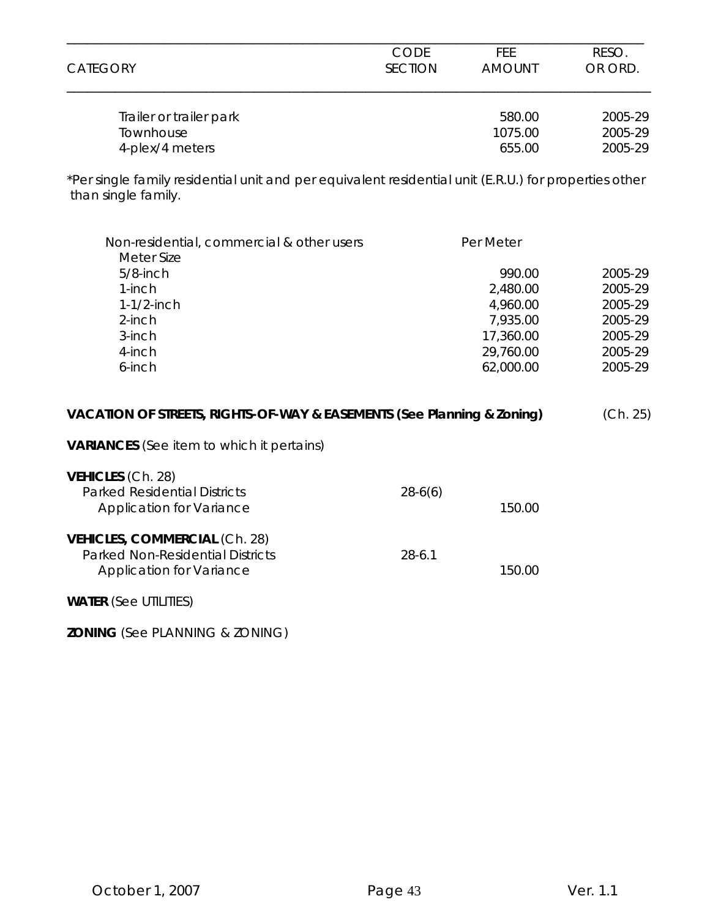| CATEGORY | CODE SECTION | FEE AMOUNT | RESO. OR ORD. |
|---|---|---|---|
| Trailer or trailer park | | 580.00 | 2005-29 |
| Townhouse | | 1075.00 | 2005-29 |
| 4-plex/4 meters | | 655.00 | 2005-29 |

*Per single family residential unit and per equivalent residential unit (E.R.U.) for properties other than single family.

| CATEGORY | CODE SECTION | FEE AMOUNT | RESO. OR ORD. |
|---|---|---|---|
| Non-residential, commercial & other users | | Per Meter | |
| Meter Size | | | |
| 5/8-inch | | 990.00 | 2005-29 |
| 1-inch | | 2,480.00 | 2005-29 |
| 1-1/2-inch | | 4,960.00 | 2005-29 |
| 2-inch | | 7,935.00 | 2005-29 |
| 3-inch | | 17,360.00 | 2005-29 |
| 4-inch | | 29,760.00 | 2005-29 |
| 6-inch | | 62,000.00 | 2005-29 |

**VACATION OF STREETS, RIGHTS-OF-WAY & EASEMENTS (See Planning & Zoning)** (Ch. 25)

**VARIANCES** (See item to which it pertains)

| CATEGORY | CODE SECTION | FEE AMOUNT | RESO. OR ORD. |
|---|---|---|---|
| **VEHICLES** (Ch. 28) | | | |
| Parked Residential Districts | 28-6(6) | | |
| Application for Variance | | 150.00 | |
| **VEHICLES, COMMERCIAL** (Ch. 28) | | | |
| Parked Non-Residential Districts | 28-6.1 | | |
| Application for Variance | | 150.00 | |

**WATER** (See UTILITIES)

**ZONING** (See PLANNING & ZONING)